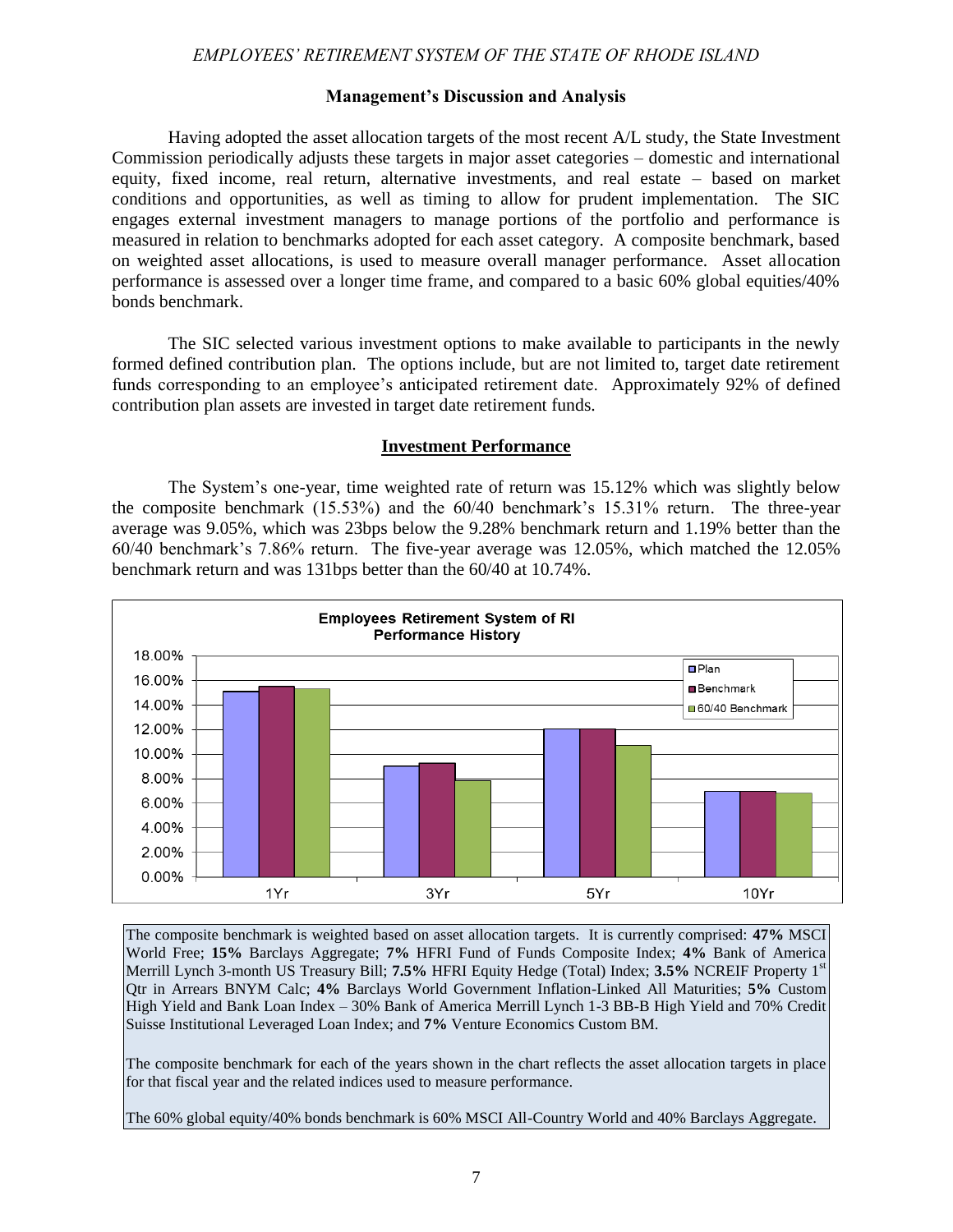## Management's Discussion and Analysis

Having adopted the asset allocation targets of the most recent A/L study, the State Investment Commission periodically adjusts these targets in major asset categories – domestic and international equity, fixed income, real return, alternative investments, and real estate – based on market conditions and opportunities, as well as timing to allow for prudent implementation. The SIC engages external investment managers to manage portions of the portfolio and performance is measured in relation to benchmarks adopted for each asset category. A composite benchmark, based on weighted asset allocations, is used to measure overall manager performance. Asset allocation performance is assessed over a longer time frame, and compared to a basic 60% global equities/40% bonds benchmark.

The SIC selected various investment options to make available to participants in the newly formed defined contribution plan. The options include, but are not limited to, target date retirement funds corresponding to an employee's anticipated retirement date. Approximately 92% of defined contribution plan assets are invested in target date retirement funds.

### Investment Performance

The System's one-year, time weighted rate of return was 15.12% which was slightly below the composite benchmark (15.53%) and the 60/40 benchmark's 15.31% return. The three-year average was 9.05%, which was 23bps below the 9.28% benchmark return and 1.19% better than the 60/40 benchmark's 7.86% return. The five-year average was 12.05%, which matched the 12.05% benchmark return and was 131bps better than the 60/40 at 10.74%.

**Employees Retirement System of RI**
**Performance History**

| | Plan | Benchmark | 60/40 Benchmark |
|---|---|---|---|
| 1Yr | 15.12% | 15.53% | 15.31% |
| 3Yr | 9.05% | 9.28% | 7.86% |
| 5Yr | 12.05% | 12.05% | 10.74% |
| 10Yr | ~7.0% | ~7.0% | ~6.9% |

The composite benchmark is weighted based on asset allocation targets. It is currently comprised: **47%** MSCI World Free; **15%** Barclays Aggregate; **7%** HFRI Fund of Funds Composite Index; **4%** Bank of America Merrill Lynch 3-month US Treasury Bill; **7.5%** HFRI Equity Hedge (Total) Index; **3.5%** NCREIF Property 1st Qtr in Arrears BNYM Calc; **4%** Barclays World Government Inflation-Linked All Maturities; **5%** Custom High Yield and Bank Loan Index – 30% Bank of America Merrill Lynch 1-3 BB-B High Yield and 70% Credit Suisse Institutional Leveraged Loan Index; and **7%** Venture Economics Custom BM.

The composite benchmark for each of the years shown in the chart reflects the asset allocation targets in place for that fiscal year and the related indices used to measure performance.

The 60% global equity/40% bonds benchmark is 60% MSCI All-Country World and 40% Barclays Aggregate.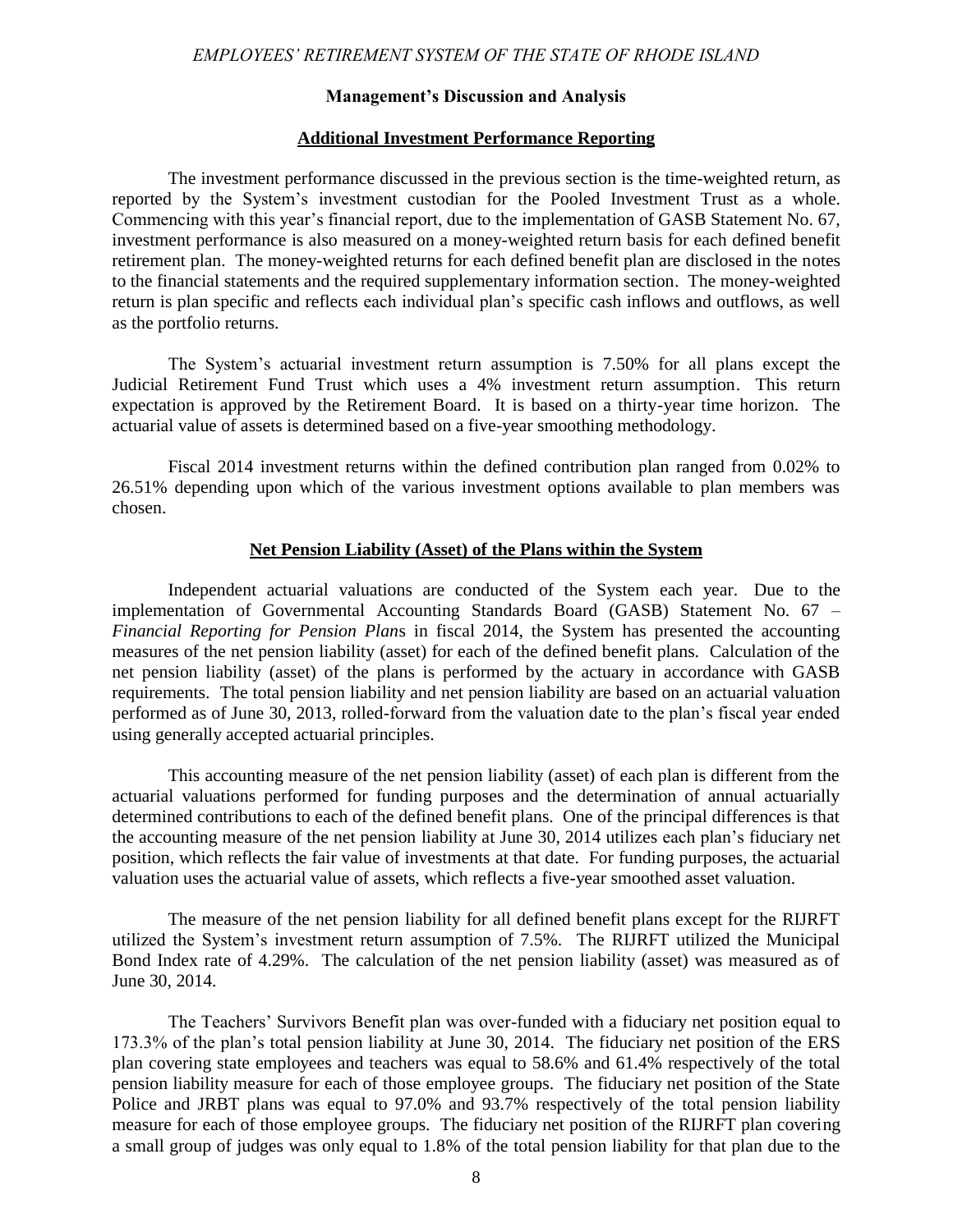## Management's Discussion and Analysis

### Additional Investment Performance Reporting

The investment performance discussed in the previous section is the time-weighted return, as reported by the System's investment custodian for the Pooled Investment Trust as a whole. Commencing with this year's financial report, due to the implementation of GASB Statement No. 67, investment performance is also measured on a money-weighted return basis for each defined benefit retirement plan. The money-weighted returns for each defined benefit plan are disclosed in the notes to the financial statements and the required supplementary information section. The money-weighted return is plan specific and reflects each individual plan's specific cash inflows and outflows, as well as the portfolio returns.

The System's actuarial investment return assumption is 7.50% for all plans except the Judicial Retirement Fund Trust which uses a 4% investment return assumption. This return expectation is approved by the Retirement Board. It is based on a thirty-year time horizon. The actuarial value of assets is determined based on a five-year smoothing methodology.

Fiscal 2014 investment returns within the defined contribution plan ranged from 0.02% to 26.51% depending upon which of the various investment options available to plan members was chosen.

### Net Pension Liability (Asset) of the Plans within the System

Independent actuarial valuations are conducted of the System each year. Due to the implementation of Governmental Accounting Standards Board (GASB) Statement No. 67 – *Financial Reporting for Pension Plans* in fiscal 2014, the System has presented the accounting measures of the net pension liability (asset) for each of the defined benefit plans. Calculation of the net pension liability (asset) of the plans is performed by the actuary in accordance with GASB requirements. The total pension liability and net pension liability are based on an actuarial valuation performed as of June 30, 2013, rolled-forward from the valuation date to the plan's fiscal year ended using generally accepted actuarial principles.

This accounting measure of the net pension liability (asset) of each plan is different from the actuarial valuations performed for funding purposes and the determination of annual actuarially determined contributions to each of the defined benefit plans. One of the principal differences is that the accounting measure of the net pension liability at June 30, 2014 utilizes each plan's fiduciary net position, which reflects the fair value of investments at that date. For funding purposes, the actuarial valuation uses the actuarial value of assets, which reflects a five-year smoothed asset valuation.

The measure of the net pension liability for all defined benefit plans except for the RIJRFT utilized the System's investment return assumption of 7.5%. The RIJRFT utilized the Municipal Bond Index rate of 4.29%. The calculation of the net pension liability (asset) was measured as of June 30, 2014.

The Teachers' Survivors Benefit plan was over-funded with a fiduciary net position equal to 173.3% of the plan's total pension liability at June 30, 2014. The fiduciary net position of the ERS plan covering state employees and teachers was equal to 58.6% and 61.4% respectively of the total pension liability measure for each of those employee groups. The fiduciary net position of the State Police and JRBT plans was equal to 97.0% and 93.7% respectively of the total pension liability measure for each of those employee groups. The fiduciary net position of the RIJRFT plan covering a small group of judges was only equal to 1.8% of the total pension liability for that plan due to the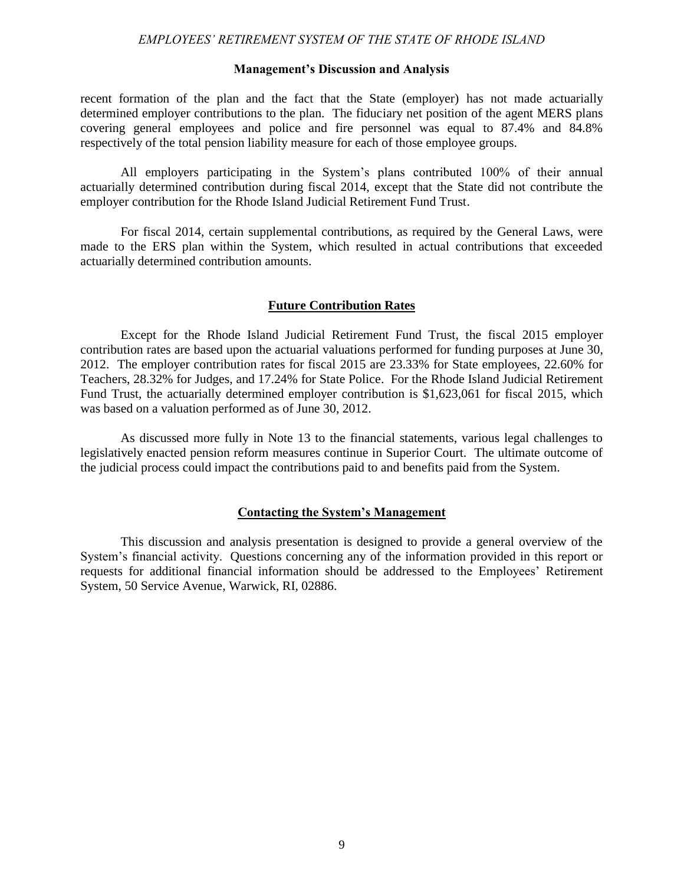recent formation of the plan and the fact that the State (employer) has not made actuarially determined employer contributions to the plan. The fiduciary net position of the agent MERS plans covering general employees and police and fire personnel was equal to 87.4% and 84.8% respectively of the total pension liability measure for each of those employee groups.

All employers participating in the System's plans contributed 100% of their annual actuarially determined contribution during fiscal 2014, except that the State did not contribute the employer contribution for the Rhode Island Judicial Retirement Fund Trust.

For fiscal 2014, certain supplemental contributions, as required by the General Laws, were made to the ERS plan within the System, which resulted in actual contributions that exceeded actuarially determined contribution amounts.

## Future Contribution Rates

Except for the Rhode Island Judicial Retirement Fund Trust, the fiscal 2015 employer contribution rates are based upon the actuarial valuations performed for funding purposes at June 30, 2012. The employer contribution rates for fiscal 2015 are 23.33% for State employees, 22.60% for Teachers, 28.32% for Judges, and 17.24% for State Police. For the Rhode Island Judicial Retirement Fund Trust, the actuarially determined employer contribution is $1,623,061 for fiscal 2015, which was based on a valuation performed as of June 30, 2012.

As discussed more fully in Note 13 to the financial statements, various legal challenges to legislatively enacted pension reform measures continue in Superior Court. The ultimate outcome of the judicial process could impact the contributions paid to and benefits paid from the System.

## Contacting the System's Management

This discussion and analysis presentation is designed to provide a general overview of the System's financial activity. Questions concerning any of the information provided in this report or requests for additional financial information should be addressed to the Employees' Retirement System, 50 Service Avenue, Warwick, RI, 02886.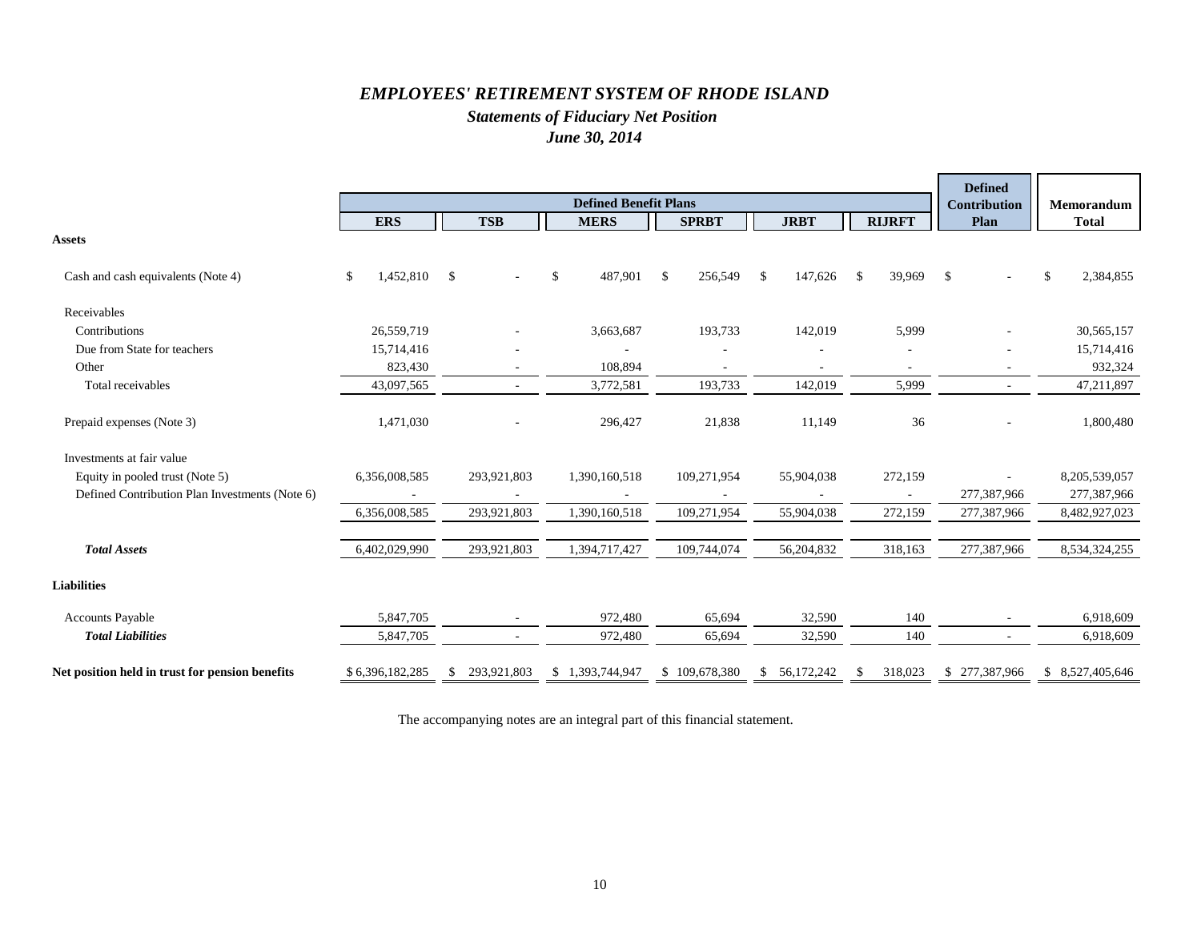# *EMPLOYEES' RETIREMENT SYSTEM OF RHODE ISLAND*

## *Statements of Fiduciary Net Position*

### *June 30, 2014*

| | Defined Benefit Plans | | | | | | Defined Contribution Plan | Memorandum Total |
|---|---|---|---|---|---|---|---|---|
| | **ERS** | **TSB** | **MERS** | **SPRBT** | **JRBT** | **RIJRFT** | | |
| **Assets** | | | | | | | | |
| Cash and cash equivalents (Note 4) | $ 1,452,810 | $ - | $ 487,901 | $ 256,549 | $ 147,626 | $ 39,969 | $ - | $ 2,384,855 |
| Receivables | | | | | | | | |
| Contributions | 26,559,719 | - | 3,663,687 | 193,733 | 142,019 | 5,999 | - | 30,565,157 |
| Due from State for teachers | 15,714,416 | - | - | - | - | - | - | 15,714,416 |
| Other | 823,430 | - | 108,894 | - | - | - | - | 932,324 |
| Total receivables | 43,097,565 | - | 3,772,581 | 193,733 | 142,019 | 5,999 | - | 47,211,897 |
| Prepaid expenses (Note 3) | 1,471,030 | - | 296,427 | 21,838 | 11,149 | 36 | - | 1,800,480 |
| Investments at fair value | | | | | | | | |
| Equity in pooled trust (Note 5) | 6,356,008,585 | 293,921,803 | 1,390,160,518 | 109,271,954 | 55,904,038 | 272,159 | - | 8,205,539,057 |
| Defined Contribution Plan Investments (Note 6) | - | - | - | - | - | - | 277,387,966 | 277,387,966 |
| | 6,356,008,585 | 293,921,803 | 1,390,160,518 | 109,271,954 | 55,904,038 | 272,159 | 277,387,966 | 8,482,927,023 |
| ***Total Assets*** | 6,402,029,990 | 293,921,803 | 1,394,717,427 | 109,744,074 | 56,204,832 | 318,163 | 277,387,966 | 8,534,324,255 |
| **Liabilities** | | | | | | | | |
| Accounts Payable | 5,847,705 | - | 972,480 | 65,694 | 32,590 | 140 | - | 6,918,609 |
| ***Total Liabilities*** | 5,847,705 | - | 972,480 | 65,694 | 32,590 | 140 | - | 6,918,609 |
| **Net position held in trust for pension benefits** | $ 6,396,182,285 | $ 293,921,803 | $ 1,393,744,947 | $ 109,678,380 | $ 56,172,242 | $ 318,023 | $ 277,387,966 | $ 8,527,405,646 |

The accompanying notes are an integral part of this financial statement.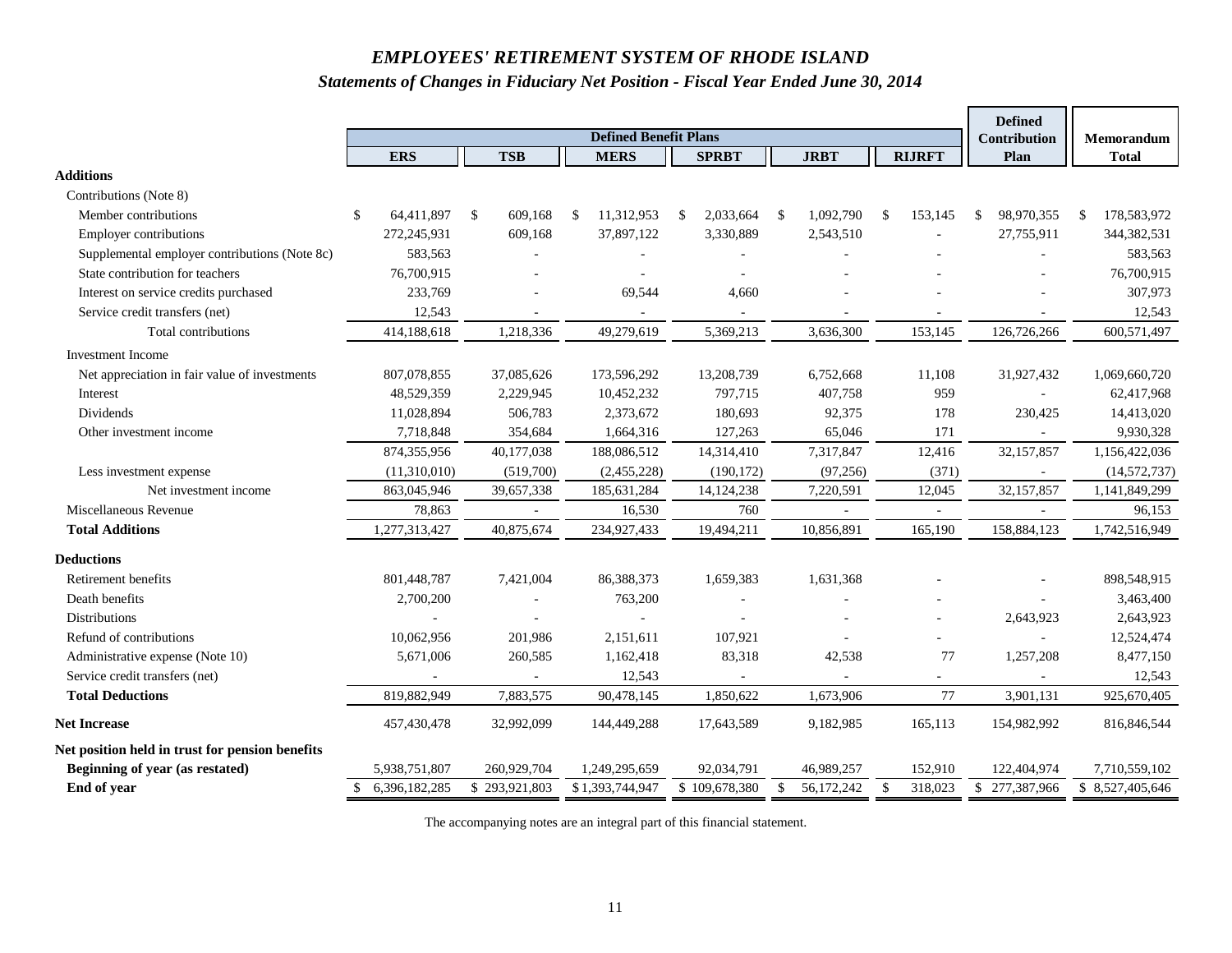# *EMPLOYEES' RETIREMENT SYSTEM OF RHODE ISLAND*

## *Statements of Changes in Fiduciary Net Position - Fiscal Year Ended June 30, 2014*

| | Defined Benefit Plans | | | | | | Defined Contribution | Memorandum |
|---|---|---|---|---|---|---|---|---|
| | ERS | TSB | MERS | SPRBT | JRBT | RIJRFT | Plan | Total |
| **Additions** | | | | | | | | |
| Contributions (Note 8) | | | | | | | | |
| Member contributions | $ 64,411,897 | $ 609,168 | $ 11,312,953 | $ 2,033,664 | $ 1,092,790 | $ 153,145 | $ 98,970,355 | $ 178,583,972 |
| Employer contributions | 272,245,931 | 609,168 | 37,897,122 | 3,330,889 | 2,543,510 | - | 27,755,911 | 344,382,531 |
| Supplemental employer contributions (Note 8c) | 583,563 | - | - | - | - | - | - | 583,563 |
| State contribution for teachers | 76,700,915 | - | - | - | - | - | - | 76,700,915 |
| Interest on service credits purchased | 233,769 | - | 69,544 | 4,660 | - | - | - | 307,973 |
| Service credit transfers (net) | 12,543 | - | - | - | - | - | - | 12,543 |
| Total contributions | 414,188,618 | 1,218,336 | 49,279,619 | 5,369,213 | 3,636,300 | 153,145 | 126,726,266 | 600,571,497 |
| Investment Income | | | | | | | | |
| Net appreciation in fair value of investments | 807,078,855 | 37,085,626 | 173,596,292 | 13,208,739 | 6,752,668 | 11,108 | 31,927,432 | 1,069,660,720 |
| Interest | 48,529,359 | 2,229,945 | 10,452,232 | 797,715 | 407,758 | 959 | - | 62,417,968 |
| Dividends | 11,028,894 | 506,783 | 2,373,672 | 180,693 | 92,375 | 178 | 230,425 | 14,413,020 |
| Other investment income | 7,718,848 | 354,684 | 1,664,316 | 127,263 | 65,046 | 171 | - | 9,930,328 |
| | 874,355,956 | 40,177,038 | 188,086,512 | 14,314,410 | 7,317,847 | 12,416 | 32,157,857 | 1,156,422,036 |
| Less investment expense | (11,310,010) | (519,700) | (2,455,228) | (190,172) | (97,256) | (371) | - | (14,572,737) |
| Net investment income | 863,045,946 | 39,657,338 | 185,631,284 | 14,124,238 | 7,220,591 | 12,045 | 32,157,857 | 1,141,849,299 |
| Miscellaneous Revenue | 78,863 | - | 16,530 | 760 | - | - | - | 96,153 |
| **Total Additions** | 1,277,313,427 | 40,875,674 | 234,927,433 | 19,494,211 | 10,856,891 | 165,190 | 158,884,123 | 1,742,516,949 |
| **Deductions** | | | | | | | | |
| Retirement benefits | 801,448,787 | 7,421,004 | 86,388,373 | 1,659,383 | 1,631,368 | - | - | 898,548,915 |
| Death benefits | 2,700,200 | - | 763,200 | - | - | - | - | 3,463,400 |
| Distributions | - | - | - | - | - | - | 2,643,923 | 2,643,923 |
| Refund of contributions | 10,062,956 | 201,986 | 2,151,611 | 107,921 | - | - | - | 12,524,474 |
| Administrative expense (Note 10) | 5,671,006 | 260,585 | 1,162,418 | 83,318 | 42,538 | 77 | 1,257,208 | 8,477,150 |
| Service credit transfers (net) | - | - | 12,543 | - | - | - | - | 12,543 |
| **Total Deductions** | 819,882,949 | 7,883,575 | 90,478,145 | 1,850,622 | 1,673,906 | 77 | 3,901,131 | 925,670,405 |
| **Net Increase** | 457,430,478 | 32,992,099 | 144,449,288 | 17,643,589 | 9,182,985 | 165,113 | 154,982,992 | 816,846,544 |
| **Net position held in trust for pension benefits** | | | | | | | | |
| **Beginning of year (as restated)** | 5,938,751,807 | 260,929,704 | 1,249,295,659 | 92,034,791 | 46,989,257 | 152,910 | 122,404,974 | 7,710,559,102 |
| **End of year** | $ 6,396,182,285 | $ 293,921,803 | $ 1,393,744,947 | $ 109,678,380 | $ 56,172,242 | $ 318,023 | $ 277,387,966 | $ 8,527,405,646 |

The accompanying notes are an integral part of this financial statement.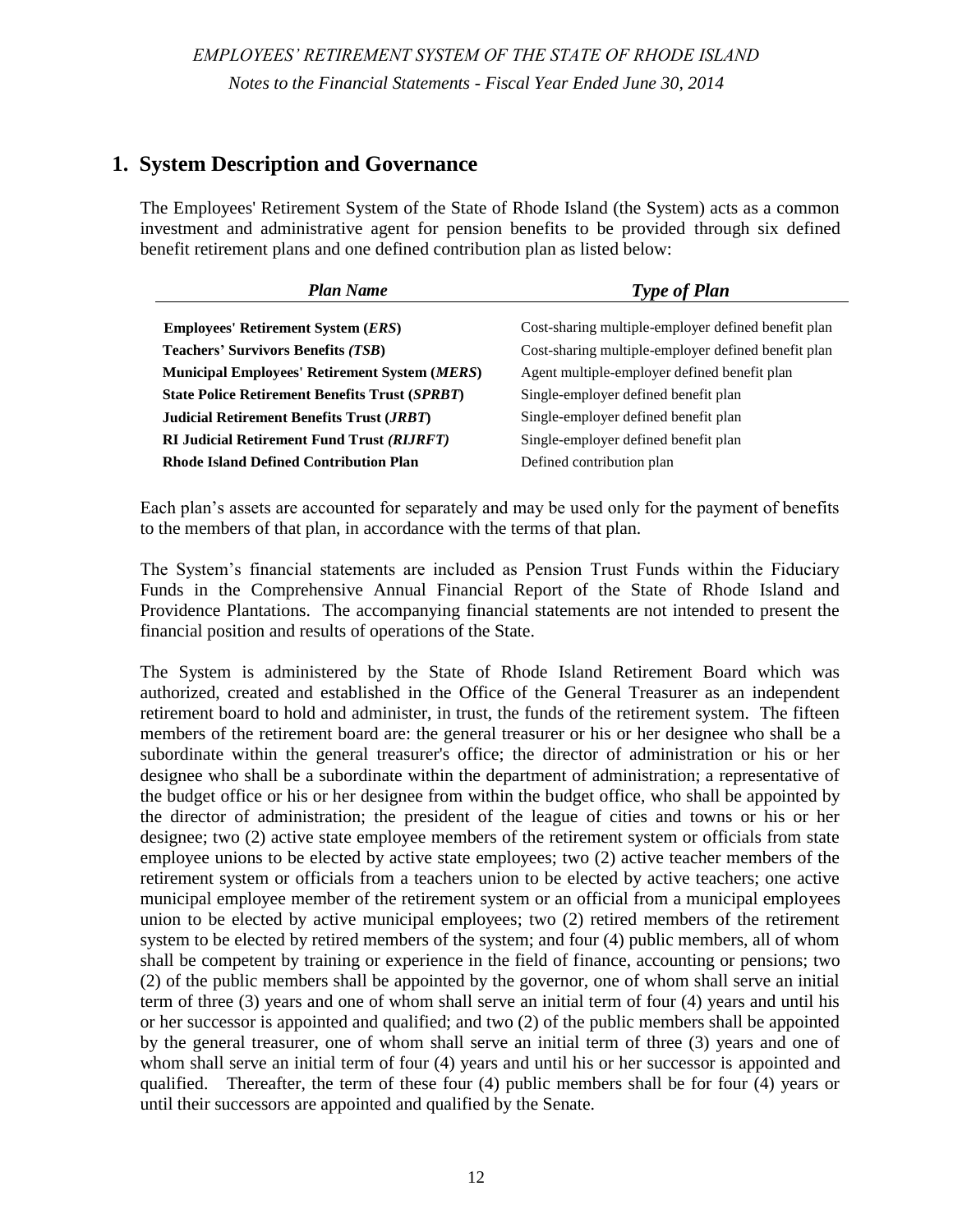## 1. System Description and Governance

The Employees' Retirement System of the State of Rhode Island (the System) acts as a common investment and administrative agent for pension benefits to be provided through six defined benefit retirement plans and one defined contribution plan as listed below:

| *Plan Name* | *Type of Plan* |
|---|---|
| **Employees' Retirement System (*ERS*)** | Cost-sharing multiple-employer defined benefit plan |
| **Teachers' Survivors Benefits *(TSB*)** | Cost-sharing multiple-employer defined benefit plan |
| **Municipal Employees' Retirement System (*MERS*)** | Agent multiple-employer defined benefit plan |
| **State Police Retirement Benefits Trust (*SPRBT*)** | Single-employer defined benefit plan |
| **Judicial Retirement Benefits Trust (*JRBT*)** | Single-employer defined benefit plan |
| **RI Judicial Retirement Fund Trust *(RIJRFT)*** | Single-employer defined benefit plan |
| **Rhode Island Defined Contribution Plan** | Defined contribution plan |

Each plan's assets are accounted for separately and may be used only for the payment of benefits to the members of that plan, in accordance with the terms of that plan.

The System's financial statements are included as Pension Trust Funds within the Fiduciary Funds in the Comprehensive Annual Financial Report of the State of Rhode Island and Providence Plantations. The accompanying financial statements are not intended to present the financial position and results of operations of the State.

The System is administered by the State of Rhode Island Retirement Board which was authorized, created and established in the Office of the General Treasurer as an independent retirement board to hold and administer, in trust, the funds of the retirement system. The fifteen members of the retirement board are: the general treasurer or his or her designee who shall be a subordinate within the general treasurer's office; the director of administration or his or her designee who shall be a subordinate within the department of administration; a representative of the budget office or his or her designee from within the budget office, who shall be appointed by the director of administration; the president of the league of cities and towns or his or her designee; two (2) active state employee members of the retirement system or officials from state employee unions to be elected by active state employees; two (2) active teacher members of the retirement system or officials from a teachers union to be elected by active teachers; one active municipal employee member of the retirement system or an official from a municipal employees union to be elected by active municipal employees; two (2) retired members of the retirement system to be elected by retired members of the system; and four (4) public members, all of whom shall be competent by training or experience in the field of finance, accounting or pensions; two (2) of the public members shall be appointed by the governor, one of whom shall serve an initial term of three (3) years and one of whom shall serve an initial term of four (4) years and until his or her successor is appointed and qualified; and two (2) of the public members shall be appointed by the general treasurer, one of whom shall serve an initial term of three (3) years and one of whom shall serve an initial term of four (4) years and until his or her successor is appointed and qualified. Thereafter, the term of these four (4) public members shall be for four (4) years or until their successors are appointed and qualified by the Senate.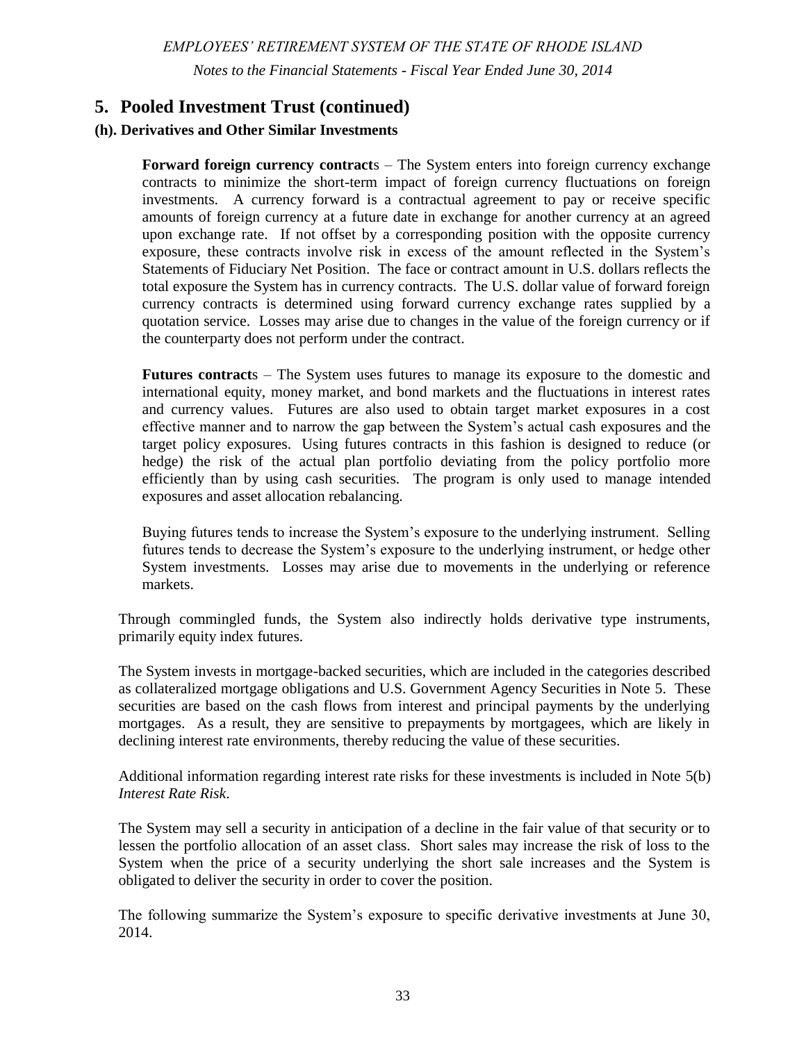## 5. Pooled Investment Trust (continued)

### (h). Derivatives and Other Similar Investments

**Forward foreign currency contract**s – The System enters into foreign currency exchange contracts to minimize the short-term impact of foreign currency fluctuations on foreign investments. A currency forward is a contractual agreement to pay or receive specific amounts of foreign currency at a future date in exchange for another currency at an agreed upon exchange rate. If not offset by a corresponding position with the opposite currency exposure, these contracts involve risk in excess of the amount reflected in the System's Statements of Fiduciary Net Position. The face or contract amount in U.S. dollars reflects the total exposure the System has in currency contracts. The U.S. dollar value of forward foreign currency contracts is determined using forward currency exchange rates supplied by a quotation service. Losses may arise due to changes in the value of the foreign currency or if the counterparty does not perform under the contract.

**Futures contract**s – The System uses futures to manage its exposure to the domestic and international equity, money market, and bond markets and the fluctuations in interest rates and currency values. Futures are also used to obtain target market exposures in a cost effective manner and to narrow the gap between the System's actual cash exposures and the target policy exposures. Using futures contracts in this fashion is designed to reduce (or hedge) the risk of the actual plan portfolio deviating from the policy portfolio more efficiently than by using cash securities. The program is only used to manage intended exposures and asset allocation rebalancing.

Buying futures tends to increase the System's exposure to the underlying instrument. Selling futures tends to decrease the System's exposure to the underlying instrument, or hedge other System investments. Losses may arise due to movements in the underlying or reference markets.

Through commingled funds, the System also indirectly holds derivative type instruments, primarily equity index futures.

The System invests in mortgage-backed securities, which are included in the categories described as collateralized mortgage obligations and U.S. Government Agency Securities in Note 5. These securities are based on the cash flows from interest and principal payments by the underlying mortgages. As a result, they are sensitive to prepayments by mortgagees, which are likely in declining interest rate environments, thereby reducing the value of these securities.

Additional information regarding interest rate risks for these investments is included in Note 5(b) *Interest Rate Risk*.

The System may sell a security in anticipation of a decline in the fair value of that security or to lessen the portfolio allocation of an asset class. Short sales may increase the risk of loss to the System when the price of a security underlying the short sale increases and the System is obligated to deliver the security in order to cover the position.

The following summarize the System's exposure to specific derivative investments at June 30, 2014.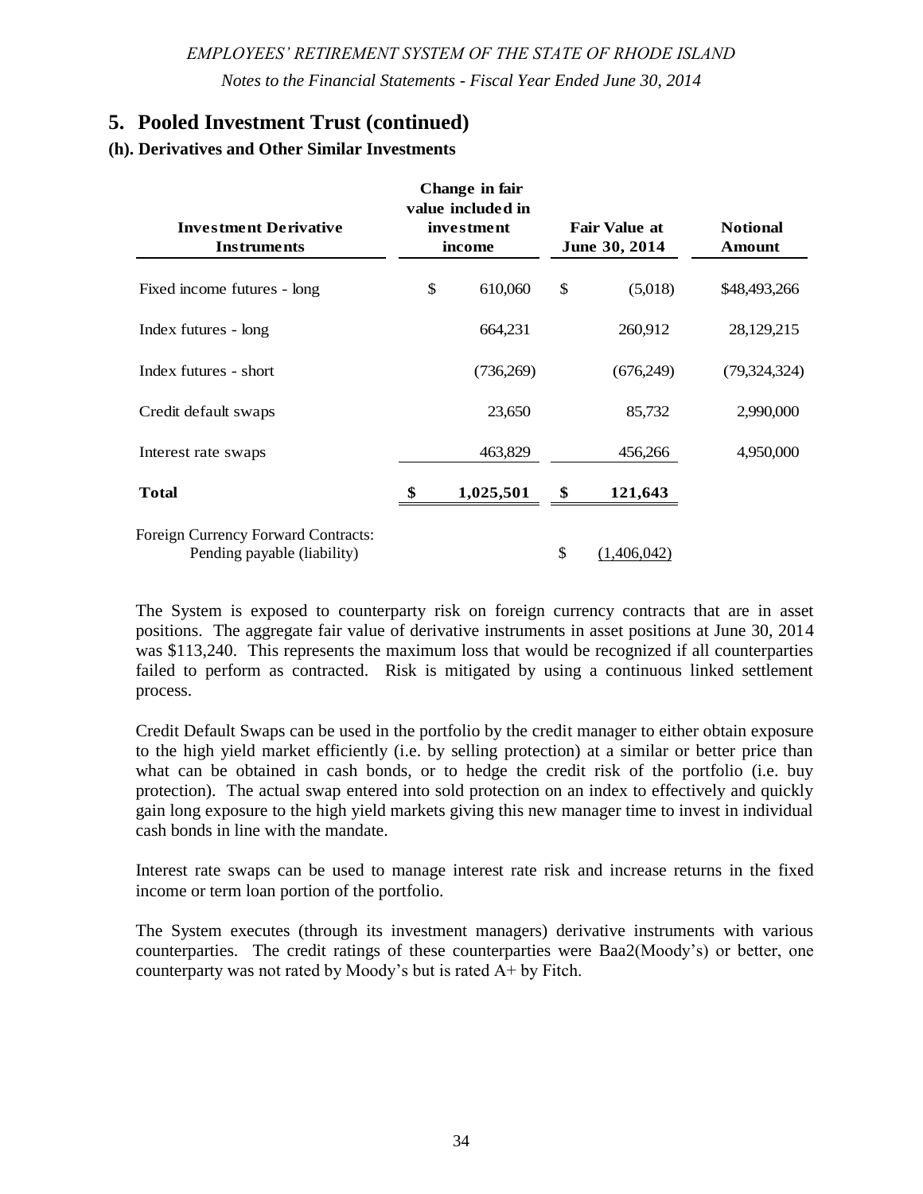## 5. Pooled Investment Trust (continued)

### (h). Derivatives and Other Similar Investments

| Investment Derivative Instruments | Change in fair value included in investment income | Fair Value at June 30, 2014 | Notional Amount |
|---|---|---|---|
| Fixed income futures - long | $ 610,060 | $ (5,018) | $48,493,266 |
| Index futures - long | 664,231 | 260,912 | 28,129,215 |
| Index futures - short | (736,269) | (676,249) | (79,324,324) |
| Credit default swaps | 23,650 | 85,732 | 2,990,000 |
| Interest rate swaps | 463,829 | 456,266 | 4,950,000 |
| **Total** | **$ 1,025,501** | **$ 121,643** | |
| Foreign Currency Forward Contracts: Pending payable (liability) | | $ (1,406,042) | |

The System is exposed to counterparty risk on foreign currency contracts that are in asset positions. The aggregate fair value of derivative instruments in asset positions at June 30, 2014 was $113,240. This represents the maximum loss that would be recognized if all counterparties failed to perform as contracted. Risk is mitigated by using a continuous linked settlement process.

Credit Default Swaps can be used in the portfolio by the credit manager to either obtain exposure to the high yield market efficiently (i.e. by selling protection) at a similar or better price than what can be obtained in cash bonds, or to hedge the credit risk of the portfolio (i.e. buy protection). The actual swap entered into sold protection on an index to effectively and quickly gain long exposure to the high yield markets giving this new manager time to invest in individual cash bonds in line with the mandate.

Interest rate swaps can be used to manage interest rate risk and increase returns in the fixed income or term loan portion of the portfolio.

The System executes (through its investment managers) derivative instruments with various counterparties. The credit ratings of these counterparties were Baa2(Moody's) or better, one counterparty was not rated by Moody's but is rated A+ by Fitch.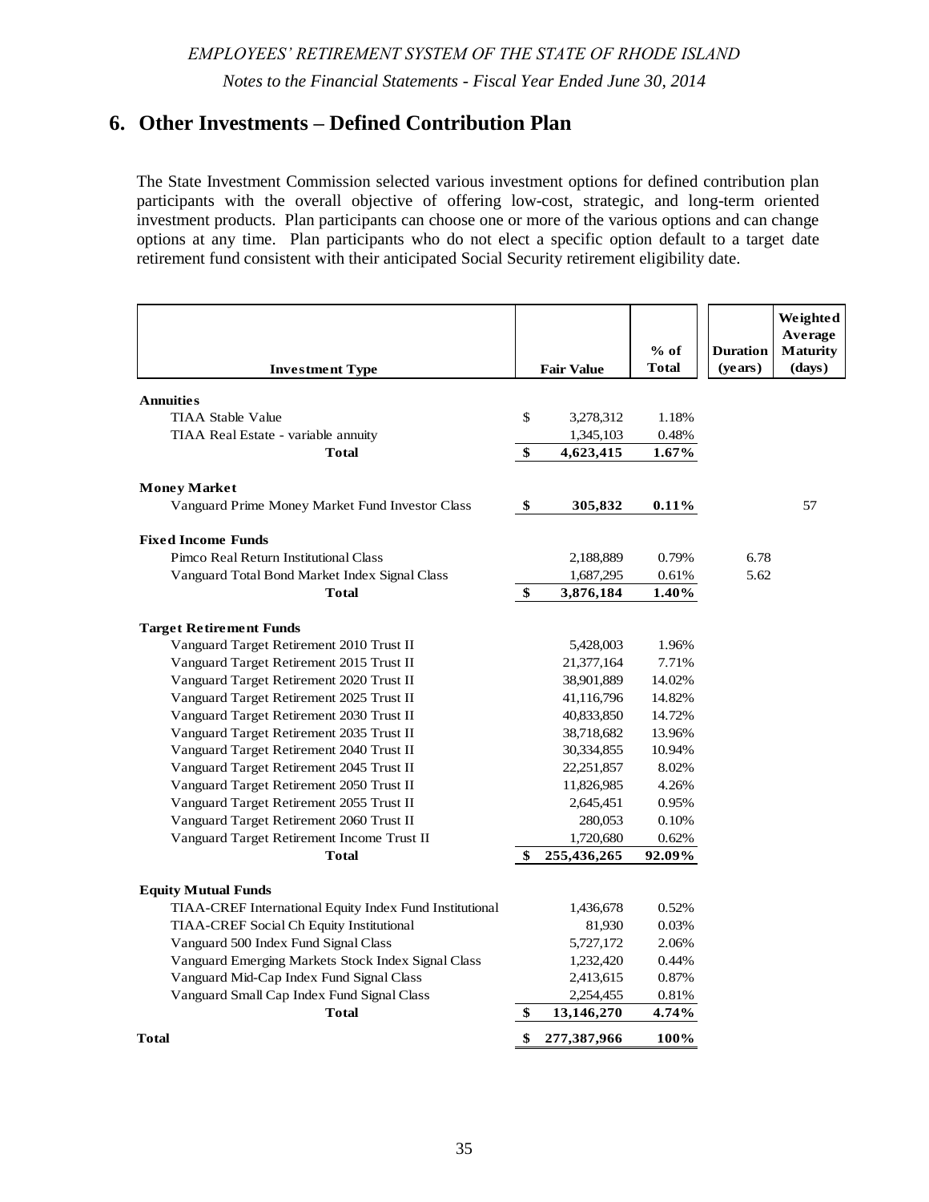## 6. Other Investments – Defined Contribution Plan

The State Investment Commission selected various investment options for defined contribution plan participants with the overall objective of offering low-cost, strategic, and long-term oriented investment products. Plan participants can choose one or more of the various options and can change options at any time. Plan participants who do not elect a specific option default to a target date retirement fund consistent with their anticipated Social Security retirement eligibility date.

| Investment Type | Fair Value | % of Total | Duration (years) | Weighted Average Maturity (days) |
|---|---|---|---|---|
| **Annuities** | | | | |
| TIAA Stable Value | $ 3,278,312 | 1.18% | | |
| TIAA Real Estate - variable annuity | 1,345,103 | 0.48% | | |
| **Total** | **$ 4,623,415** | **1.67%** | | |
| **Money Market** | | | | |
| Vanguard Prime Money Market Fund Investor Class | **$ 305,832** | **0.11%** | | 57 |
| **Fixed Income Funds** | | | | |
| Pimco Real Return Institutional Class | 2,188,889 | 0.79% | 6.78 | |
| Vanguard Total Bond Market Index Signal Class | 1,687,295 | 0.61% | 5.62 | |
| **Total** | **$ 3,876,184** | **1.40%** | | |
| **Target Retirement Funds** | | | | |
| Vanguard Target Retirement 2010 Trust II | 5,428,003 | 1.96% | | |
| Vanguard Target Retirement 2015 Trust II | 21,377,164 | 7.71% | | |
| Vanguard Target Retirement 2020 Trust II | 38,901,889 | 14.02% | | |
| Vanguard Target Retirement 2025 Trust II | 41,116,796 | 14.82% | | |
| Vanguard Target Retirement 2030 Trust II | 40,833,850 | 14.72% | | |
| Vanguard Target Retirement 2035 Trust II | 38,718,682 | 13.96% | | |
| Vanguard Target Retirement 2040 Trust II | 30,334,855 | 10.94% | | |
| Vanguard Target Retirement 2045 Trust II | 22,251,857 | 8.02% | | |
| Vanguard Target Retirement 2050 Trust II | 11,826,985 | 4.26% | | |
| Vanguard Target Retirement 2055 Trust II | 2,645,451 | 0.95% | | |
| Vanguard Target Retirement 2060 Trust II | 280,053 | 0.10% | | |
| Vanguard Target Retirement Income Trust II | 1,720,680 | 0.62% | | |
| **Total** | **$ 255,436,265** | **92.09%** | | |
| **Equity Mutual Funds** | | | | |
| TIAA-CREF International Equity Index Fund Institutional | 1,436,678 | 0.52% | | |
| TIAA-CREF Social Ch Equity Institutional | 81,930 | 0.03% | | |
| Vanguard 500 Index Fund Signal Class | 5,727,172 | 2.06% | | |
| Vanguard Emerging Markets Stock Index Signal Class | 1,232,420 | 0.44% | | |
| Vanguard Mid-Cap Index Fund Signal Class | 2,413,615 | 0.87% | | |
| Vanguard Small Cap Index Fund Signal Class | 2,254,455 | 0.81% | | |
| **Total** | **$ 13,146,270** | **4.74%** | | |
| **Total** | **$ 277,387,966** | **100%** | | |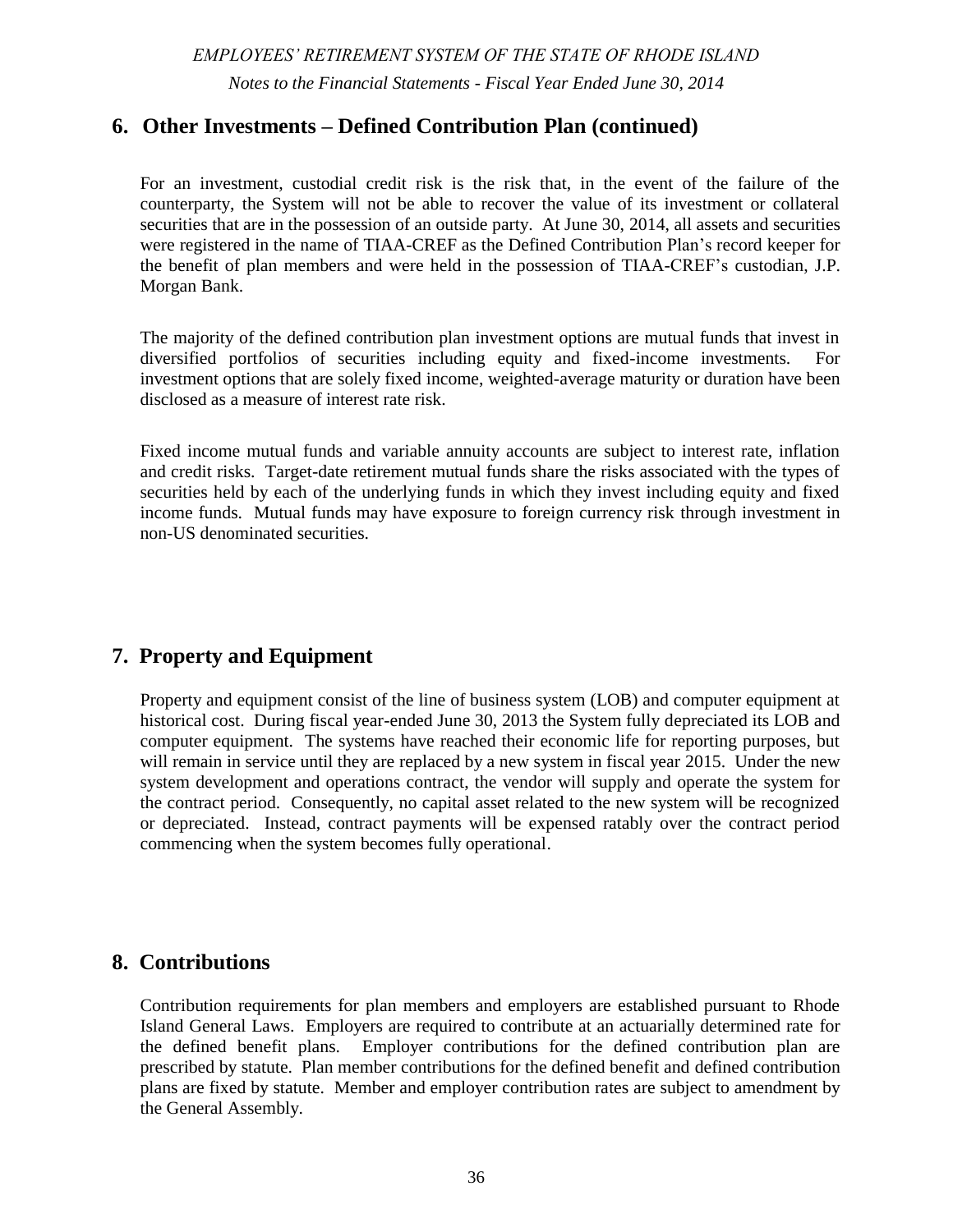## 6. Other Investments – Defined Contribution Plan (continued)

For an investment, custodial credit risk is the risk that, in the event of the failure of the counterparty, the System will not be able to recover the value of its investment or collateral securities that are in the possession of an outside party. At June 30, 2014, all assets and securities were registered in the name of TIAA-CREF as the Defined Contribution Plan's record keeper for the benefit of plan members and were held in the possession of TIAA-CREF's custodian, J.P. Morgan Bank.

The majority of the defined contribution plan investment options are mutual funds that invest in diversified portfolios of securities including equity and fixed-income investments. For investment options that are solely fixed income, weighted-average maturity or duration have been disclosed as a measure of interest rate risk.

Fixed income mutual funds and variable annuity accounts are subject to interest rate, inflation and credit risks. Target-date retirement mutual funds share the risks associated with the types of securities held by each of the underlying funds in which they invest including equity and fixed income funds. Mutual funds may have exposure to foreign currency risk through investment in non-US denominated securities.

## 7. Property and Equipment

Property and equipment consist of the line of business system (LOB) and computer equipment at historical cost. During fiscal year-ended June 30, 2013 the System fully depreciated its LOB and computer equipment. The systems have reached their economic life for reporting purposes, but will remain in service until they are replaced by a new system in fiscal year 2015. Under the new system development and operations contract, the vendor will supply and operate the system for the contract period. Consequently, no capital asset related to the new system will be recognized or depreciated. Instead, contract payments will be expensed ratably over the contract period commencing when the system becomes fully operational.

## 8. Contributions

Contribution requirements for plan members and employers are established pursuant to Rhode Island General Laws. Employers are required to contribute at an actuarially determined rate for the defined benefit plans. Employer contributions for the defined contribution plan are prescribed by statute. Plan member contributions for the defined benefit and defined contribution plans are fixed by statute. Member and employer contribution rates are subject to amendment by the General Assembly.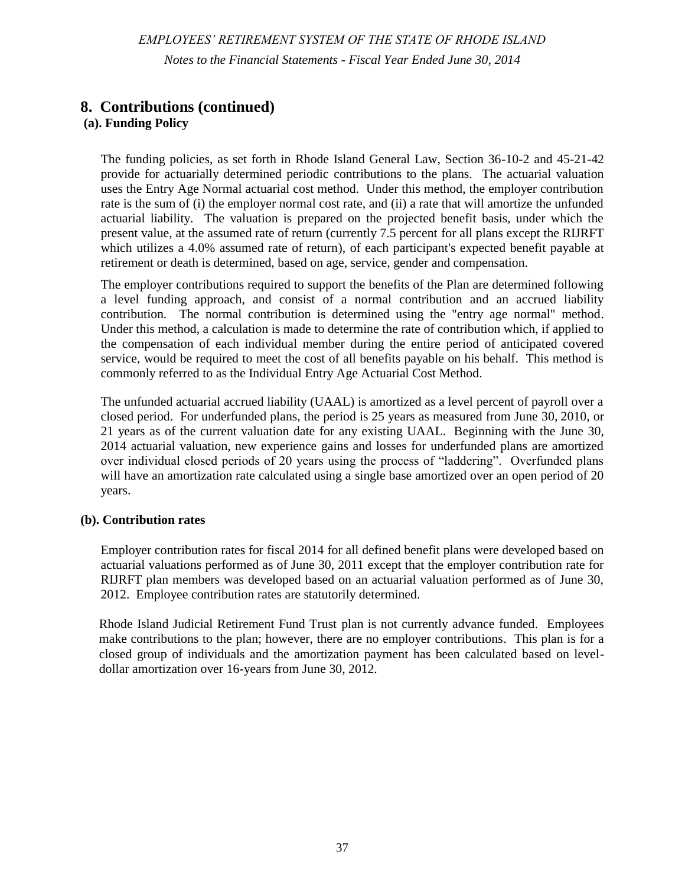## 8. Contributions (continued)

### (a). Funding Policy

The funding policies, as set forth in Rhode Island General Law, Section 36-10-2 and 45-21-42 provide for actuarially determined periodic contributions to the plans. The actuarial valuation uses the Entry Age Normal actuarial cost method. Under this method, the employer contribution rate is the sum of (i) the employer normal cost rate, and (ii) a rate that will amortize the unfunded actuarial liability. The valuation is prepared on the projected benefit basis, under which the present value, at the assumed rate of return (currently 7.5 percent for all plans except the RIJRFT which utilizes a 4.0% assumed rate of return), of each participant's expected benefit payable at retirement or death is determined, based on age, service, gender and compensation.

The employer contributions required to support the benefits of the Plan are determined following a level funding approach, and consist of a normal contribution and an accrued liability contribution. The normal contribution is determined using the "entry age normal" method. Under this method, a calculation is made to determine the rate of contribution which, if applied to the compensation of each individual member during the entire period of anticipated covered service, would be required to meet the cost of all benefits payable on his behalf. This method is commonly referred to as the Individual Entry Age Actuarial Cost Method.

The unfunded actuarial accrued liability (UAAL) is amortized as a level percent of payroll over a closed period. For underfunded plans, the period is 25 years as measured from June 30, 2010, or 21 years as of the current valuation date for any existing UAAL. Beginning with the June 30, 2014 actuarial valuation, new experience gains and losses for underfunded plans are amortized over individual closed periods of 20 years using the process of "laddering". Overfunded plans will have an amortization rate calculated using a single base amortized over an open period of 20 years.

### (b). Contribution rates

Employer contribution rates for fiscal 2014 for all defined benefit plans were developed based on actuarial valuations performed as of June 30, 2011 except that the employer contribution rate for RIJRFT plan members was developed based on an actuarial valuation performed as of June 30, 2012. Employee contribution rates are statutorily determined.

Rhode Island Judicial Retirement Fund Trust plan is not currently advance funded. Employees make contributions to the plan; however, there are no employer contributions. This plan is for a closed group of individuals and the amortization payment has been calculated based on level-dollar amortization over 16-years from June 30, 2012.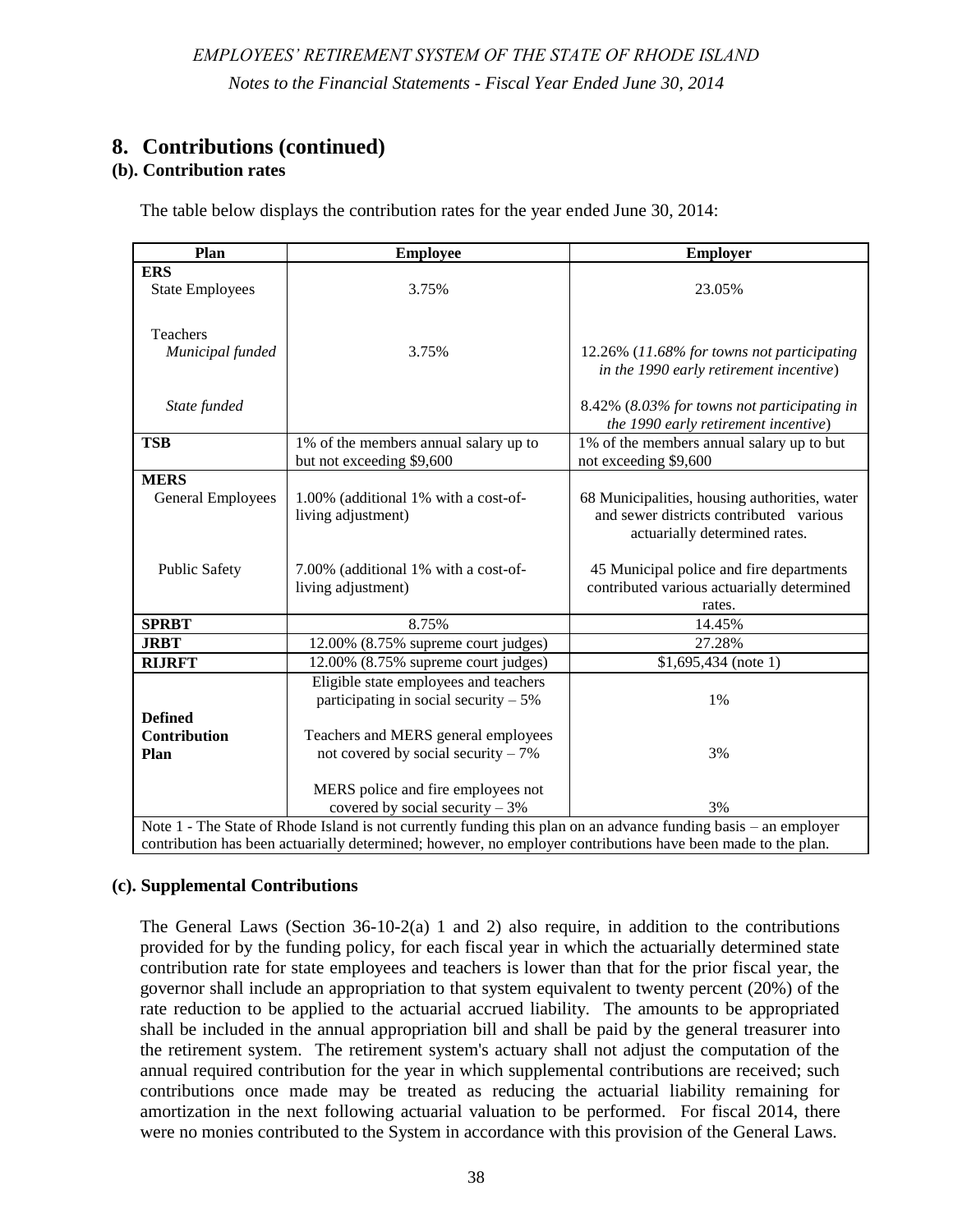## 8. Contributions (continued)

### (b). Contribution rates

The table below displays the contribution rates for the year ended June 30, 2014:

| Plan | Employee | Employer |
|---|---|---|
| **ERS** | | |
| State Employees | 3.75% | 23.05% |
| Teachers | | |
| *Municipal funded* | 3.75% | 12.26% (*11.68% for towns not participating in the 1990 early retirement incentive*) |
| *State funded* | | 8.42% (*8.03% for towns not participating in the 1990 early retirement incentive*) |
| **TSB** | 1% of the members annual salary up to but not exceeding $9,600 | 1% of the members annual salary up to but not exceeding $9,600 |
| **MERS** | | |
| General Employees | 1.00% (additional 1% with a cost-of-living adjustment) | 68 Municipalities, housing authorities, water and sewer districts contributed various actuarially determined rates. |
| Public Safety | 7.00% (additional 1% with a cost-of-living adjustment) | 45 Municipal police and fire departments contributed various actuarially determined rates. |
| **SPRBT** | 8.75% | 14.45% |
| **JRBT** | 12.00% (8.75% supreme court judges) | 27.28% |
| **RIJRFT** | 12.00% (8.75% supreme court judges) | $1,695,434 (note 1) |
| **Defined Contribution Plan** | Eligible state employees and teachers participating in social security – 5% | 1% |
| | Teachers and MERS general employees not covered by social security – 7% | 3% |
| | MERS police and fire employees not covered by social security – 3% | 3% |

Note 1 - The State of Rhode Island is not currently funding this plan on an advance funding basis – an employer contribution has been actuarially determined; however, no employer contributions have been made to the plan.

### (c). Supplemental Contributions

The General Laws (Section 36-10-2(a) 1 and 2) also require, in addition to the contributions provided for by the funding policy, for each fiscal year in which the actuarially determined state contribution rate for state employees and teachers is lower than that for the prior fiscal year, the governor shall include an appropriation to that system equivalent to twenty percent (20%) of the rate reduction to be applied to the actuarial accrued liability. The amounts to be appropriated shall be included in the annual appropriation bill and shall be paid by the general treasurer into the retirement system. The retirement system's actuary shall not adjust the computation of the annual required contribution for the year in which supplemental contributions are received; such contributions once made may be treated as reducing the actuarial liability remaining for amortization in the next following actuarial valuation to be performed. For fiscal 2014, there were no monies contributed to the System in accordance with this provision of the General Laws.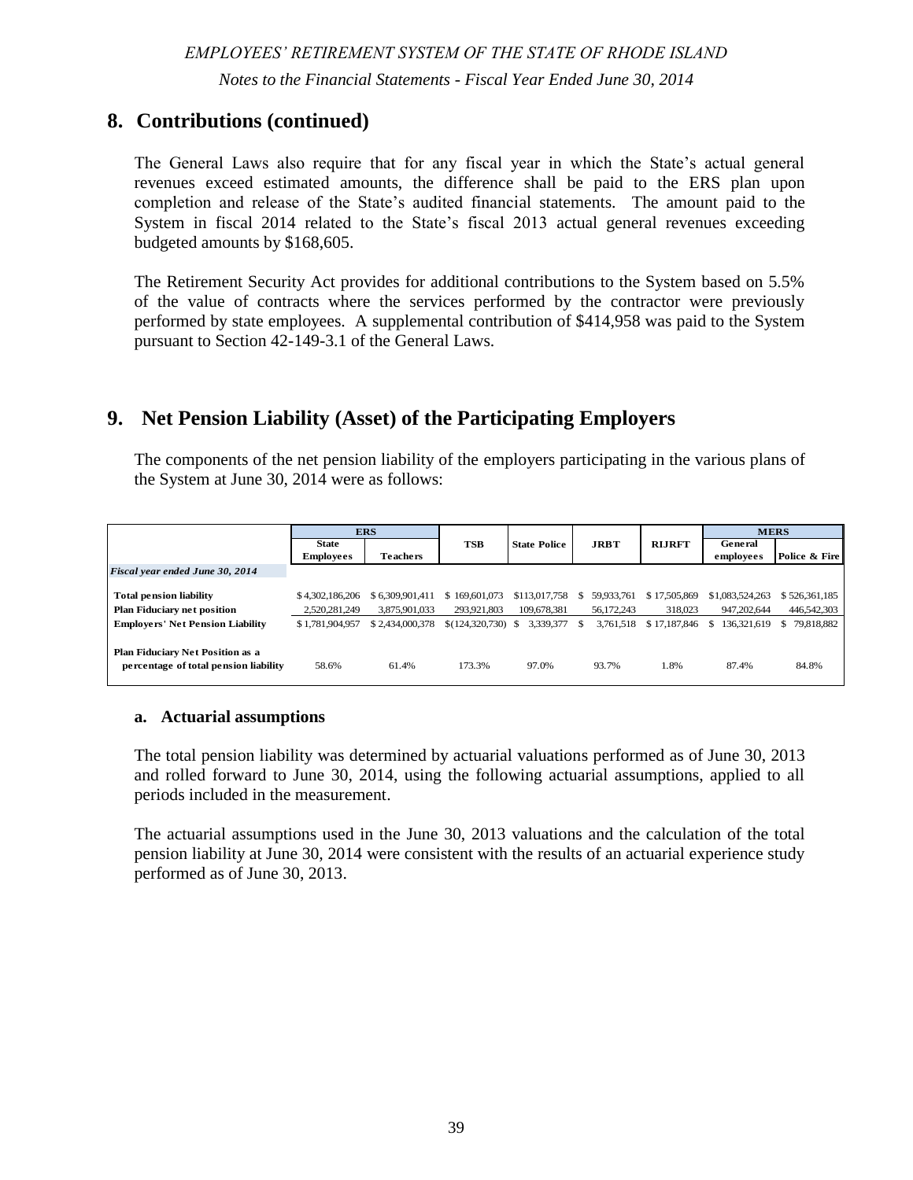*EMPLOYEES' RETIREMENT SYSTEM OF THE STATE OF RHODE ISLAND*

*Notes to the Financial Statements - Fiscal Year Ended June 30, 2014*

## 8. Contributions (continued)

The General Laws also require that for any fiscal year in which the State's actual general revenues exceed estimated amounts, the difference shall be paid to the ERS plan upon completion and release of the State's audited financial statements. The amount paid to the System in fiscal 2014 related to the State's fiscal 2013 actual general revenues exceeding budgeted amounts by $168,605.

The Retirement Security Act provides for additional contributions to the System based on 5.5% of the value of contracts where the services performed by the contractor were previously performed by state employees. A supplemental contribution of $414,958 was paid to the System pursuant to Section 42-149-3.1 of the General Laws.

## 9. Net Pension Liability (Asset) of the Participating Employers

The components of the net pension liability of the employers participating in the various plans of the System at June 30, 2014 were as follows:

| | ERS | | TSB | State Police | JRBT | RIJRFT | MERS | |
|---|---|---|---|---|---|---|---|---|
| | State Employees | Teachers | | | | | General employees | Police & Fire |
| *Fiscal year ended June 30, 2014* | | | | | | | | |
| **Total pension liability** | $ 4,302,186,206 | $ 6,309,901,411 | $ 169,601,073 | $113,017,758 | $ 59,933,761 | $ 17,505,869 | $1,083,524,263 | $ 526,361,185 |
| **Plan Fiduciary net position** | 2,520,281,249 | 3,875,901,033 | 293,921,803 | 109,678,381 | 56,172,243 | 318,023 | 947,202,644 | 446,542,303 |
| **Employers' Net Pension Liability** | $ 1,781,904,957 | $ 2,434,000,378 | $(124,320,730) | $ 3,339,377 | $ 3,761,518 | $ 17,187,846 | $ 136,321,619 | $ 79,818,882 |
| **Plan Fiduciary Net Position as a percentage of total pension liability** | 58.6% | 61.4% | 173.3% | 97.0% | 93.7% | 1.8% | 87.4% | 84.8% |

### a. Actuarial assumptions

The total pension liability was determined by actuarial valuations performed as of June 30, 2013 and rolled forward to June 30, 2014, using the following actuarial assumptions, applied to all periods included in the measurement.

The actuarial assumptions used in the June 30, 2013 valuations and the calculation of the total pension liability at June 30, 2014 were consistent with the results of an actuarial experience study performed as of June 30, 2013.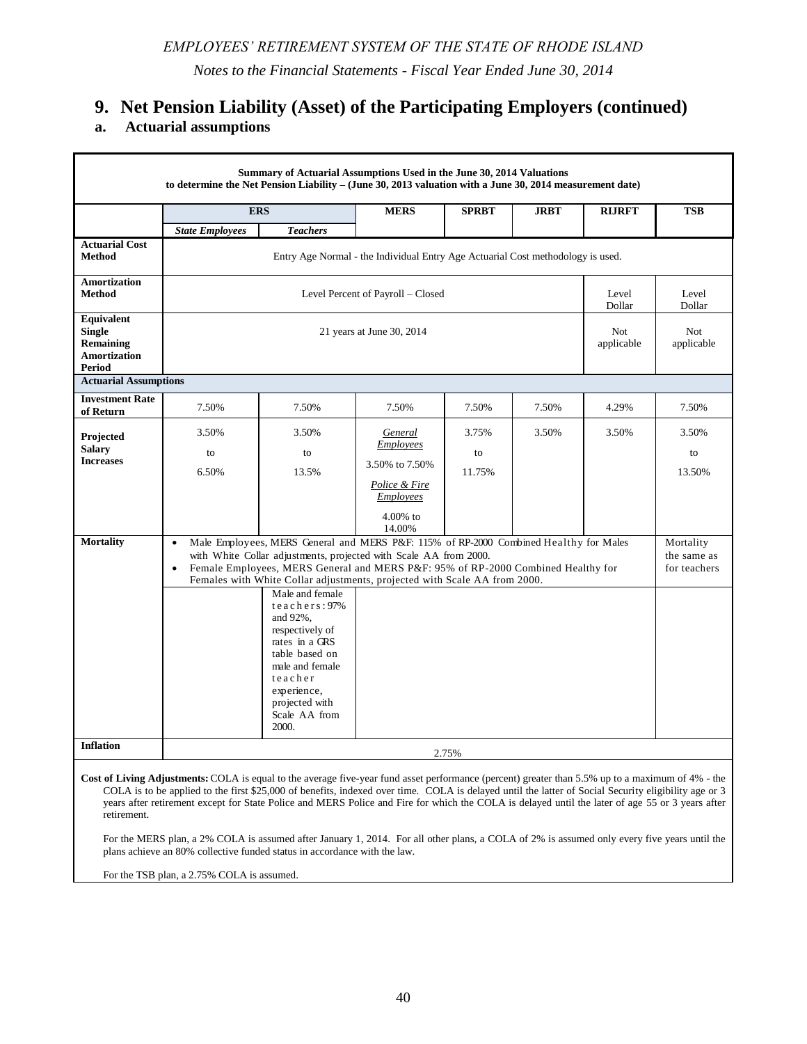## 9. Net Pension Liability (Asset) of the Participating Employers (continued)

### a. Actuarial assumptions

**Summary of Actuarial Assumptions Used in the June 30, 2014 Valuations to determine the Net Pension Liability – (June 30, 2013 valuation with a June 30, 2014 measurement date)**

| | ERS | | MERS | SPRBT | JRBT | RIJRFT | TSB |
|---|---|---|---|---|---|---|---|
| | *State Employees* | *Teachers* | | | | | |
| **Actuarial Cost Method** | Entry Age Normal - the Individual Entry Age Actuarial Cost methodology is used. | | | | | | |
| **Amortization Method** | Level Percent of Payroll – Closed | | | | | Level Dollar | Level Dollar |
| **Equivalent Single Remaining Amortization Period** | 21 years at June 30, 2014 | | | | | Not applicable | Not applicable |
| **Actuarial Assumptions** | | | | | | | |
| **Investment Rate of Return** | 7.50% | 7.50% | 7.50% | 7.50% | 7.50% | 4.29% | 7.50% |
| **Projected Salary Increases** | 3.50% to 6.50% | 3.50% to 13.5% | *General Employees* 3.50% to 7.50% *Police & Fire Employees* 4.00% to 14.00% | 3.75% to 11.75% | 3.50% | 3.50% | 3.50% to 13.50% |
| **Mortality** | • Male Employees, MERS General and MERS P&F: 115% of RP-2000 Combined Healthy for Males with White Collar adjustments, projected with Scale AA from 2000. • Female Employees, MERS General and MERS P&F: 95% of RP-2000 Combined Healthy for Females with White Collar adjustments, projected with Scale AA from 2000. | | | | | | Mortality the same as for teachers |
| | | Male and female teachers: 97% and 92%, respectively of rates in a GRS table based on male and female teacher experience, projected with Scale AA from 2000. | | | | | |
| **Inflation** | 2.75% | | | | | | |

**Cost of Living Adjustments:** COLA is equal to the average five-year fund asset performance (percent) greater than 5.5% up to a maximum of 4% - the COLA is to be applied to the first $25,000 of benefits, indexed over time. COLA is delayed until the latter of Social Security eligibility age or 3 years after retirement except for State Police and MERS Police and Fire for which the COLA is delayed until the later of age 55 or 3 years after retirement.

For the MERS plan, a 2% COLA is assumed after January 1, 2014. For all other plans, a COLA of 2% is assumed only every five years until the plans achieve an 80% collective funded status in accordance with the law.

For the TSB plan, a 2.75% COLA is assumed.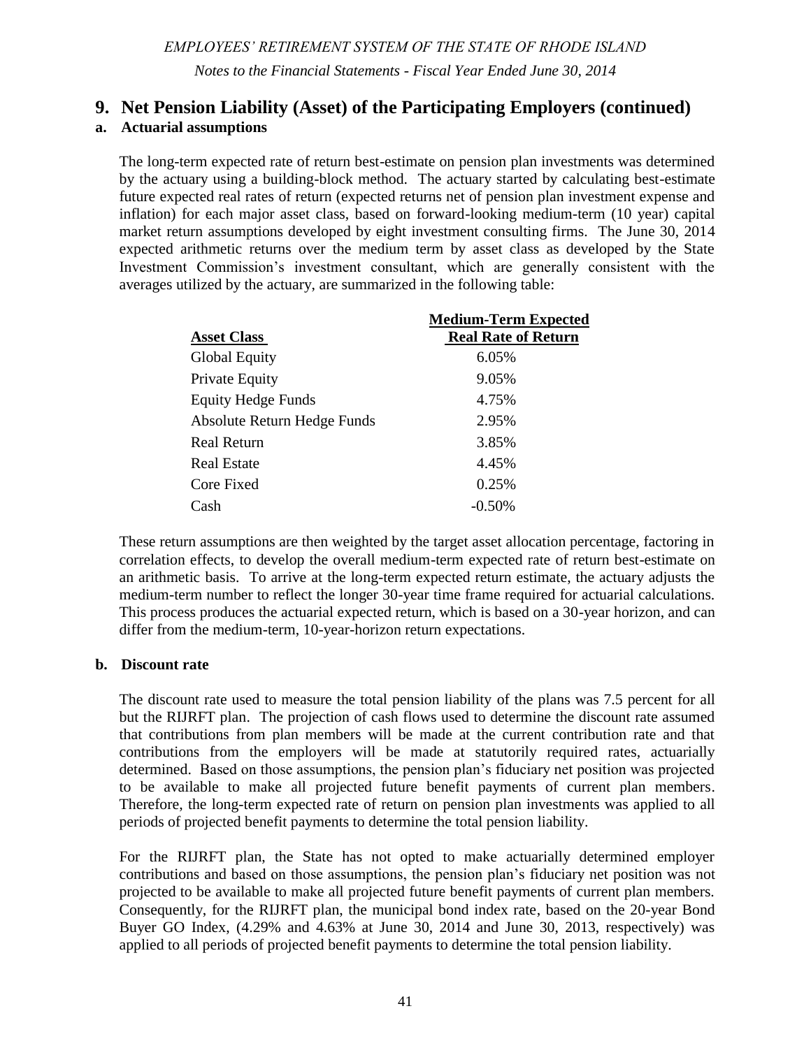## 9. Net Pension Liability (Asset) of the Participating Employers (continued)

### a. Actuarial assumptions

The long-term expected rate of return best-estimate on pension plan investments was determined by the actuary using a building-block method. The actuary started by calculating best-estimate future expected real rates of return (expected returns net of pension plan investment expense and inflation) for each major asset class, based on forward-looking medium-term (10 year) capital market return assumptions developed by eight investment consulting firms. The June 30, 2014 expected arithmetic returns over the medium term by asset class as developed by the State Investment Commission's investment consultant, which are generally consistent with the averages utilized by the actuary, are summarized in the following table:

| Asset Class | Medium-Term Expected Real Rate of Return |
|---|---|
| Global Equity | 6.05% |
| Private Equity | 9.05% |
| Equity Hedge Funds | 4.75% |
| Absolute Return Hedge Funds | 2.95% |
| Real Return | 3.85% |
| Real Estate | 4.45% |
| Core Fixed | 0.25% |
| Cash | -0.50% |

These return assumptions are then weighted by the target asset allocation percentage, factoring in correlation effects, to develop the overall medium-term expected rate of return best-estimate on an arithmetic basis. To arrive at the long-term expected return estimate, the actuary adjusts the medium-term number to reflect the longer 30-year time frame required for actuarial calculations. This process produces the actuarial expected return, which is based on a 30-year horizon, and can differ from the medium-term, 10-year-horizon return expectations.

### b. Discount rate

The discount rate used to measure the total pension liability of the plans was 7.5 percent for all but the RIJRFT plan. The projection of cash flows used to determine the discount rate assumed that contributions from plan members will be made at the current contribution rate and that contributions from the employers will be made at statutorily required rates, actuarially determined. Based on those assumptions, the pension plan's fiduciary net position was projected to be available to make all projected future benefit payments of current plan members. Therefore, the long-term expected rate of return on pension plan investments was applied to all periods of projected benefit payments to determine the total pension liability.

For the RIJRFT plan, the State has not opted to make actuarially determined employer contributions and based on those assumptions, the pension plan's fiduciary net position was not projected to be available to make all projected future benefit payments of current plan members. Consequently, for the RIJRFT plan, the municipal bond index rate, based on the 20-year Bond Buyer GO Index, (4.29% and 4.63% at June 30, 2014 and June 30, 2013, respectively) was applied to all periods of projected benefit payments to determine the total pension liability.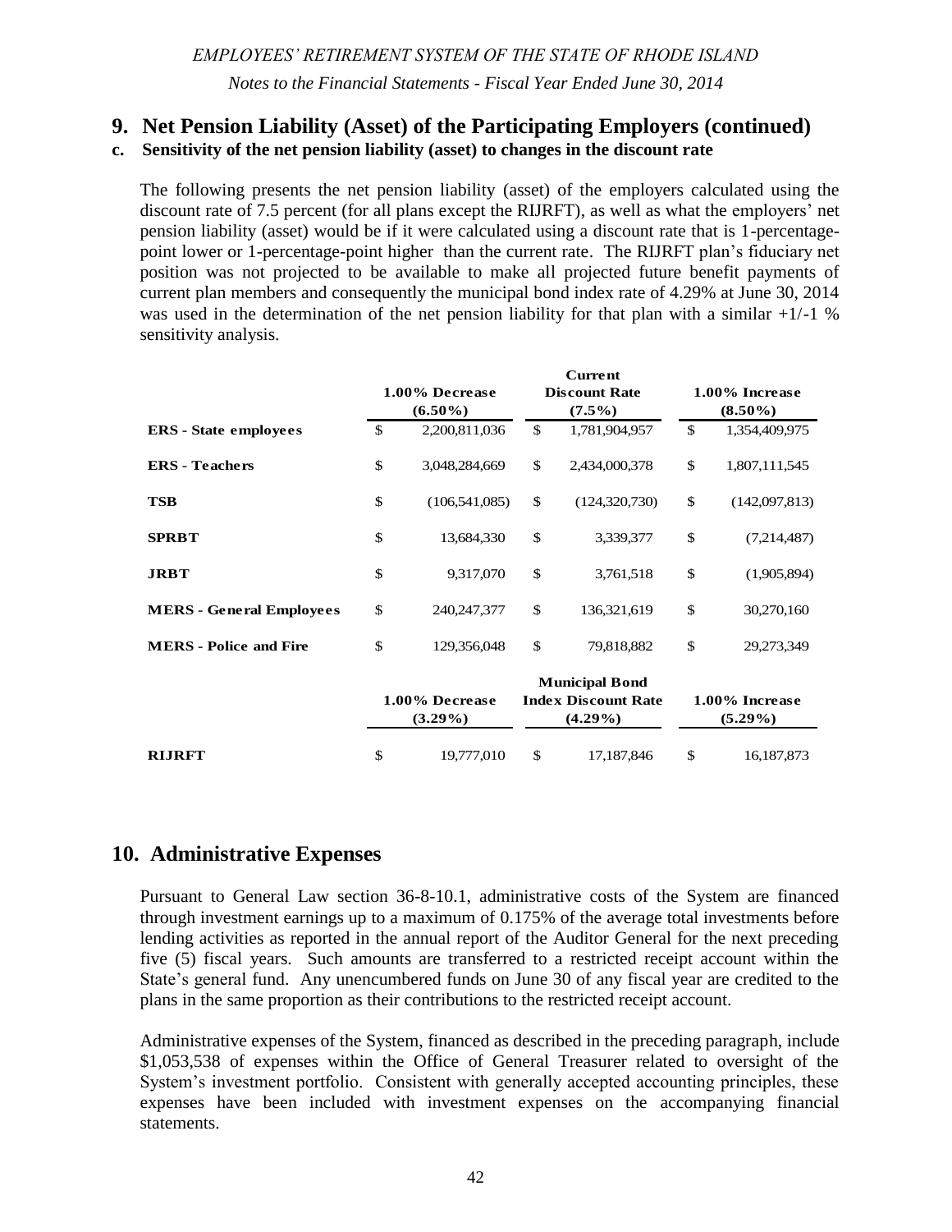## 9. Net Pension Liability (Asset) of the Participating Employers (continued)

### c. Sensitivity of the net pension liability (asset) to changes in the discount rate

The following presents the net pension liability (asset) of the employers calculated using the discount rate of 7.5 percent (for all plans except the RIJRFT), as well as what the employers' net pension liability (asset) would be if it were calculated using a discount rate that is 1-percentage-point lower or 1-percentage-point higher than the current rate. The RIJRFT plan's fiduciary net position was not projected to be available to make all projected future benefit payments of current plan members and consequently the municipal bond index rate of 4.29% at June 30, 2014 was used in the determination of the net pension liability for that plan with a similar +1/-1 % sensitivity analysis.

| | 1.00% Decrease (6.50%) | Current Discount Rate (7.5%) | 1.00% Increase (8.50%) |
|---|---|---|---|
| **ERS - State employees** | $ 2,200,811,036 | $ 1,781,904,957 | $ 1,354,409,975 |
| **ERS - Teachers** | $ 3,048,284,669 | $ 2,434,000,378 | $ 1,807,111,545 |
| **TSB** | $ (106,541,085) | $ (124,320,730) | $ (142,097,813) |
| **SPRBT** | $ 13,684,330 | $ 3,339,377 | $ (7,214,487) |
| **JRBT** | $ 9,317,070 | $ 3,761,518 | $ (1,905,894) |
| **MERS - General Employees** | $ 240,247,377 | $ 136,321,619 | $ 30,270,160 |
| **MERS - Police and Fire** | $ 129,356,048 | $ 79,818,882 | $ 29,273,349 |
| | **1.00% Decrease (3.29%)** | **Municipal Bond Index Discount Rate (4.29%)** | **1.00% Increase (5.29%)** |
| **RIJRFT** | $ 19,777,010 | $ 17,187,846 | $ 16,187,873 |

## 10. Administrative Expenses

Pursuant to General Law section 36-8-10.1, administrative costs of the System are financed through investment earnings up to a maximum of 0.175% of the average total investments before lending activities as reported in the annual report of the Auditor General for the next preceding five (5) fiscal years. Such amounts are transferred to a restricted receipt account within the State's general fund. Any unencumbered funds on June 30 of any fiscal year are credited to the plans in the same proportion as their contributions to the restricted receipt account.

Administrative expenses of the System, financed as described in the preceding paragraph, include $1,053,538 of expenses within the Office of General Treasurer related to oversight of the System's investment portfolio. Consistent with generally accepted accounting principles, these expenses have been included with investment expenses on the accompanying financial statements.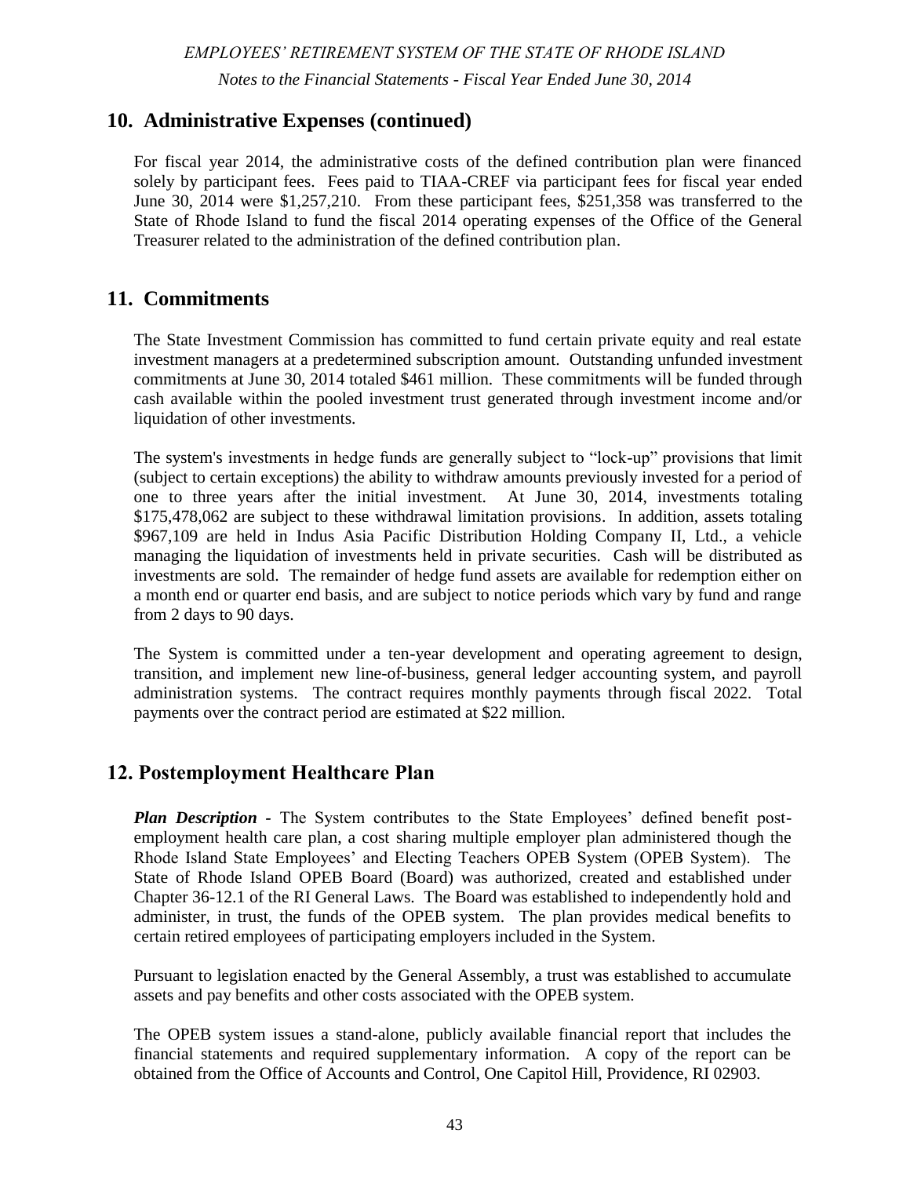## 10. Administrative Expenses (continued)

For fiscal year 2014, the administrative costs of the defined contribution plan were financed solely by participant fees. Fees paid to TIAA-CREF via participant fees for fiscal year ended June 30, 2014 were $1,257,210. From these participant fees, $251,358 was transferred to the State of Rhode Island to fund the fiscal 2014 operating expenses of the Office of the General Treasurer related to the administration of the defined contribution plan.

## 11. Commitments

The State Investment Commission has committed to fund certain private equity and real estate investment managers at a predetermined subscription amount. Outstanding unfunded investment commitments at June 30, 2014 totaled $461 million. These commitments will be funded through cash available within the pooled investment trust generated through investment income and/or liquidation of other investments.

The system's investments in hedge funds are generally subject to "lock-up" provisions that limit (subject to certain exceptions) the ability to withdraw amounts previously invested for a period of one to three years after the initial investment. At June 30, 2014, investments totaling $175,478,062 are subject to these withdrawal limitation provisions. In addition, assets totaling $967,109 are held in Indus Asia Pacific Distribution Holding Company II, Ltd., a vehicle managing the liquidation of investments held in private securities. Cash will be distributed as investments are sold. The remainder of hedge fund assets are available for redemption either on a month end or quarter end basis, and are subject to notice periods which vary by fund and range from 2 days to 90 days.

The System is committed under a ten-year development and operating agreement to design, transition, and implement new line-of-business, general ledger accounting system, and payroll administration systems. The contract requires monthly payments through fiscal 2022. Total payments over the contract period are estimated at $22 million.

## 12. Postemployment Healthcare Plan

***Plan Description*** - The System contributes to the State Employees' defined benefit post-employment health care plan, a cost sharing multiple employer plan administered though the Rhode Island State Employees' and Electing Teachers OPEB System (OPEB System). The State of Rhode Island OPEB Board (Board) was authorized, created and established under Chapter 36-12.1 of the RI General Laws. The Board was established to independently hold and administer, in trust, the funds of the OPEB system. The plan provides medical benefits to certain retired employees of participating employers included in the System.

Pursuant to legislation enacted by the General Assembly, a trust was established to accumulate assets and pay benefits and other costs associated with the OPEB system.

The OPEB system issues a stand-alone, publicly available financial report that includes the financial statements and required supplementary information. A copy of the report can be obtained from the Office of Accounts and Control, One Capitol Hill, Providence, RI 02903.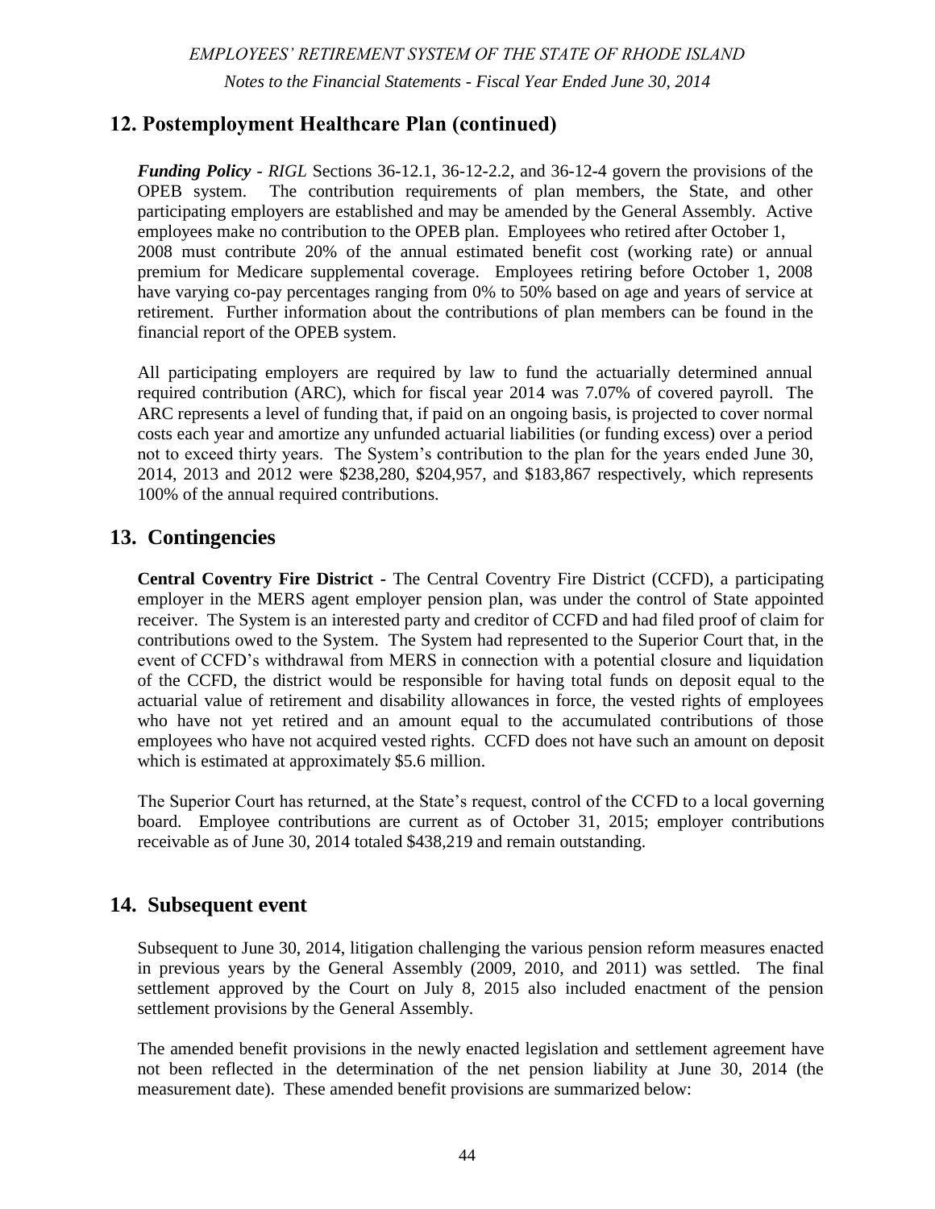## 12. Postemployment Healthcare Plan (continued)

***Funding Policy*** - *RIGL* Sections 36-12.1, 36-12-2.2, and 36-12-4 govern the provisions of the OPEB system. The contribution requirements of plan members, the State, and other participating employers are established and may be amended by the General Assembly. Active employees make no contribution to the OPEB plan. Employees who retired after October 1, 2008 must contribute 20% of the annual estimated benefit cost (working rate) or annual premium for Medicare supplemental coverage. Employees retiring before October 1, 2008 have varying co-pay percentages ranging from 0% to 50% based on age and years of service at retirement. Further information about the contributions of plan members can be found in the financial report of the OPEB system.

All participating employers are required by law to fund the actuarially determined annual required contribution (ARC), which for fiscal year 2014 was 7.07% of covered payroll. The ARC represents a level of funding that, if paid on an ongoing basis, is projected to cover normal costs each year and amortize any unfunded actuarial liabilities (or funding excess) over a period not to exceed thirty years. The System's contribution to the plan for the years ended June 30, 2014, 2013 and 2012 were $238,280, $204,957, and $183,867 respectively, which represents 100% of the annual required contributions.

## 13. Contingencies

**Central Coventry Fire District** - The Central Coventry Fire District (CCFD), a participating employer in the MERS agent employer pension plan, was under the control of State appointed receiver. The System is an interested party and creditor of CCFD and had filed proof of claim for contributions owed to the System. The System had represented to the Superior Court that, in the event of CCFD's withdrawal from MERS in connection with a potential closure and liquidation of the CCFD, the district would be responsible for having total funds on deposit equal to the actuarial value of retirement and disability allowances in force, the vested rights of employees who have not yet retired and an amount equal to the accumulated contributions of those employees who have not acquired vested rights. CCFD does not have such an amount on deposit which is estimated at approximately $5.6 million.

The Superior Court has returned, at the State's request, control of the CCFD to a local governing board. Employee contributions are current as of October 31, 2015; employer contributions receivable as of June 30, 2014 totaled $438,219 and remain outstanding.

## 14. Subsequent event

Subsequent to June 30, 2014, litigation challenging the various pension reform measures enacted in previous years by the General Assembly (2009, 2010, and 2011) was settled. The final settlement approved by the Court on July 8, 2015 also included enactment of the pension settlement provisions by the General Assembly.

The amended benefit provisions in the newly enacted legislation and settlement agreement have not been reflected in the determination of the net pension liability at June 30, 2014 (the measurement date). These amended benefit provisions are summarized below: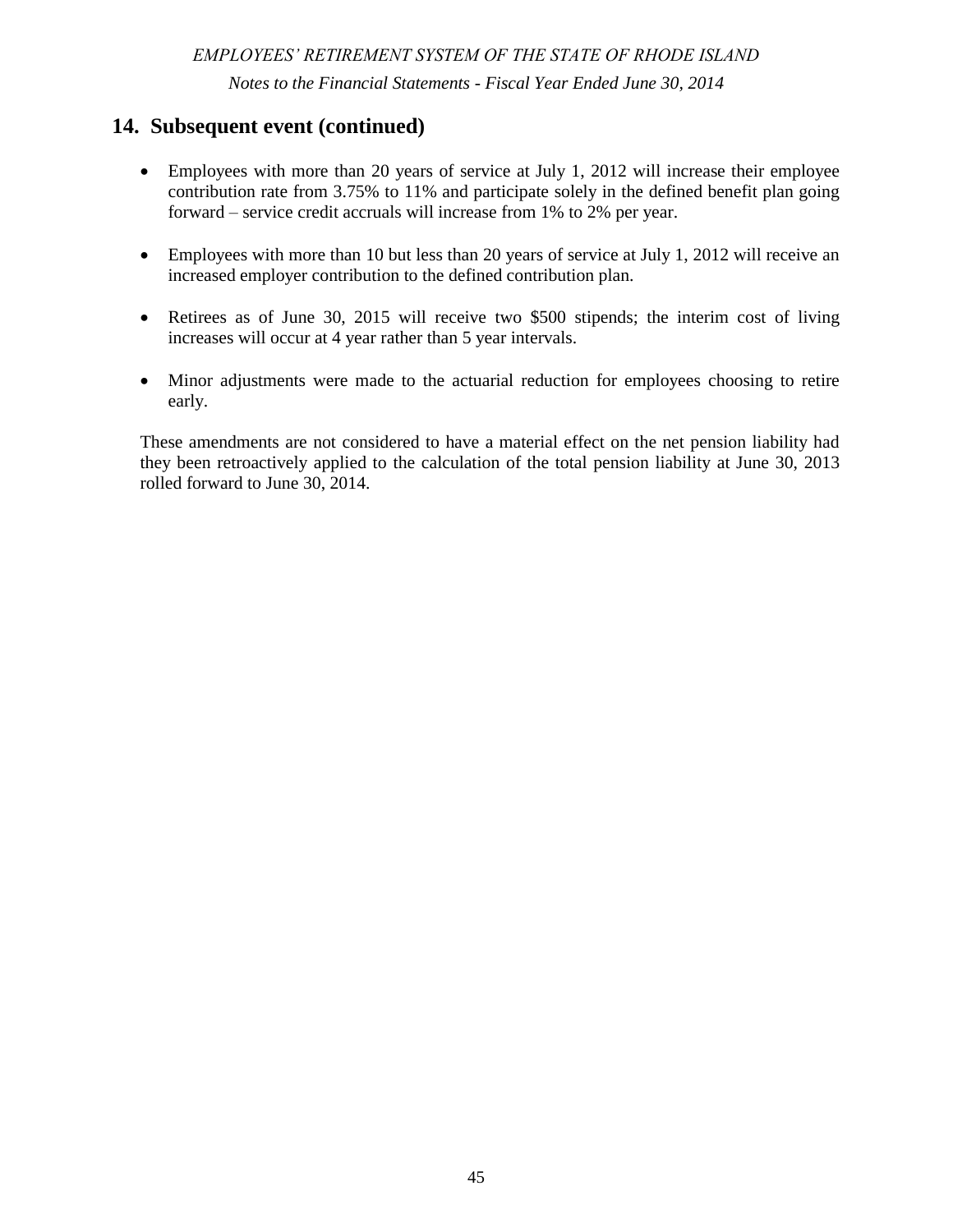## 14. Subsequent event (continued)

- Employees with more than 20 years of service at July 1, 2012 will increase their employee contribution rate from 3.75% to 11% and participate solely in the defined benefit plan going forward – service credit accruals will increase from 1% to 2% per year.

- Employees with more than 10 but less than 20 years of service at July 1, 2012 will receive an increased employer contribution to the defined contribution plan.

- Retirees as of June 30, 2015 will receive two $500 stipends; the interim cost of living increases will occur at 4 year rather than 5 year intervals.

- Minor adjustments were made to the actuarial reduction for employees choosing to retire early.

These amendments are not considered to have a material effect on the net pension liability had they been retroactively applied to the calculation of the total pension liability at June 30, 2013 rolled forward to June 30, 2014.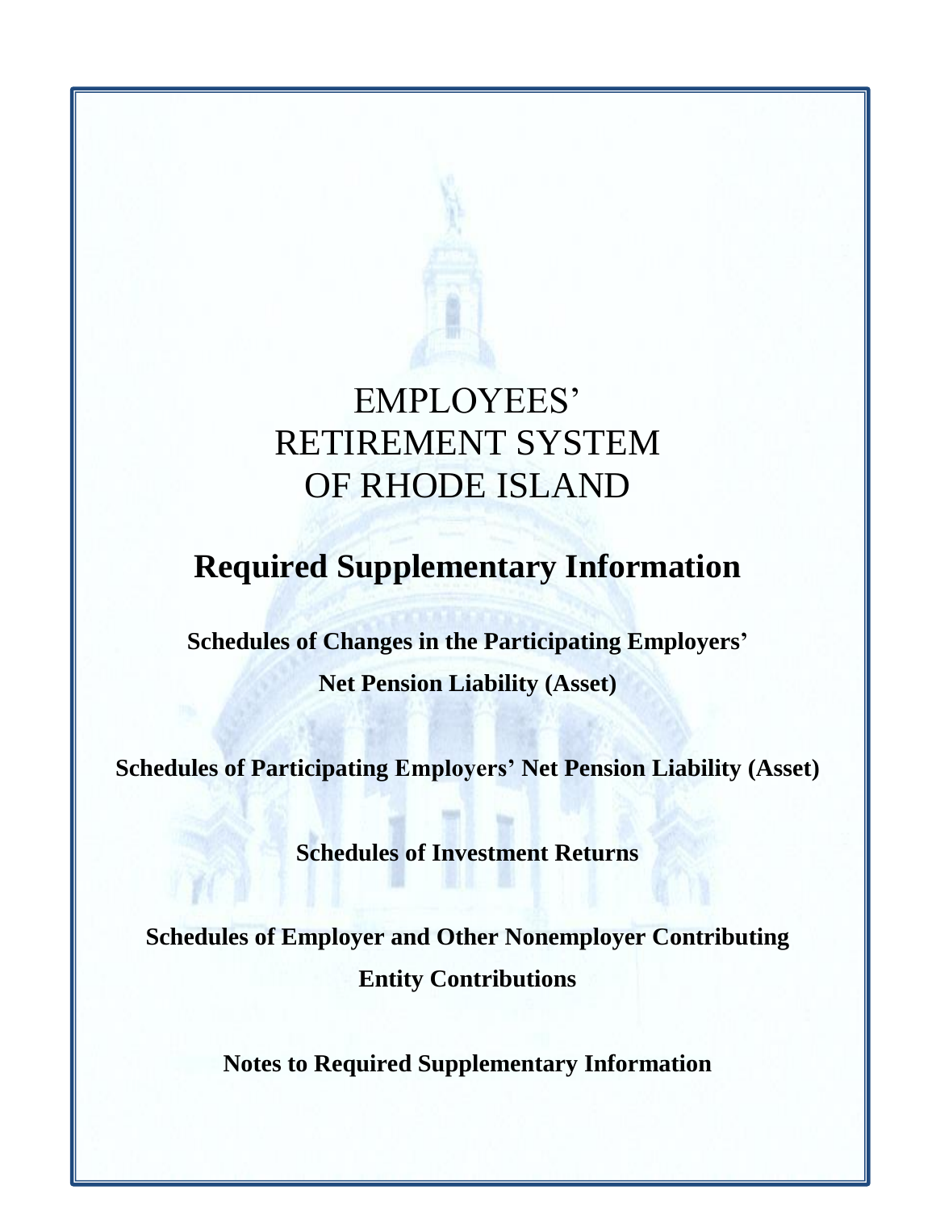# EMPLOYEES' RETIREMENT SYSTEM OF RHODE ISLAND

## Required Supplementary Information

**Schedules of Changes in the Participating Employers' Net Pension Liability (Asset)**

**Schedules of Participating Employers' Net Pension Liability (Asset)**

**Schedules of Investment Returns**

**Schedules of Employer and Other Nonemployer Contributing Entity Contributions**

**Notes to Required Supplementary Information**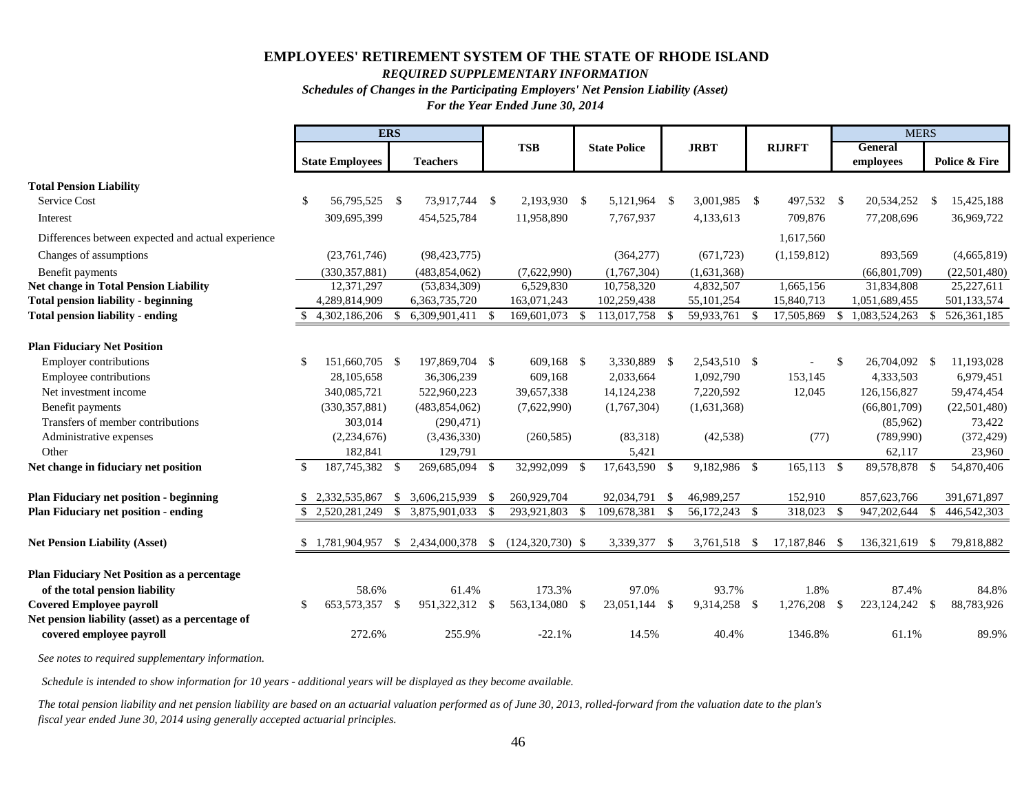# EMPLOYEES' RETIREMENT SYSTEM OF THE STATE OF RHODE ISLAND

***REQUIRED SUPPLEMENTARY INFORMATION***

***Schedules of Changes in the Participating Employers' Net Pension Liability (Asset)***

***For the Year Ended June 30, 2014***

| | ERS | | TSB | State Police | JRBT | RIJRFT | MERS | |
|---|---|---|---|---|---|---|---|---|
| | State Employees | Teachers | | | | | General employees | Police & Fire |
| **Total Pension Liability** | | | | | | | | |
| Service Cost | $ 56,795,525 | $ 73,917,744 | $ 2,193,930 | $ 5,121,964 | $ 3,001,985 | $ 497,532 | $ 20,534,252 | $ 15,425,188 |
| Interest | 309,695,399 | 454,525,784 | 11,958,890 | 7,767,937 | 4,133,613 | 709,876 | 77,208,696 | 36,969,722 |
| Differences between expected and actual experience | | | | | | 1,617,560 | | |
| Changes of assumptions | (23,761,746) | (98,423,775) | | (364,277) | (671,723) | (1,159,812) | 893,569 | (4,665,819) |
| Benefit payments | (330,357,881) | (483,854,062) | (7,622,990) | (1,767,304) | (1,631,368) | | (66,801,709) | (22,501,480) |
| **Net change in Total Pension Liability** | 12,371,297 | (53,834,309) | 6,529,830 | 10,758,320 | 4,832,507 | 1,665,156 | 31,834,808 | 25,227,611 |
| **Total pension liability - beginning** | 4,289,814,909 | 6,363,735,720 | 163,071,243 | 102,259,438 | 55,101,254 | 15,840,713 | 1,051,689,455 | 501,133,574 |
| **Total pension liability - ending** | $ 4,302,186,206 | $ 6,309,901,411 | $ 169,601,073 | $ 113,017,758 | $ 59,933,761 | $ 17,505,869 | $ 1,083,524,263 | $ 526,361,185 |
| **Plan Fiduciary Net Position** | | | | | | | | |
| Employer contributions | $ 151,660,705 | $ 197,869,704 | $ 609,168 | $ 3,330,889 | $ 2,543,510 | $ - | $ 26,704,092 | $ 11,193,028 |
| Employee contributions | 28,105,658 | 36,306,239 | 609,168 | 2,033,664 | 1,092,790 | 153,145 | 4,333,503 | 6,979,451 |
| Net investment income | 340,085,721 | 522,960,223 | 39,657,338 | 14,124,238 | 7,220,592 | 12,045 | 126,156,827 | 59,474,454 |
| Benefit payments | (330,357,881) | (483,854,062) | (7,622,990) | (1,767,304) | (1,631,368) | | (66,801,709) | (22,501,480) |
| Transfers of member contributions | 303,014 | (290,471) | | | | | (85,962) | 73,422 |
| Administrative expenses | (2,234,676) | (3,436,330) | (260,585) | (83,318) | (42,538) | (77) | (789,990) | (372,429) |
| Other | 182,841 | 129,791 | | 5,421 | | | 62,117 | 23,960 |
| **Net change in fiduciary net position** | $ 187,745,382 | $ 269,685,094 | $ 32,992,099 | $ 17,643,590 | $ 9,182,986 | $ 165,113 | $ 89,578,878 | $ 54,870,406 |
| **Plan Fiduciary net position - beginning** | $ 2,332,535,867 | $ 3,606,215,939 | $ 260,929,704 | 92,034,791 | $ 46,989,257 | 152,910 | 857,623,766 | 391,671,897 |
| **Plan Fiduciary net position - ending** | $ 2,520,281,249 | $ 3,875,901,033 | $ 293,921,803 | $ 109,678,381 | $ 56,172,243 | $ 318,023 | $ 947,202,644 | $ 446,542,303 |
| **Net Pension Liability (Asset)** | $ 1,781,904,957 | $ 2,434,000,378 | $ (124,320,730) | $ 3,339,377 | $ 3,761,518 | $ 17,187,846 | $ 136,321,619 | $ 79,818,882 |
| **Plan Fiduciary Net Position as a percentage of the total pension liability** | 58.6% | 61.4% | 173.3% | 97.0% | 93.7% | 1.8% | 87.4% | 84.8% |
| **Covered Employee payroll** | $ 653,573,357 | $ 951,322,312 | $ 563,134,080 | $ 23,051,144 | $ 9,314,258 | $ 1,276,208 | $ 223,124,242 | $ 88,783,926 |
| **Net pension liability (asset) as a percentage of covered employee payroll** | 272.6% | 255.9% | -22.1% | 14.5% | 40.4% | 1346.8% | 61.1% | 89.9% |

*See notes to required supplementary information.*

*Schedule is intended to show information for 10 years - additional years will be displayed as they become available.*

*The total pension liability and net pension liability are based on an actuarial valuation performed as of June 30, 2013, rolled-forward from the valuation date to the plan's fiscal year ended June 30, 2014 using generally accepted actuarial principles.*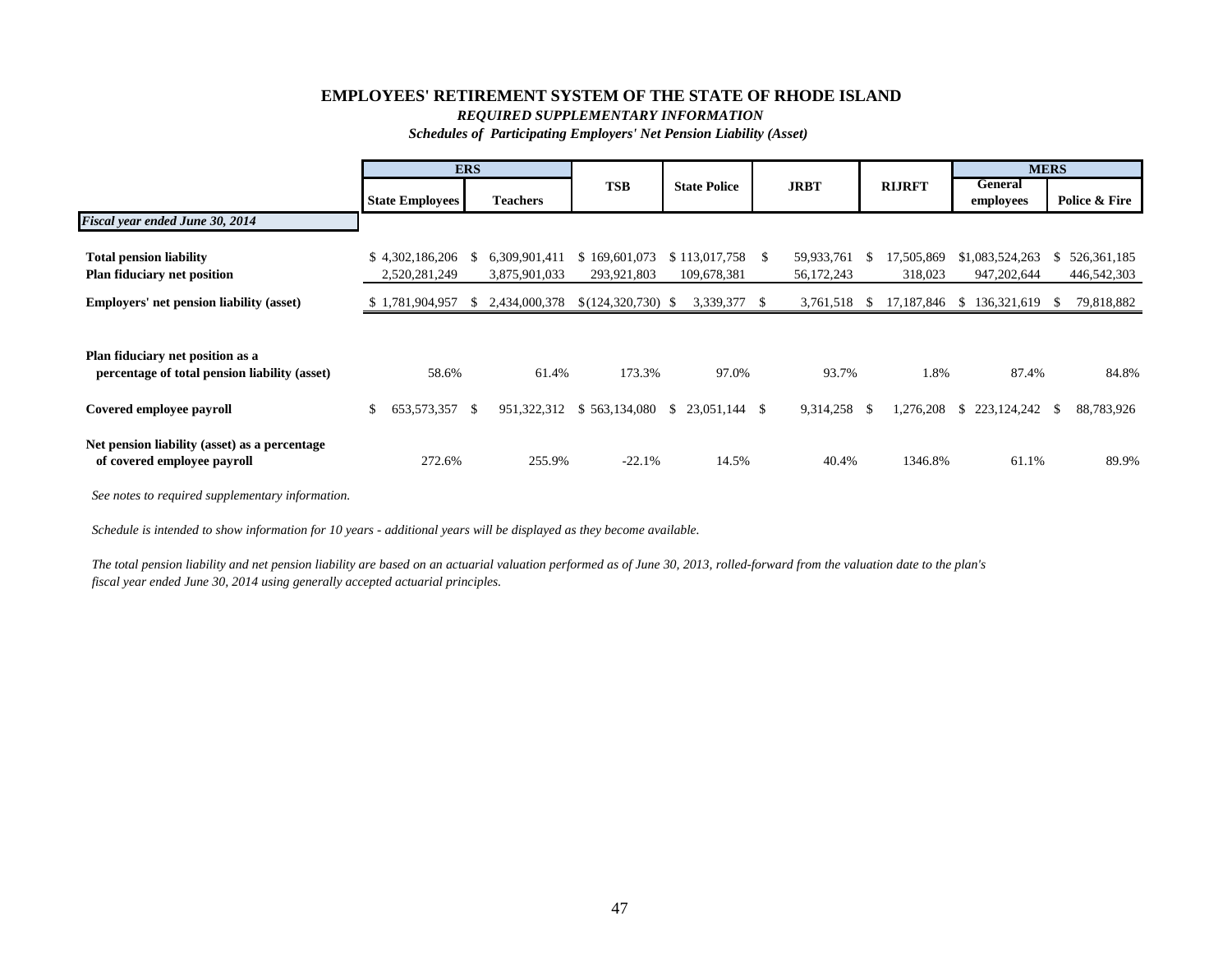# EMPLOYEES' RETIREMENT SYSTEM OF THE STATE OF RHODE ISLAND

***REQUIRED SUPPLEMENTARY INFORMATION***

***Schedules of Participating Employers' Net Pension Liability (Asset)***

| | ERS | | TSB | State Police | JRBT | RIJRFT | MERS | |
|---|---|---|---|---|---|---|---|---|
| | State Employees | Teachers | | | | | General employees | Police & Fire |
| ***Fiscal year ended June 30, 2014*** | | | | | | | | |
| **Total pension liability** | $ 4,302,186,206 | $ 6,309,901,411 | $ 169,601,073 | $ 113,017,758 | $ 59,933,761 | $ 17,505,869 | $1,083,524,263 | $ 526,361,185 |
| **Plan fiduciary net position** | 2,520,281,249 | 3,875,901,033 | 293,921,803 | 109,678,381 | 56,172,243 | 318,023 | 947,202,644 | 446,542,303 |
| **Employers' net pension liability (asset)** | $ 1,781,904,957 | $ 2,434,000,378 | $(124,320,730) | $ 3,339,377 | $ 3,761,518 | $ 17,187,846 | $ 136,321,619 | $ 79,818,882 |
| **Plan fiduciary net position as a percentage of total pension liability (asset)** | 58.6% | 61.4% | 173.3% | 97.0% | 93.7% | 1.8% | 87.4% | 84.8% |
| **Covered employee payroll** | $ 653,573,357 | $ 951,322,312 | $ 563,134,080 | $ 23,051,144 | $ 9,314,258 | $ 1,276,208 | $ 223,124,242 | $ 88,783,926 |
| **Net pension liability (asset) as a percentage of covered employee payroll** | 272.6% | 255.9% | -22.1% | 14.5% | 40.4% | 1346.8% | 61.1% | 89.9% |

*See notes to required supplementary information.*

*Schedule is intended to show information for 10 years - additional years will be displayed as they become available.*

*The total pension liability and net pension liability are based on an actuarial valuation performed as of June 30, 2013, rolled-forward from the valuation date to the plan's fiscal year ended June 30, 2014 using generally accepted actuarial principles.*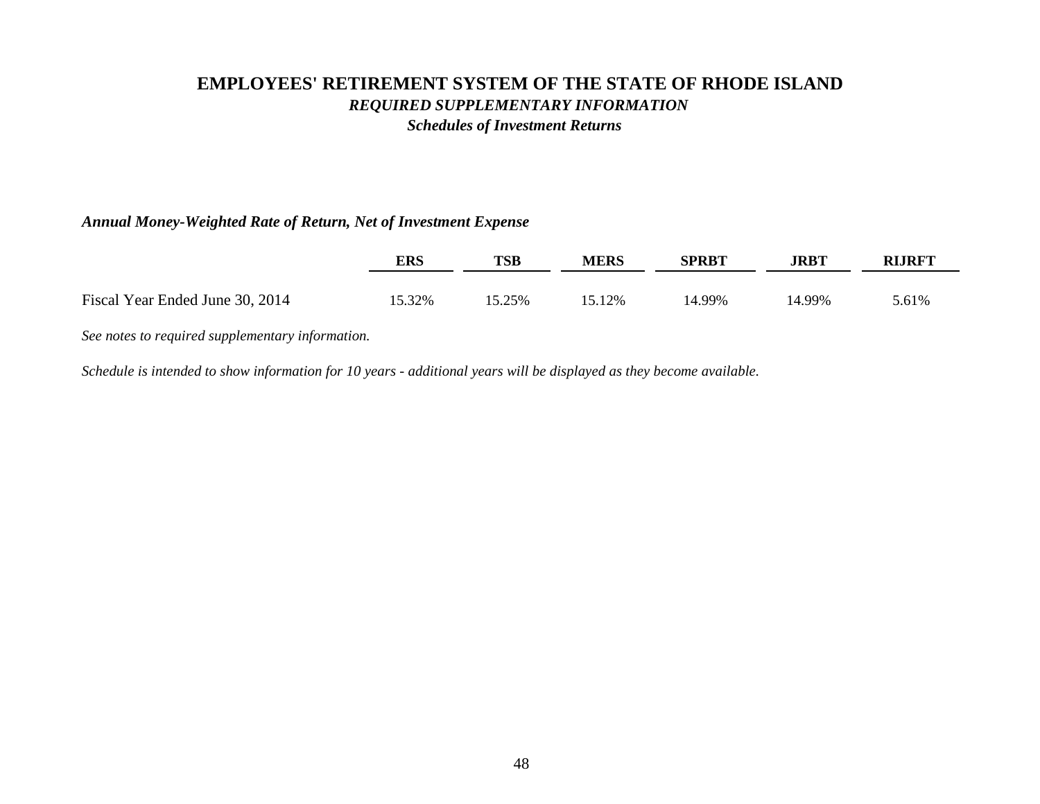# EMPLOYEES' RETIREMENT SYSTEM OF THE STATE OF RHODE ISLAND

## *REQUIRED SUPPLEMENTARY INFORMATION*

### *Schedules of Investment Returns*

***Annual Money-Weighted Rate of Return, Net of Investment Expense***

| | ERS | TSB | MERS | SPRBT | JRBT | RIJRFT |
|---|---|---|---|---|---|---|
| Fiscal Year Ended June 30, 2014 | 15.32% | 15.25% | 15.12% | 14.99% | 14.99% | 5.61% |

*See notes to required supplementary information.*

*Schedule is intended to show information for 10 years - additional years will be displayed as they become available.*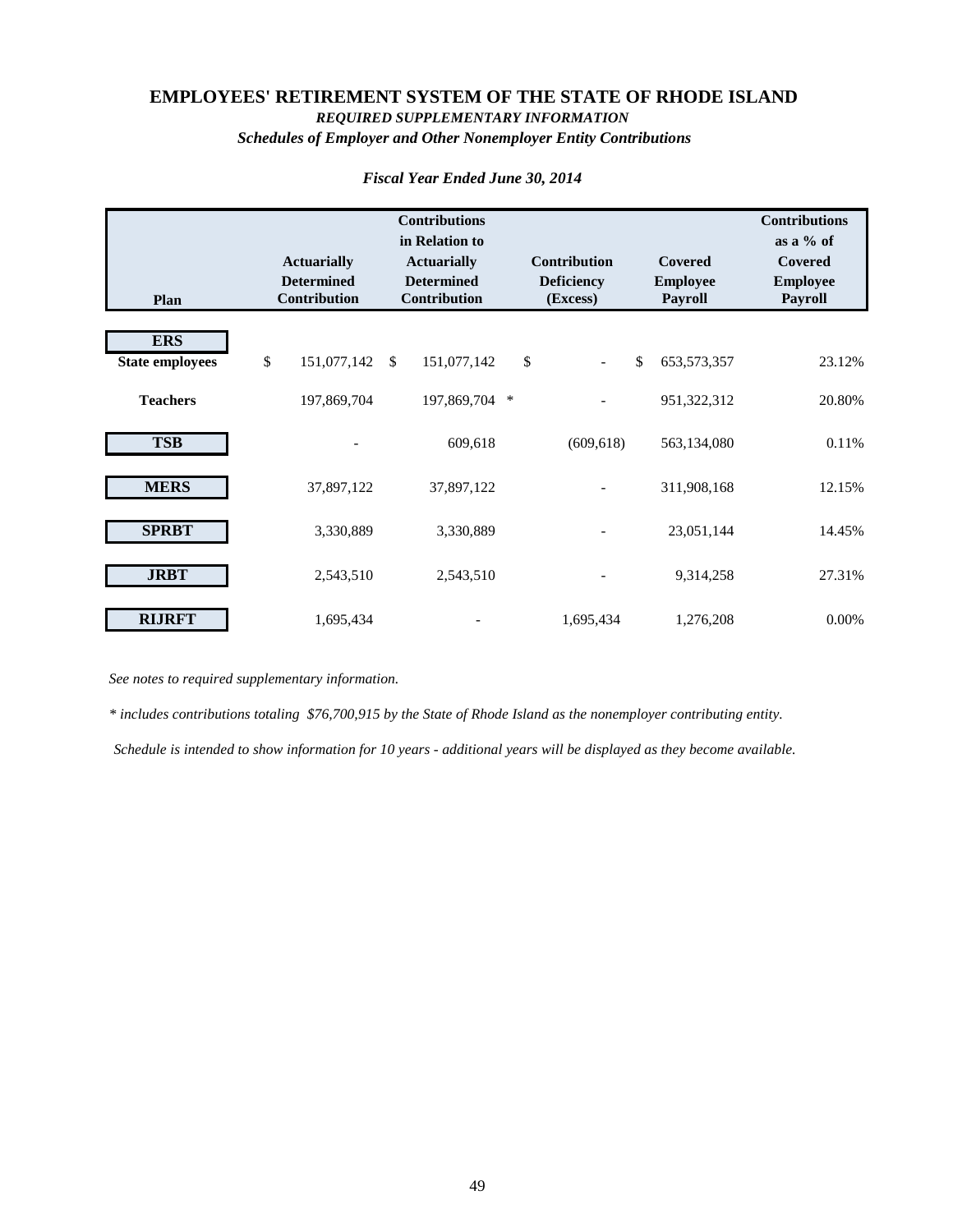# EMPLOYEES' RETIREMENT SYSTEM OF THE STATE OF RHODE ISLAND

***REQUIRED SUPPLEMENTARY INFORMATION***

***Schedules of Employer and Other Nonemployer Entity Contributions***

*Fiscal Year Ended June 30, 2014*

| Plan | Actuarially Determined Contribution | Contributions in Relation to Actuarially Determined Contribution | Contribution Deficiency (Excess) | Covered Employee Payroll | Contributions as a % of Covered Employee Payroll |
|---|---|---|---|---|---|
| **ERS** | | | | | |
| **State employees** | $ 151,077,142 | $ 151,077,142 | $ - | $ 653,573,357 | 23.12% |
| **Teachers** | 197,869,704 | 197,869,704 * | - | 951,322,312 | 20.80% |
| **TSB** | - | 609,618 | (609,618) | 563,134,080 | 0.11% |
| **MERS** | 37,897,122 | 37,897,122 | - | 311,908,168 | 12.15% |
| **SPRBT** | 3,330,889 | 3,330,889 | - | 23,051,144 | 14.45% |
| **JRBT** | 2,543,510 | 2,543,510 | - | 9,314,258 | 27.31% |
| **RIJRFT** | 1,695,434 | - | 1,695,434 | 1,276,208 | 0.00% |

*See notes to required supplementary information.*

*\* includes contributions totaling $76,700,915 by the State of Rhode Island as the nonemployer contributing entity.*

*Schedule is intended to show information for 10 years - additional years will be displayed as they become available.*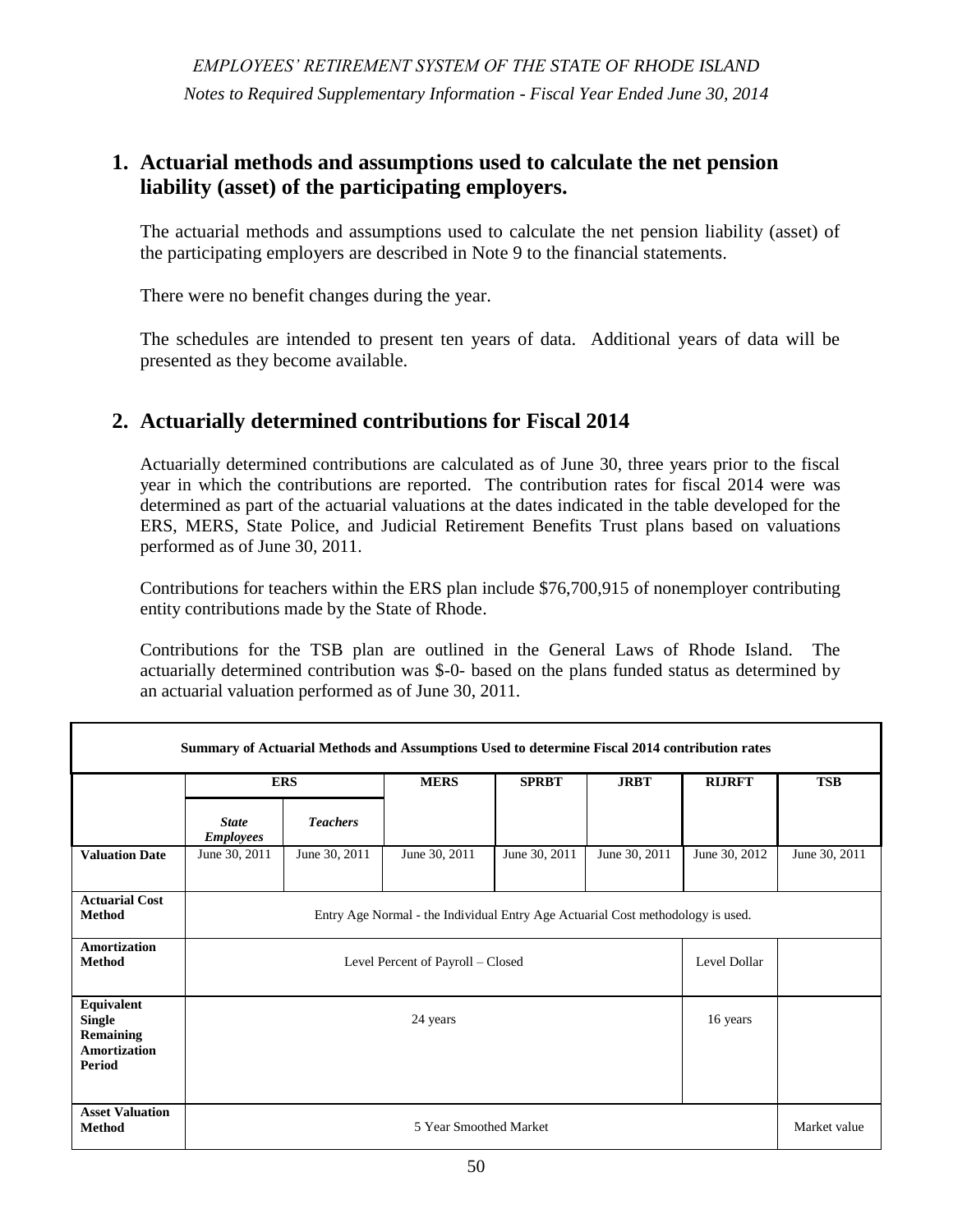## 1. Actuarial methods and assumptions used to calculate the net pension liability (asset) of the participating employers.

The actuarial methods and assumptions used to calculate the net pension liability (asset) of the participating employers are described in Note 9 to the financial statements.

There were no benefit changes during the year.

The schedules are intended to present ten years of data. Additional years of data will be presented as they become available.

## 2. Actuarially determined contributions for Fiscal 2014

Actuarially determined contributions are calculated as of June 30, three years prior to the fiscal year in which the contributions are reported. The contribution rates for fiscal 2014 were was determined as part of the actuarial valuations at the dates indicated in the table developed for the ERS, MERS, State Police, and Judicial Retirement Benefits Trust plans based on valuations performed as of June 30, 2011.

Contributions for teachers within the ERS plan include $76,700,915 of nonemployer contributing entity contributions made by the State of Rhode.

Contributions for the TSB plan are outlined in the General Laws of Rhode Island. The actuarially determined contribution was $-0- based on the plans funded status as determined by an actuarial valuation performed as of June 30, 2011.

**Summary of Actuarial Methods and Assumptions Used to determine Fiscal 2014 contribution rates**

| | ERS | | MERS | SPRBT | JRBT | RIJRFT | TSB |
|---|---|---|---|---|---|---|---|
| | *State Employees* | *Teachers* | | | | | |
| **Valuation Date** | June 30, 2011 | June 30, 2011 | June 30, 2011 | June 30, 2011 | June 30, 2011 | June 30, 2012 | June 30, 2011 |
| **Actuarial Cost Method** | Entry Age Normal - the Individual Entry Age Actuarial Cost methodology is used. | | | | | | |
| **Amortization Method** | Level Percent of Payroll – Closed | | | | | Level Dollar | |
| **Equivalent Single Remaining Amortization Period** | 24 years | | | | | 16 years | |
| **Asset Valuation Method** | 5 Year Smoothed Market | | | | | | Market value |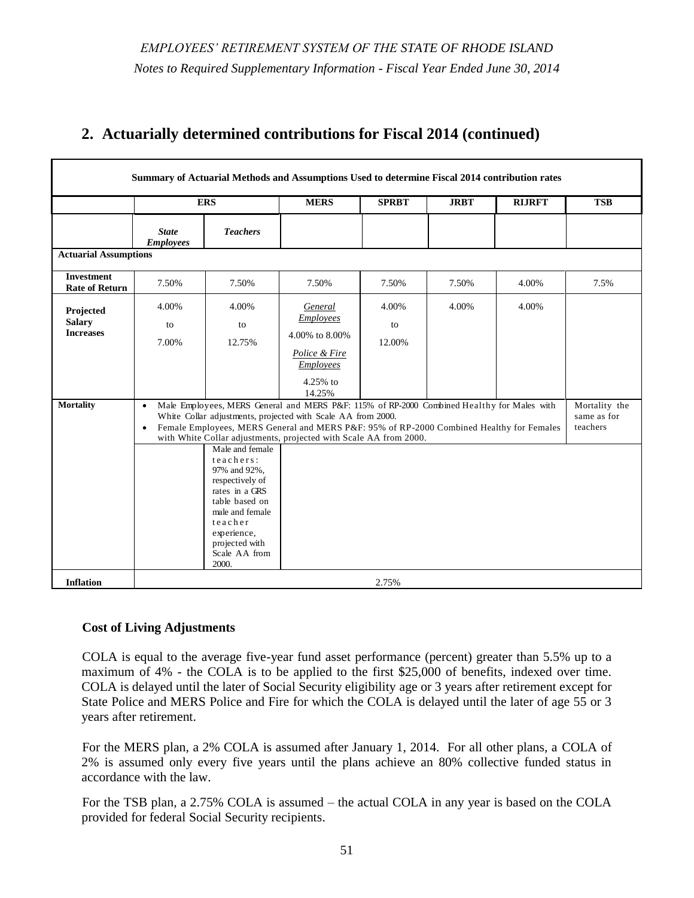## 2. Actuarially determined contributions for Fiscal 2014 (continued)

| Summary of Actuarial Methods and Assumptions Used to determine Fiscal 2014 contribution rates | | | | | | | |
|---|---|---|---|---|---|---|---|
| | ERS | | MERS | SPRBT | JRBT | RIJRFT | TSB |
| | *State Employees* | *Teachers* | | | | | |
| **Actuarial Assumptions** | | | | | | | |
| **Investment Rate of Return** | 7.50% | 7.50% | 7.50% | 7.50% | 7.50% | 4.00% | 7.5% |
| **Projected Salary Increases** | 4.00% to 7.00% | 4.00% to 12.75% | *General Employees* 4.00% to 8.00% *Police & Fire Employees* 4.25% to 14.25% | 4.00% to 12.00% | 4.00% | 4.00% | |
| **Mortality** | • Male Employees, MERS General and MERS P&F: 115% of RP-2000 Combined Healthy for Males with White Collar adjustments, projected with Scale AA from 2000. • Female Employees, MERS General and MERS P&F: 95% of RP-2000 Combined Healthy for Females with White Collar adjustments, projected with Scale AA from 2000. | | | | | | Mortality the same as for teachers |
| | | Male and female teachers: 97% and 92%, respectively of rates in a GRS table based on male and female teacher experience, projected with Scale AA from 2000. | | | | | |
| **Inflation** | 2.75% | | | | | | |

**Cost of Living Adjustments**

COLA is equal to the average five-year fund asset performance (percent) greater than 5.5% up to a maximum of 4% - the COLA is to be applied to the first $25,000 of benefits, indexed over time. COLA is delayed until the later of Social Security eligibility age or 3 years after retirement except for State Police and MERS Police and Fire for which the COLA is delayed until the later of age 55 or 3 years after retirement.

For the MERS plan, a 2% COLA is assumed after January 1, 2014. For all other plans, a COLA of 2% is assumed only every five years until the plans achieve an 80% collective funded status in accordance with the law.

For the TSB plan, a 2.75% COLA is assumed – the actual COLA in any year is based on the COLA provided for federal Social Security recipients.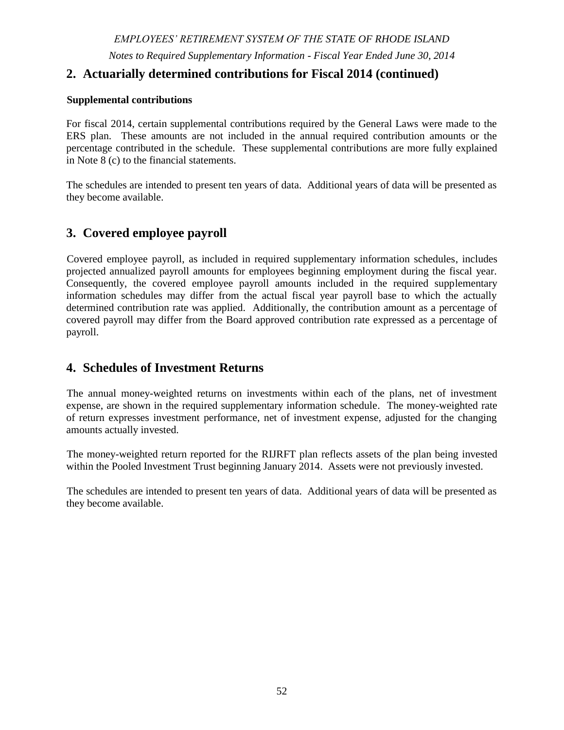## 2. Actuarially determined contributions for Fiscal 2014 (continued)

**Supplemental contributions**

For fiscal 2014, certain supplemental contributions required by the General Laws were made to the ERS plan. These amounts are not included in the annual required contribution amounts or the percentage contributed in the schedule. These supplemental contributions are more fully explained in Note 8 (c) to the financial statements.

The schedules are intended to present ten years of data. Additional years of data will be presented as they become available.

## 3. Covered employee payroll

Covered employee payroll, as included in required supplementary information schedules, includes projected annualized payroll amounts for employees beginning employment during the fiscal year. Consequently, the covered employee payroll amounts included in the required supplementary information schedules may differ from the actual fiscal year payroll base to which the actually determined contribution rate was applied. Additionally, the contribution amount as a percentage of covered payroll may differ from the Board approved contribution rate expressed as a percentage of payroll.

## 4. Schedules of Investment Returns

The annual money-weighted returns on investments within each of the plans, net of investment expense, are shown in the required supplementary information schedule. The money-weighted rate of return expresses investment performance, net of investment expense, adjusted for the changing amounts actually invested.

The money-weighted return reported for the RIJRFT plan reflects assets of the plan being invested within the Pooled Investment Trust beginning January 2014. Assets were not previously invested.

The schedules are intended to present ten years of data. Additional years of data will be presented as they become available.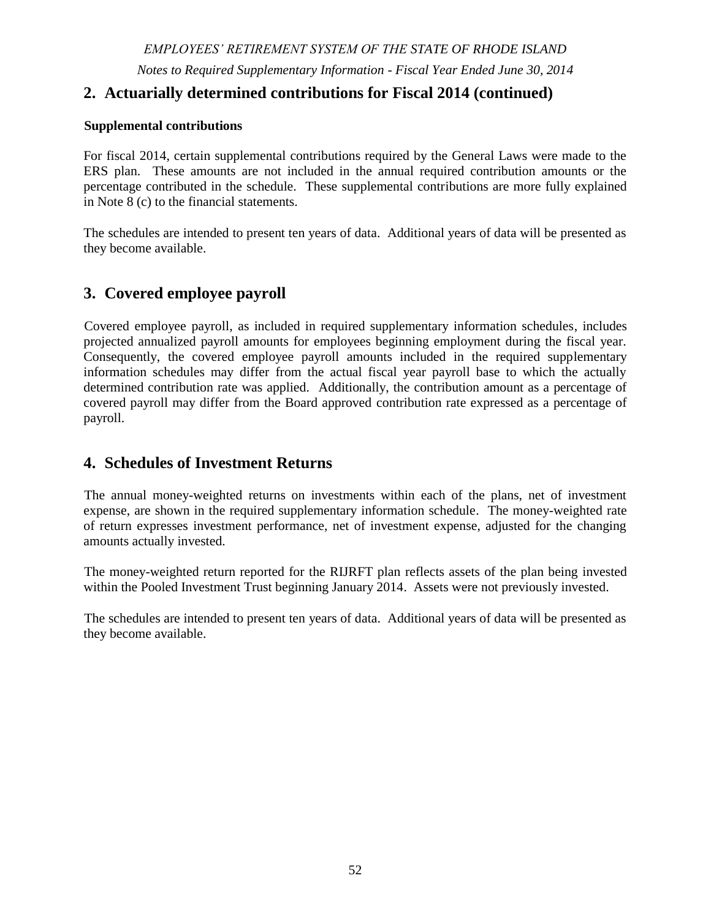## 2. Actuarially determined contributions for Fiscal 2014 (continued)

**Supplemental contributions**

For fiscal 2014, certain supplemental contributions required by the General Laws were made to the ERS plan. These amounts are not included in the annual required contribution amounts or the percentage contributed in the schedule. These supplemental contributions are more fully explained in Note 8 (c) to the financial statements.

The schedules are intended to present ten years of data. Additional years of data will be presented as they become available.

## 3. Covered employee payroll

Covered employee payroll, as included in required supplementary information schedules, includes projected annualized payroll amounts for employees beginning employment during the fiscal year. Consequently, the covered employee payroll amounts included in the required supplementary information schedules may differ from the actual fiscal year payroll base to which the actually determined contribution rate was applied. Additionally, the contribution amount as a percentage of covered payroll may differ from the Board approved contribution rate expressed as a percentage of payroll.

## 4. Schedules of Investment Returns

The annual money-weighted returns on investments within each of the plans, net of investment expense, are shown in the required supplementary information schedule. The money-weighted rate of return expresses investment performance, net of investment expense, adjusted for the changing amounts actually invested.

The money-weighted return reported for the RIJRFT plan reflects assets of the plan being invested within the Pooled Investment Trust beginning January 2014. Assets were not previously invested.

The schedules are intended to present ten years of data. Additional years of data will be presented as they become available.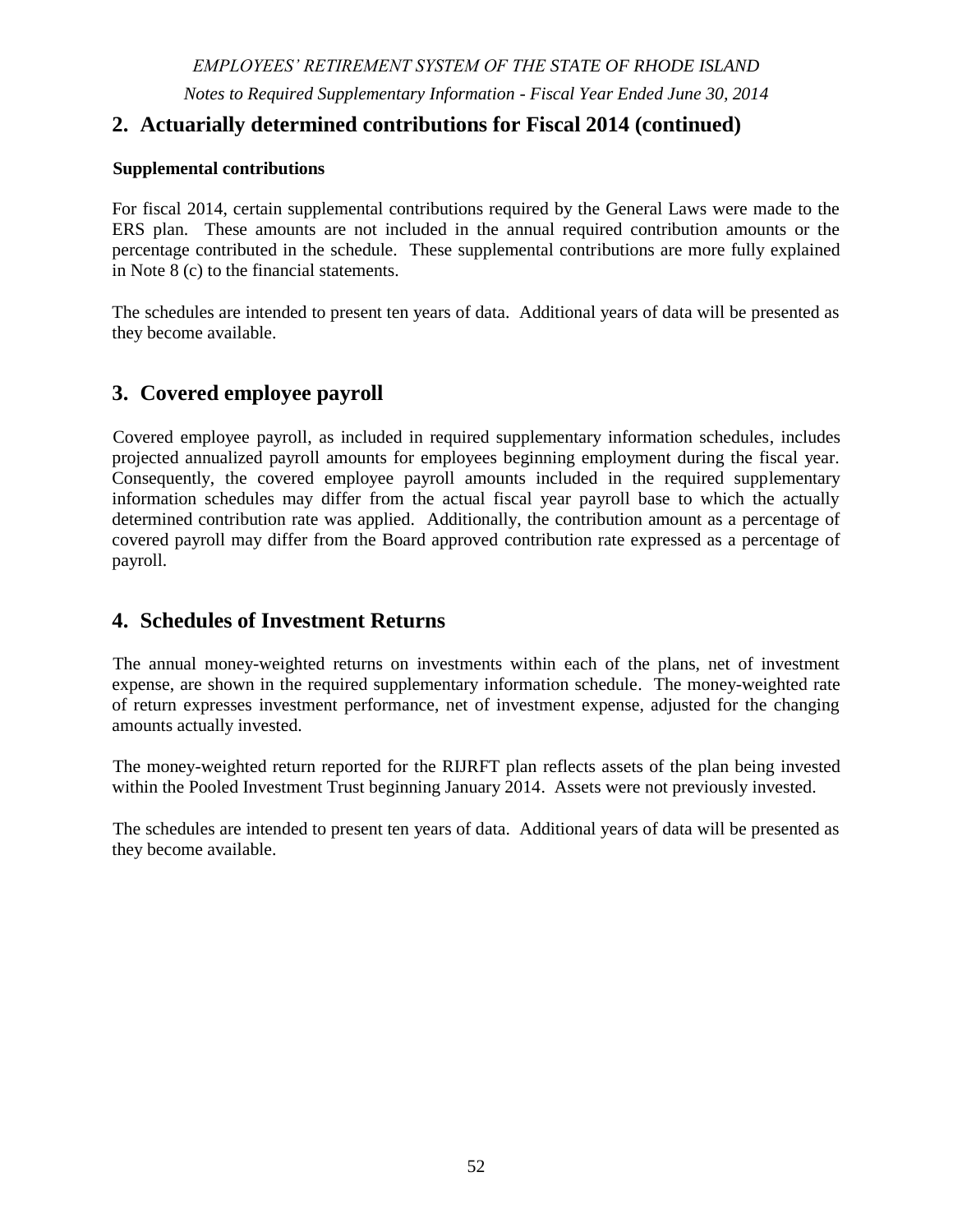## 2. Actuarially determined contributions for Fiscal 2014 (continued)

**Supplemental contributions**

For fiscal 2014, certain supplemental contributions required by the General Laws were made to the ERS plan. These amounts are not included in the annual required contribution amounts or the percentage contributed in the schedule. These supplemental contributions are more fully explained in Note 8 (c) to the financial statements.

The schedules are intended to present ten years of data. Additional years of data will be presented as they become available.

## 3. Covered employee payroll

Covered employee payroll, as included in required supplementary information schedules, includes projected annualized payroll amounts for employees beginning employment during the fiscal year. Consequently, the covered employee payroll amounts included in the required supplementary information schedules may differ from the actual fiscal year payroll base to which the actually determined contribution rate was applied. Additionally, the contribution amount as a percentage of covered payroll may differ from the Board approved contribution rate expressed as a percentage of payroll.

## 4. Schedules of Investment Returns

The annual money-weighted returns on investments within each of the plans, net of investment expense, are shown in the required supplementary information schedule. The money-weighted rate of return expresses investment performance, net of investment expense, adjusted for the changing amounts actually invested.

The money-weighted return reported for the RIJRFT plan reflects assets of the plan being invested within the Pooled Investment Trust beginning January 2014. Assets were not previously invested.

The schedules are intended to present ten years of data. Additional years of data will be presented as they become available.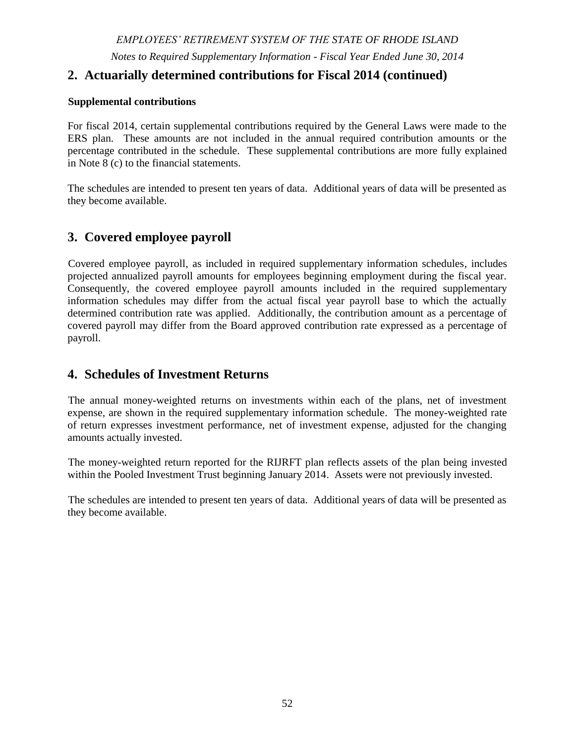## 2. Actuarially determined contributions for Fiscal 2014 (continued)

**Supplemental contributions**

For fiscal 2014, certain supplemental contributions required by the General Laws were made to the ERS plan. These amounts are not included in the annual required contribution amounts or the percentage contributed in the schedule. These supplemental contributions are more fully explained in Note 8 (c) to the financial statements.

The schedules are intended to present ten years of data. Additional years of data will be presented as they become available.

## 3. Covered employee payroll

Covered employee payroll, as included in required supplementary information schedules, includes projected annualized payroll amounts for employees beginning employment during the fiscal year. Consequently, the covered employee payroll amounts included in the required supplementary information schedules may differ from the actual fiscal year payroll base to which the actually determined contribution rate was applied. Additionally, the contribution amount as a percentage of covered payroll may differ from the Board approved contribution rate expressed as a percentage of payroll.

## 4. Schedules of Investment Returns

The annual money-weighted returns on investments within each of the plans, net of investment expense, are shown in the required supplementary information schedule. The money-weighted rate of return expresses investment performance, net of investment expense, adjusted for the changing amounts actually invested.

The money-weighted return reported for the RIJRFT plan reflects assets of the plan being invested within the Pooled Investment Trust beginning January 2014. Assets were not previously invested.

The schedules are intended to present ten years of data. Additional years of data will be presented as they become available.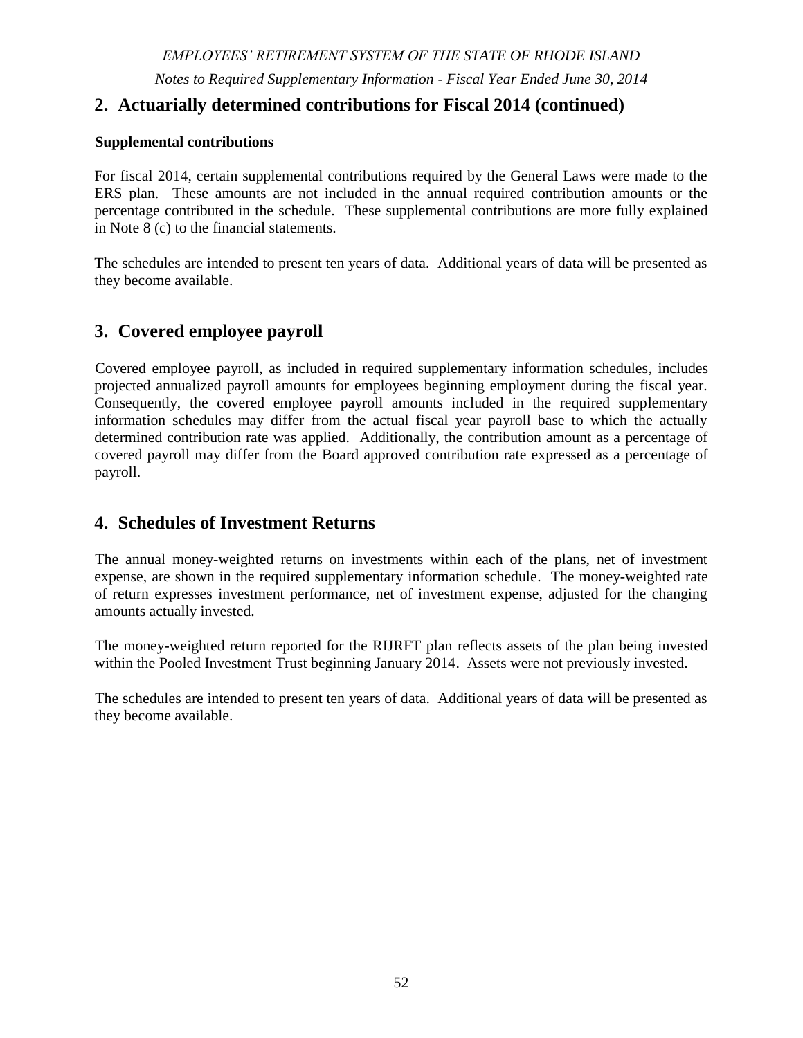## 2. Actuarially determined contributions for Fiscal 2014 (continued)

**Supplemental contributions**

For fiscal 2014, certain supplemental contributions required by the General Laws were made to the ERS plan. These amounts are not included in the annual required contribution amounts or the percentage contributed in the schedule. These supplemental contributions are more fully explained in Note 8 (c) to the financial statements.

The schedules are intended to present ten years of data. Additional years of data will be presented as they become available.

## 3. Covered employee payroll

Covered employee payroll, as included in required supplementary information schedules, includes projected annualized payroll amounts for employees beginning employment during the fiscal year. Consequently, the covered employee payroll amounts included in the required supplementary information schedules may differ from the actual fiscal year payroll base to which the actually determined contribution rate was applied. Additionally, the contribution amount as a percentage of covered payroll may differ from the Board approved contribution rate expressed as a percentage of payroll.

## 4. Schedules of Investment Returns

The annual money-weighted returns on investments within each of the plans, net of investment expense, are shown in the required supplementary information schedule. The money-weighted rate of return expresses investment performance, net of investment expense, adjusted for the changing amounts actually invested.

The money-weighted return reported for the RIJRFT plan reflects assets of the plan being invested within the Pooled Investment Trust beginning January 2014. Assets were not previously invested.

The schedules are intended to present ten years of data. Additional years of data will be presented as they become available.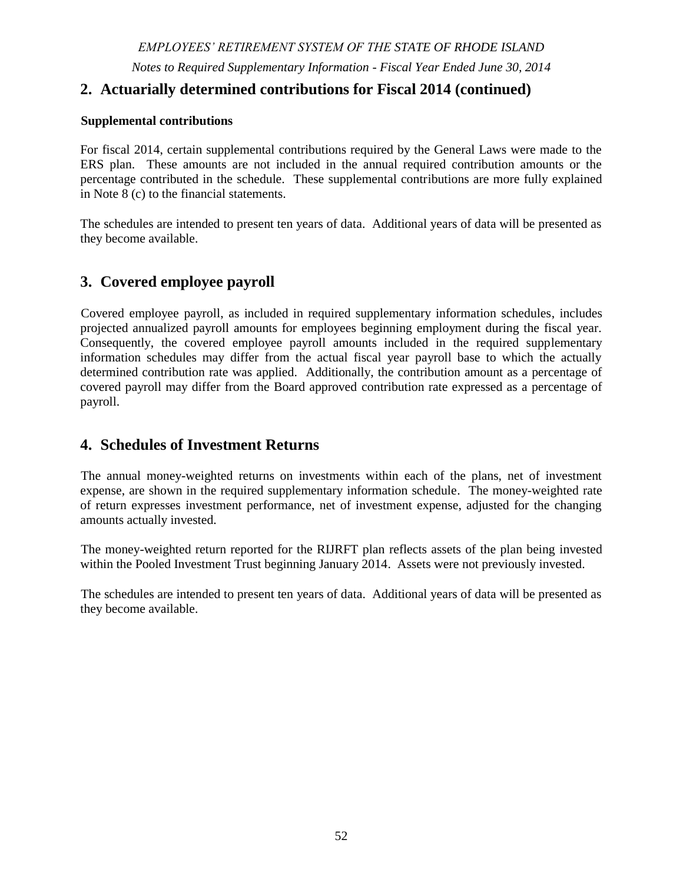## 2. Actuarially determined contributions for Fiscal 2014 (continued)

**Supplemental contributions**

For fiscal 2014, certain supplemental contributions required by the General Laws were made to the ERS plan. These amounts are not included in the annual required contribution amounts or the percentage contributed in the schedule. These supplemental contributions are more fully explained in Note 8 (c) to the financial statements.

The schedules are intended to present ten years of data. Additional years of data will be presented as they become available.

## 3. Covered employee payroll

Covered employee payroll, as included in required supplementary information schedules, includes projected annualized payroll amounts for employees beginning employment during the fiscal year. Consequently, the covered employee payroll amounts included in the required supplementary information schedules may differ from the actual fiscal year payroll base to which the actually determined contribution rate was applied. Additionally, the contribution amount as a percentage of covered payroll may differ from the Board approved contribution rate expressed as a percentage of payroll.

## 4. Schedules of Investment Returns

The annual money-weighted returns on investments within each of the plans, net of investment expense, are shown in the required supplementary information schedule. The money-weighted rate of return expresses investment performance, net of investment expense, adjusted for the changing amounts actually invested.

The money-weighted return reported for the RIJRFT plan reflects assets of the plan being invested within the Pooled Investment Trust beginning January 2014. Assets were not previously invested.

The schedules are intended to present ten years of data. Additional years of data will be presented as they become available.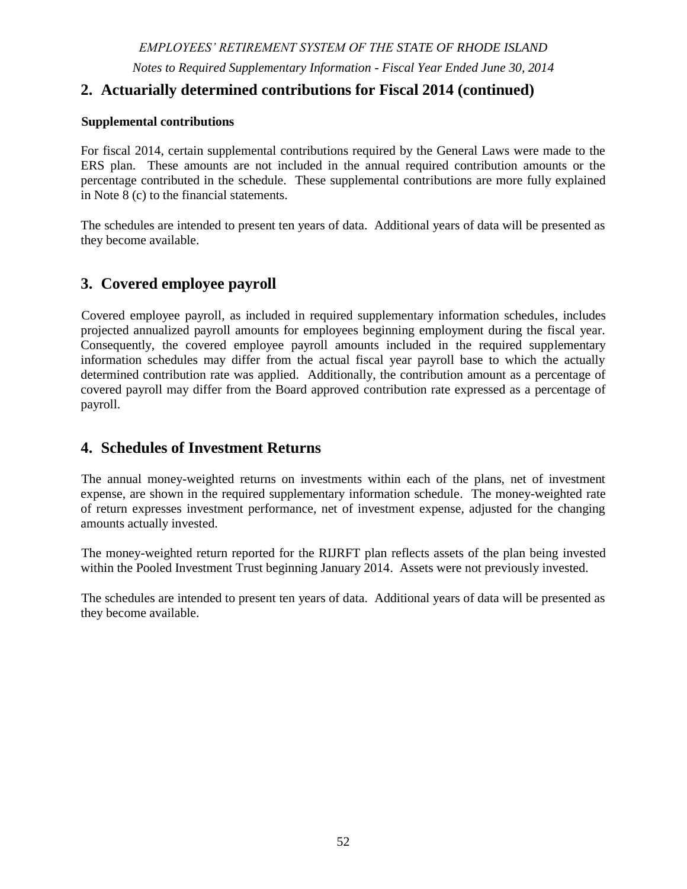## 2. Actuarially determined contributions for Fiscal 2014 (continued)

**Supplemental contributions**

For fiscal 2014, certain supplemental contributions required by the General Laws were made to the ERS plan. These amounts are not included in the annual required contribution amounts or the percentage contributed in the schedule. These supplemental contributions are more fully explained in Note 8 (c) to the financial statements.

The schedules are intended to present ten years of data. Additional years of data will be presented as they become available.

## 3. Covered employee payroll

Covered employee payroll, as included in required supplementary information schedules, includes projected annualized payroll amounts for employees beginning employment during the fiscal year. Consequently, the covered employee payroll amounts included in the required supplementary information schedules may differ from the actual fiscal year payroll base to which the actually determined contribution rate was applied. Additionally, the contribution amount as a percentage of covered payroll may differ from the Board approved contribution rate expressed as a percentage of payroll.

## 4. Schedules of Investment Returns

The annual money-weighted returns on investments within each of the plans, net of investment expense, are shown in the required supplementary information schedule. The money-weighted rate of return expresses investment performance, net of investment expense, adjusted for the changing amounts actually invested.

The money-weighted return reported for the RIJRFT plan reflects assets of the plan being invested within the Pooled Investment Trust beginning January 2014. Assets were not previously invested.

The schedules are intended to present ten years of data. Additional years of data will be presented as they become available.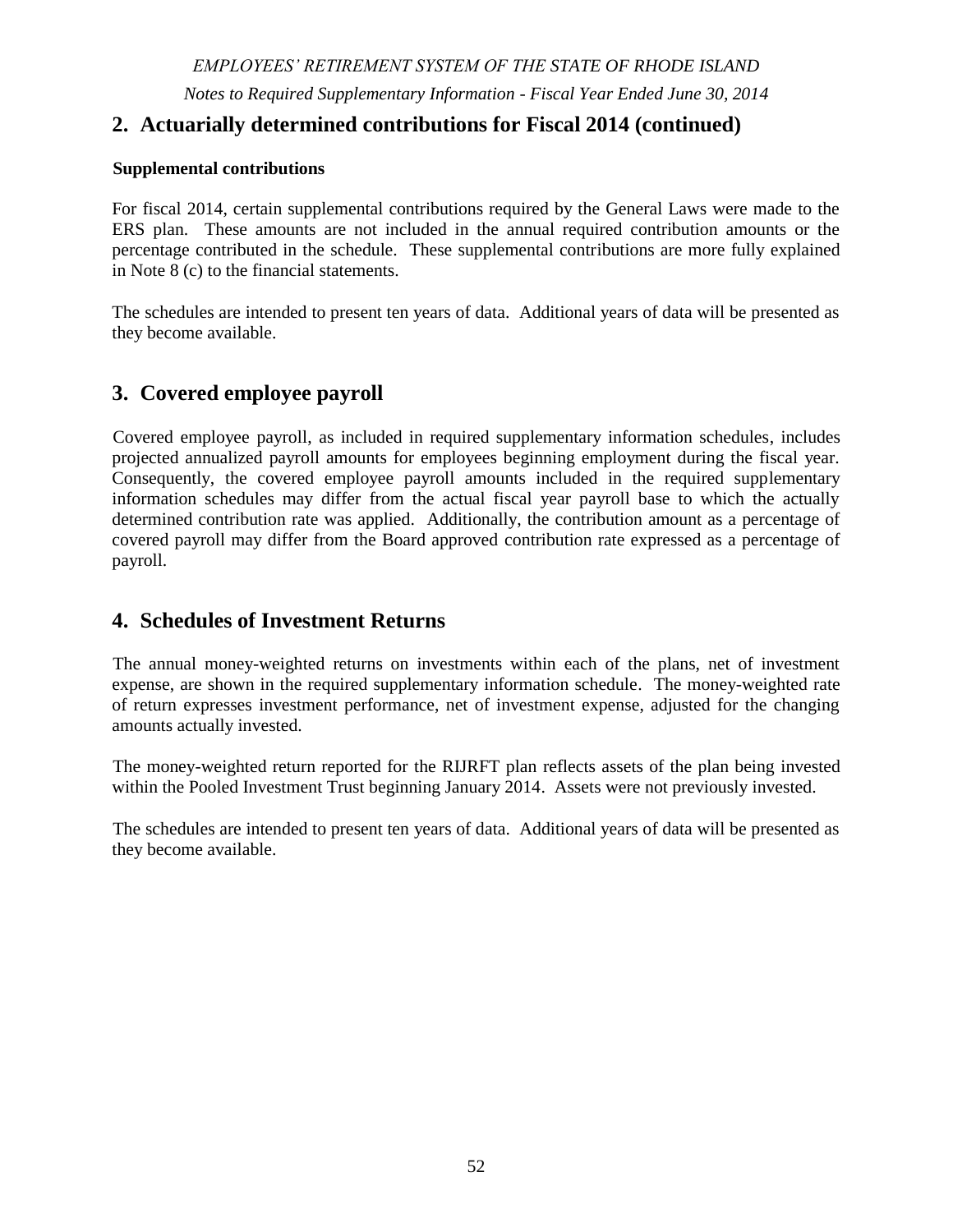## 2. Actuarially determined contributions for Fiscal 2014 (continued)

**Supplemental contributions**

For fiscal 2014, certain supplemental contributions required by the General Laws were made to the ERS plan. These amounts are not included in the annual required contribution amounts or the percentage contributed in the schedule. These supplemental contributions are more fully explained in Note 8 (c) to the financial statements.

The schedules are intended to present ten years of data. Additional years of data will be presented as they become available.

## 3. Covered employee payroll

Covered employee payroll, as included in required supplementary information schedules, includes projected annualized payroll amounts for employees beginning employment during the fiscal year. Consequently, the covered employee payroll amounts included in the required supplementary information schedules may differ from the actual fiscal year payroll base to which the actually determined contribution rate was applied. Additionally, the contribution amount as a percentage of covered payroll may differ from the Board approved contribution rate expressed as a percentage of payroll.

## 4. Schedules of Investment Returns

The annual money-weighted returns on investments within each of the plans, net of investment expense, are shown in the required supplementary information schedule. The money-weighted rate of return expresses investment performance, net of investment expense, adjusted for the changing amounts actually invested.

The money-weighted return reported for the RIJRFT plan reflects assets of the plan being invested within the Pooled Investment Trust beginning January 2014. Assets were not previously invested.

The schedules are intended to present ten years of data. Additional years of data will be presented as they become available.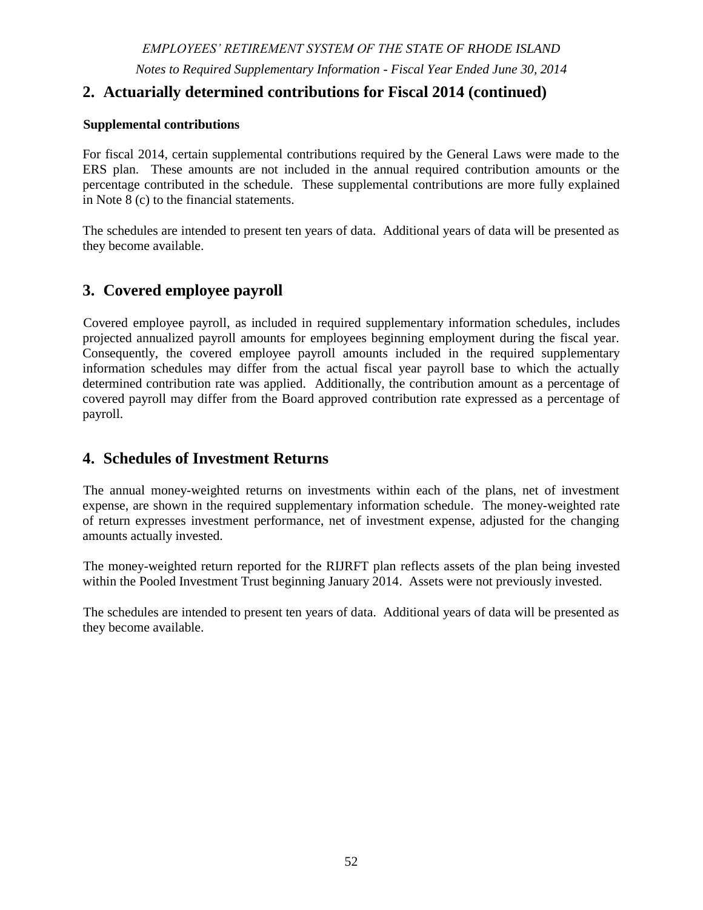## 2. Actuarially determined contributions for Fiscal 2014 (continued)

**Supplemental contributions**

For fiscal 2014, certain supplemental contributions required by the General Laws were made to the ERS plan. These amounts are not included in the annual required contribution amounts or the percentage contributed in the schedule. These supplemental contributions are more fully explained in Note 8 (c) to the financial statements.

The schedules are intended to present ten years of data. Additional years of data will be presented as they become available.

## 3. Covered employee payroll

Covered employee payroll, as included in required supplementary information schedules, includes projected annualized payroll amounts for employees beginning employment during the fiscal year. Consequently, the covered employee payroll amounts included in the required supplementary information schedules may differ from the actual fiscal year payroll base to which the actually determined contribution rate was applied. Additionally, the contribution amount as a percentage of covered payroll may differ from the Board approved contribution rate expressed as a percentage of payroll.

## 4. Schedules of Investment Returns

The annual money-weighted returns on investments within each of the plans, net of investment expense, are shown in the required supplementary information schedule. The money-weighted rate of return expresses investment performance, net of investment expense, adjusted for the changing amounts actually invested.

The money-weighted return reported for the RIJRFT plan reflects assets of the plan being invested within the Pooled Investment Trust beginning January 2014. Assets were not previously invested.

The schedules are intended to present ten years of data. Additional years of data will be presented as they become available.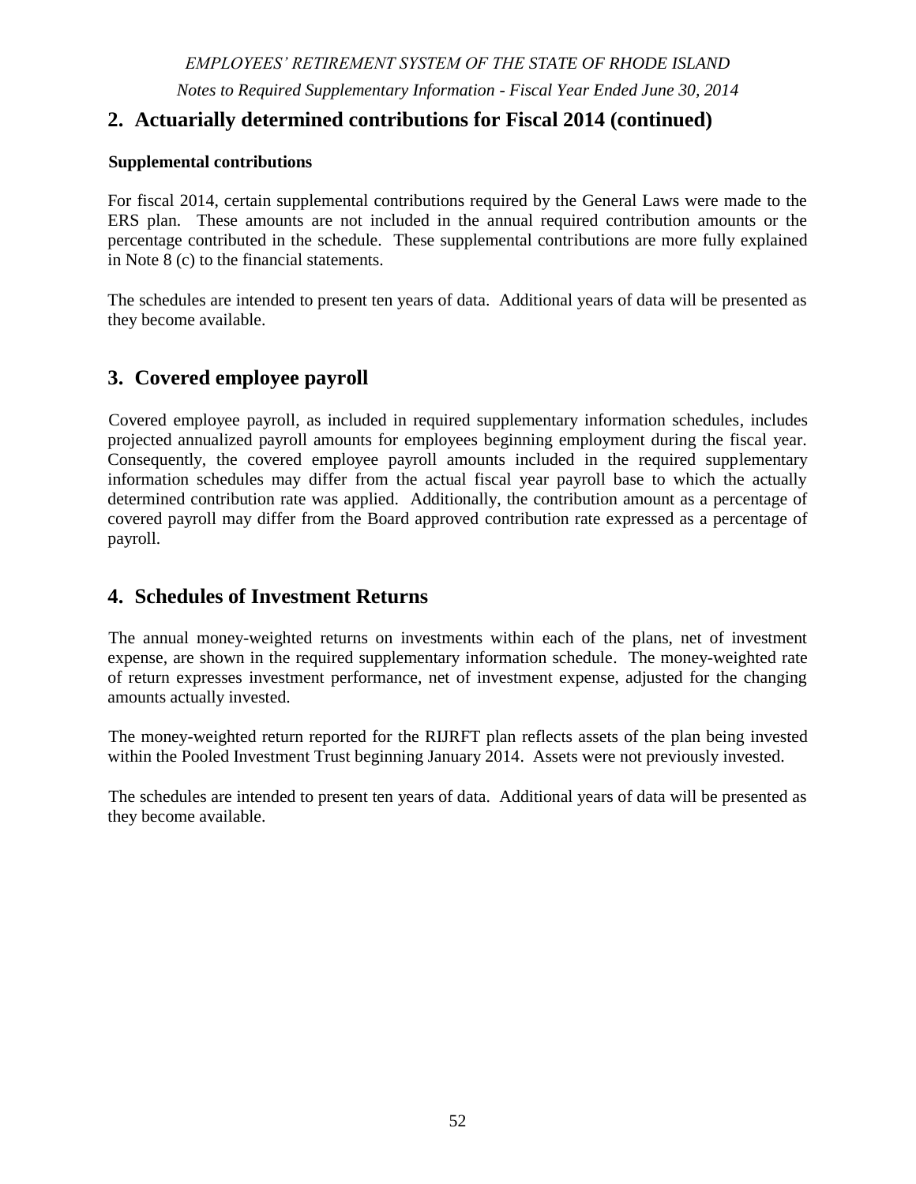## 2. Actuarially determined contributions for Fiscal 2014 (continued)

**Supplemental contributions**

For fiscal 2014, certain supplemental contributions required by the General Laws were made to the ERS plan. These amounts are not included in the annual required contribution amounts or the percentage contributed in the schedule. These supplemental contributions are more fully explained in Note 8 (c) to the financial statements.

The schedules are intended to present ten years of data. Additional years of data will be presented as they become available.

## 3. Covered employee payroll

Covered employee payroll, as included in required supplementary information schedules, includes projected annualized payroll amounts for employees beginning employment during the fiscal year. Consequently, the covered employee payroll amounts included in the required supplementary information schedules may differ from the actual fiscal year payroll base to which the actually determined contribution rate was applied. Additionally, the contribution amount as a percentage of covered payroll may differ from the Board approved contribution rate expressed as a percentage of payroll.

## 4. Schedules of Investment Returns

The annual money-weighted returns on investments within each of the plans, net of investment expense, are shown in the required supplementary information schedule. The money-weighted rate of return expresses investment performance, net of investment expense, adjusted for the changing amounts actually invested.

The money-weighted return reported for the RIJRFT plan reflects assets of the plan being invested within the Pooled Investment Trust beginning January 2014. Assets were not previously invested.

The schedules are intended to present ten years of data. Additional years of data will be presented as they become available.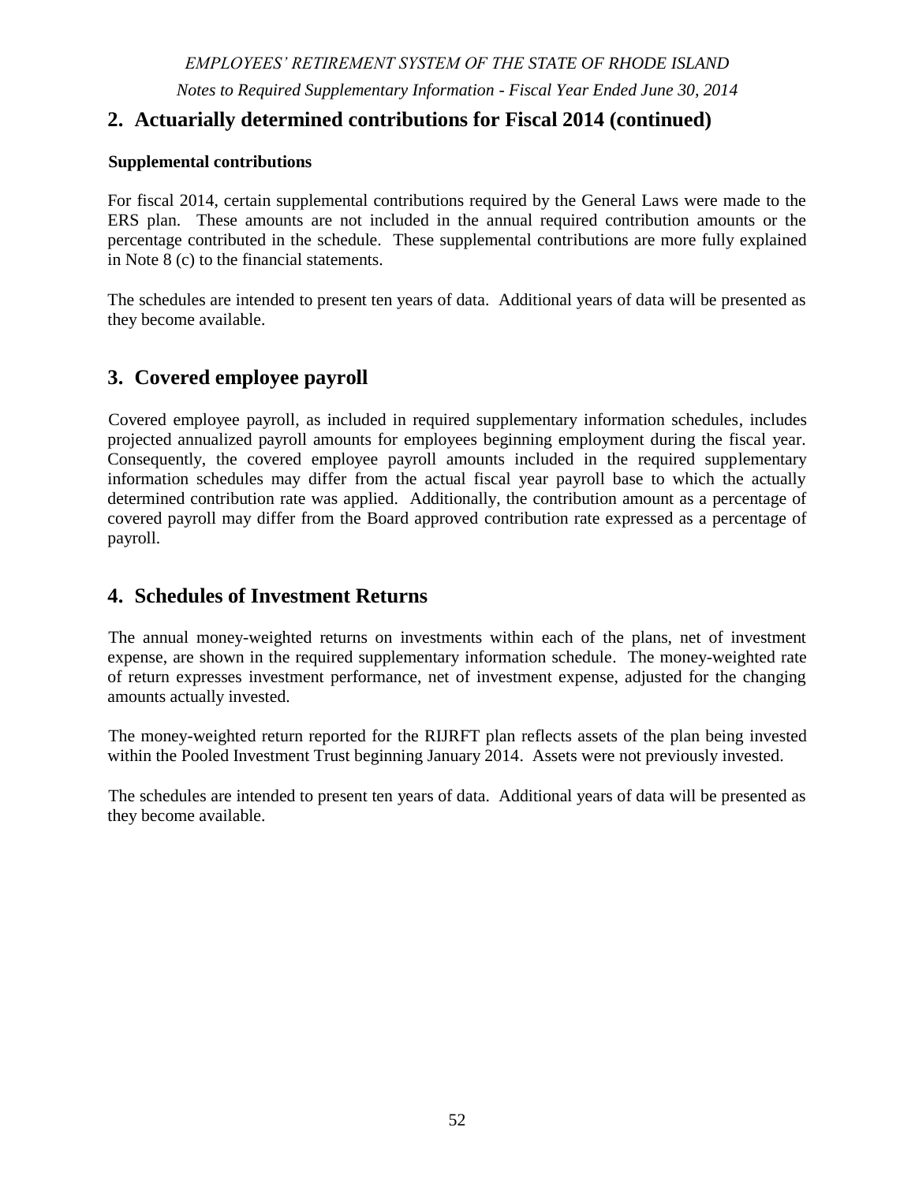## 2. Actuarially determined contributions for Fiscal 2014 (continued)

**Supplemental contributions**

For fiscal 2014, certain supplemental contributions required by the General Laws were made to the ERS plan. These amounts are not included in the annual required contribution amounts or the percentage contributed in the schedule. These supplemental contributions are more fully explained in Note 8 (c) to the financial statements.

The schedules are intended to present ten years of data. Additional years of data will be presented as they become available.

## 3. Covered employee payroll

Covered employee payroll, as included in required supplementary information schedules, includes projected annualized payroll amounts for employees beginning employment during the fiscal year. Consequently, the covered employee payroll amounts included in the required supplementary information schedules may differ from the actual fiscal year payroll base to which the actually determined contribution rate was applied. Additionally, the contribution amount as a percentage of covered payroll may differ from the Board approved contribution rate expressed as a percentage of payroll.

## 4. Schedules of Investment Returns

The annual money-weighted returns on investments within each of the plans, net of investment expense, are shown in the required supplementary information schedule. The money-weighted rate of return expresses investment performance, net of investment expense, adjusted for the changing amounts actually invested.

The money-weighted return reported for the RIJRFT plan reflects assets of the plan being invested within the Pooled Investment Trust beginning January 2014. Assets were not previously invested.

The schedules are intended to present ten years of data. Additional years of data will be presented as they become available.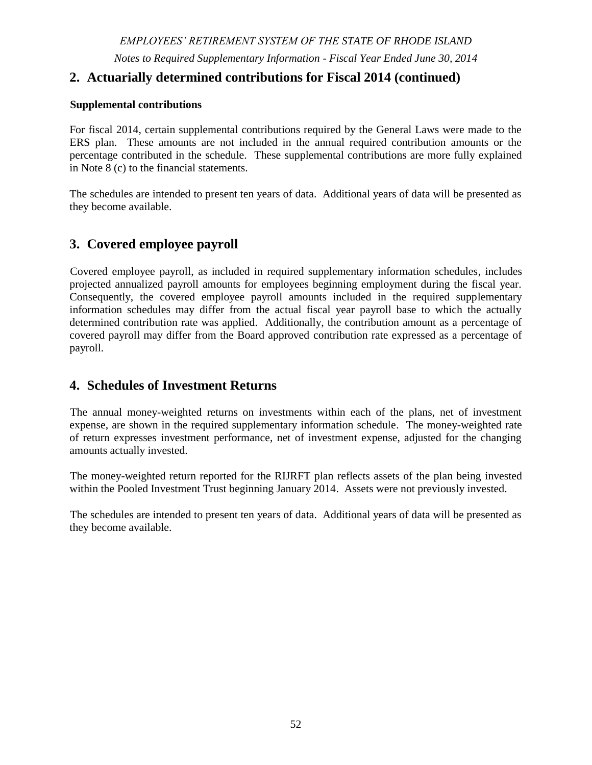## 2. Actuarially determined contributions for Fiscal 2014 (continued)

**Supplemental contributions**

For fiscal 2014, certain supplemental contributions required by the General Laws were made to the ERS plan. These amounts are not included in the annual required contribution amounts or the percentage contributed in the schedule. These supplemental contributions are more fully explained in Note 8 (c) to the financial statements.

The schedules are intended to present ten years of data. Additional years of data will be presented as they become available.

## 3. Covered employee payroll

Covered employee payroll, as included in required supplementary information schedules, includes projected annualized payroll amounts for employees beginning employment during the fiscal year. Consequently, the covered employee payroll amounts included in the required supplementary information schedules may differ from the actual fiscal year payroll base to which the actually determined contribution rate was applied. Additionally, the contribution amount as a percentage of covered payroll may differ from the Board approved contribution rate expressed as a percentage of payroll.

## 4. Schedules of Investment Returns

The annual money-weighted returns on investments within each of the plans, net of investment expense, are shown in the required supplementary information schedule. The money-weighted rate of return expresses investment performance, net of investment expense, adjusted for the changing amounts actually invested.

The money-weighted return reported for the RIJRFT plan reflects assets of the plan being invested within the Pooled Investment Trust beginning January 2014. Assets were not previously invested.

The schedules are intended to present ten years of data. Additional years of data will be presented as they become available.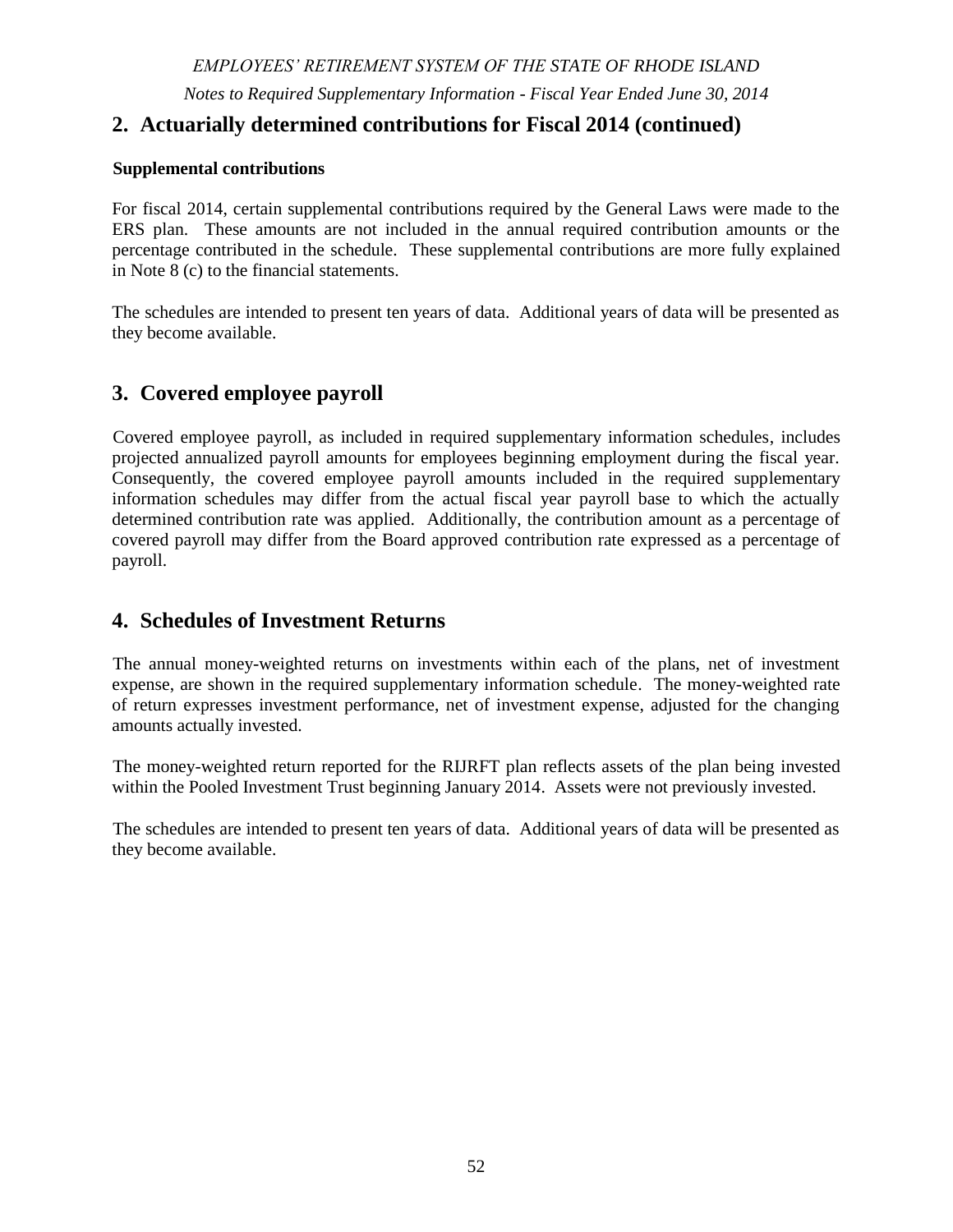## 2. Actuarially determined contributions for Fiscal 2014 (continued)

**Supplemental contributions**

For fiscal 2014, certain supplemental contributions required by the General Laws were made to the ERS plan. These amounts are not included in the annual required contribution amounts or the percentage contributed in the schedule. These supplemental contributions are more fully explained in Note 8 (c) to the financial statements.

The schedules are intended to present ten years of data. Additional years of data will be presented as they become available.

## 3. Covered employee payroll

Covered employee payroll, as included in required supplementary information schedules, includes projected annualized payroll amounts for employees beginning employment during the fiscal year. Consequently, the covered employee payroll amounts included in the required supplementary information schedules may differ from the actual fiscal year payroll base to which the actually determined contribution rate was applied. Additionally, the contribution amount as a percentage of covered payroll may differ from the Board approved contribution rate expressed as a percentage of payroll.

## 4. Schedules of Investment Returns

The annual money-weighted returns on investments within each of the plans, net of investment expense, are shown in the required supplementary information schedule. The money-weighted rate of return expresses investment performance, net of investment expense, adjusted for the changing amounts actually invested.

The money-weighted return reported for the RIJRFT plan reflects assets of the plan being invested within the Pooled Investment Trust beginning January 2014. Assets were not previously invested.

The schedules are intended to present ten years of data. Additional years of data will be presented as they become available.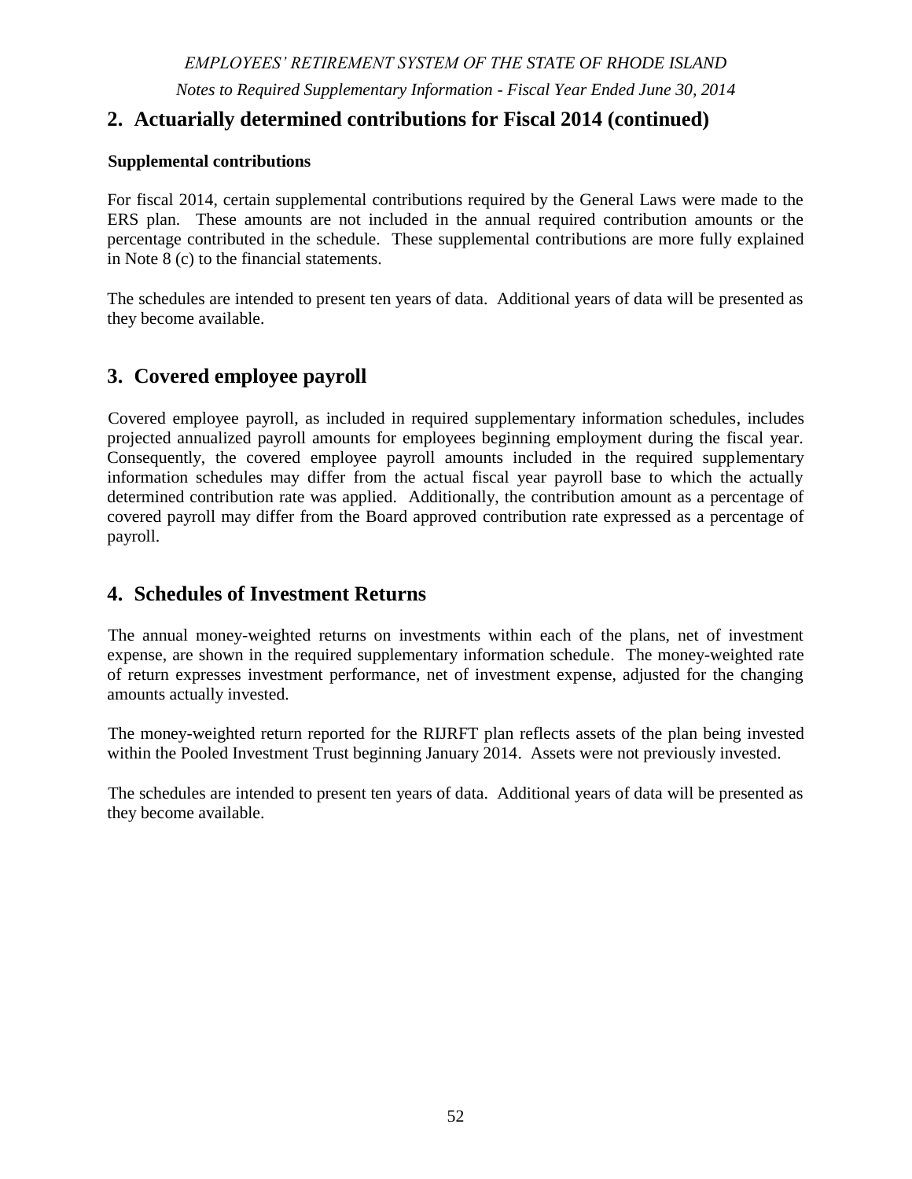## 2. Actuarially determined contributions for Fiscal 2014 (continued)

**Supplemental contributions**

For fiscal 2014, certain supplemental contributions required by the General Laws were made to the ERS plan. These amounts are not included in the annual required contribution amounts or the percentage contributed in the schedule. These supplemental contributions are more fully explained in Note 8 (c) to the financial statements.

The schedules are intended to present ten years of data. Additional years of data will be presented as they become available.

## 3. Covered employee payroll

Covered employee payroll, as included in required supplementary information schedules, includes projected annualized payroll amounts for employees beginning employment during the fiscal year. Consequently, the covered employee payroll amounts included in the required supplementary information schedules may differ from the actual fiscal year payroll base to which the actually determined contribution rate was applied. Additionally, the contribution amount as a percentage of covered payroll may differ from the Board approved contribution rate expressed as a percentage of payroll.

## 4. Schedules of Investment Returns

The annual money-weighted returns on investments within each of the plans, net of investment expense, are shown in the required supplementary information schedule. The money-weighted rate of return expresses investment performance, net of investment expense, adjusted for the changing amounts actually invested.

The money-weighted return reported for the RIJRFT plan reflects assets of the plan being invested within the Pooled Investment Trust beginning January 2014. Assets were not previously invested.

The schedules are intended to present ten years of data. Additional years of data will be presented as they become available.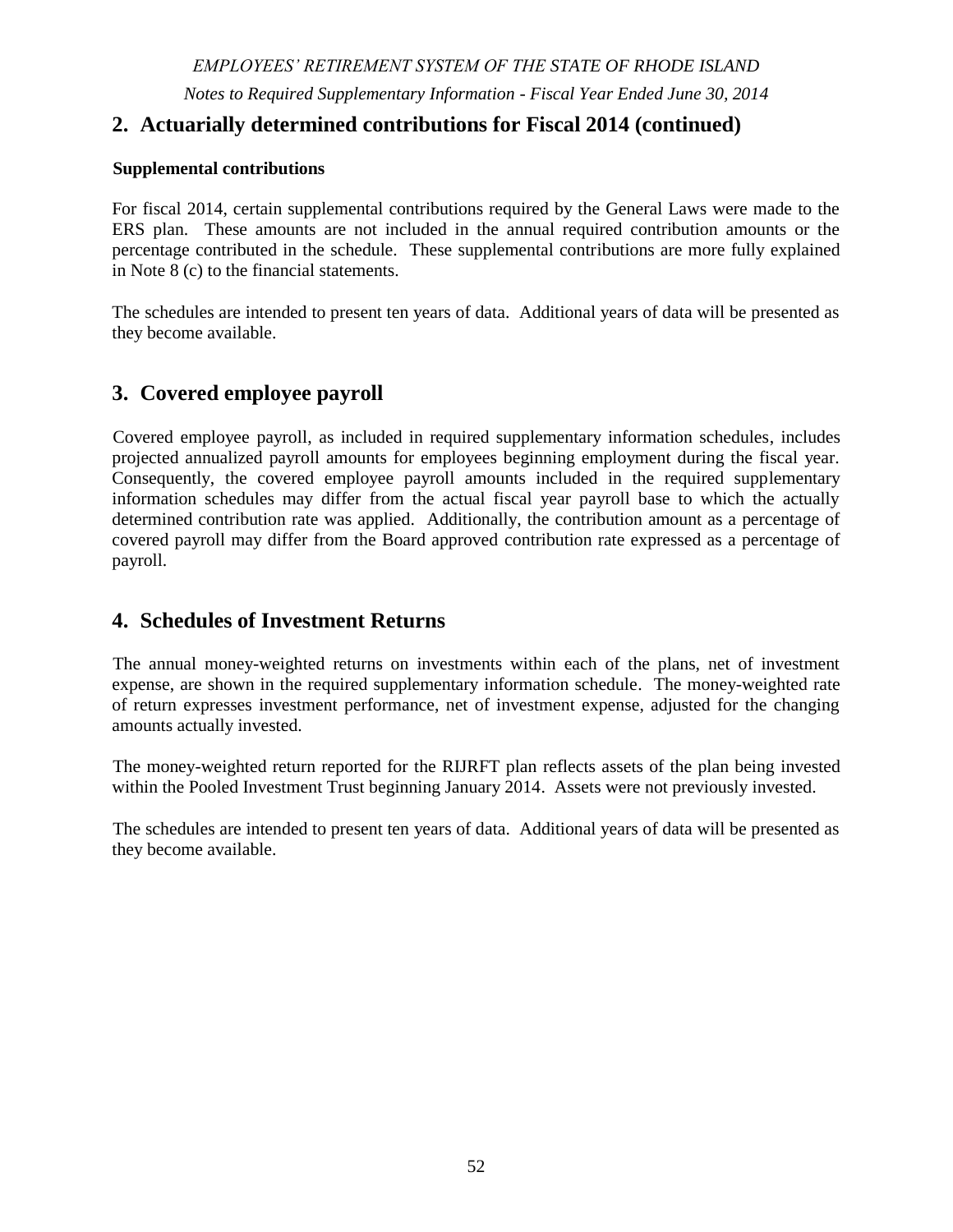## 2. Actuarially determined contributions for Fiscal 2014 (continued)

**Supplemental contributions**

For fiscal 2014, certain supplemental contributions required by the General Laws were made to the ERS plan. These amounts are not included in the annual required contribution amounts or the percentage contributed in the schedule. These supplemental contributions are more fully explained in Note 8 (c) to the financial statements.

The schedules are intended to present ten years of data. Additional years of data will be presented as they become available.

## 3. Covered employee payroll

Covered employee payroll, as included in required supplementary information schedules, includes projected annualized payroll amounts for employees beginning employment during the fiscal year. Consequently, the covered employee payroll amounts included in the required supplementary information schedules may differ from the actual fiscal year payroll base to which the actually determined contribution rate was applied. Additionally, the contribution amount as a percentage of covered payroll may differ from the Board approved contribution rate expressed as a percentage of payroll.

## 4. Schedules of Investment Returns

The annual money-weighted returns on investments within each of the plans, net of investment expense, are shown in the required supplementary information schedule. The money-weighted rate of return expresses investment performance, net of investment expense, adjusted for the changing amounts actually invested.

The money-weighted return reported for the RIJRFT plan reflects assets of the plan being invested within the Pooled Investment Trust beginning January 2014. Assets were not previously invested.

The schedules are intended to present ten years of data. Additional years of data will be presented as they become available.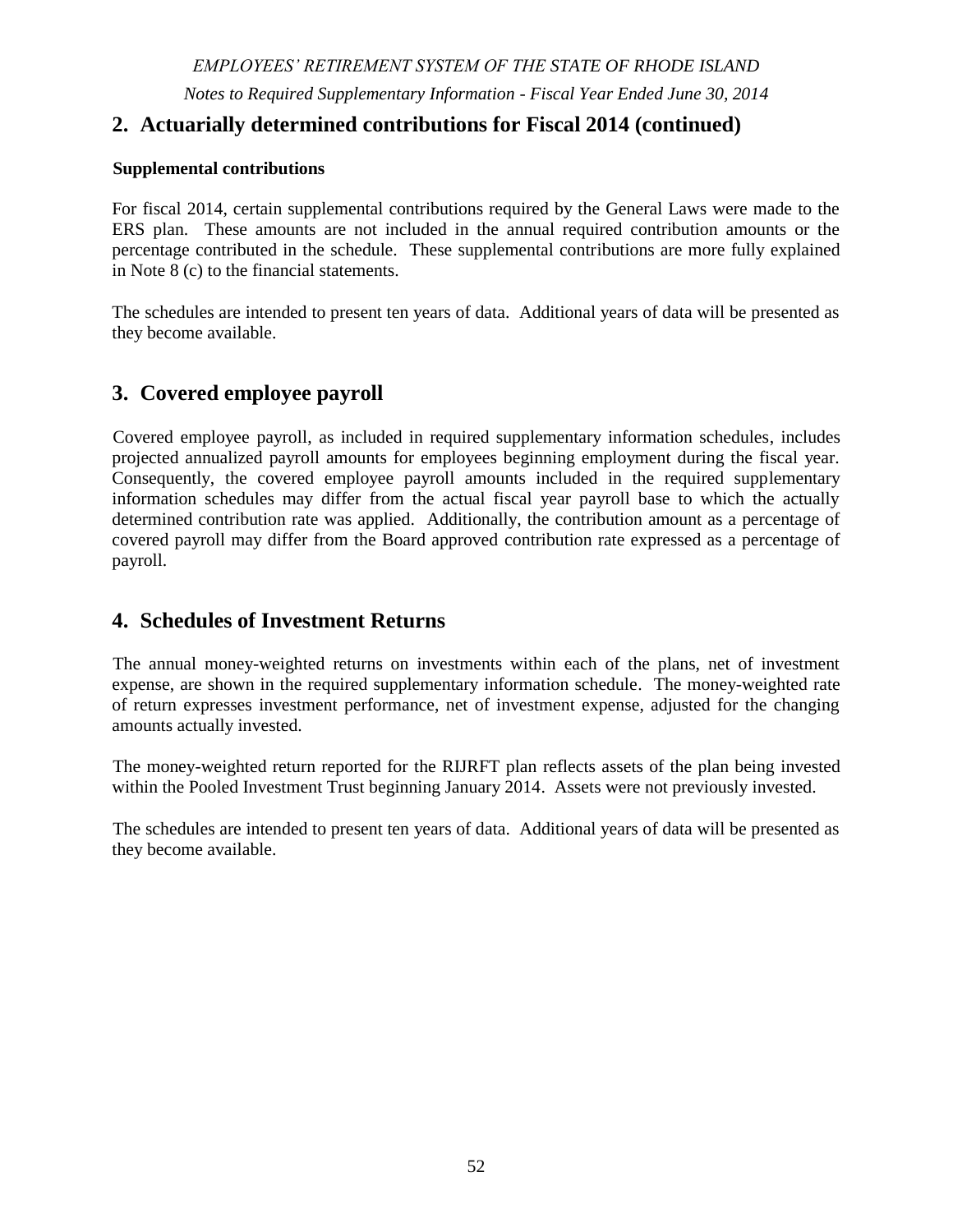## 2. Actuarially determined contributions for Fiscal 2014 (continued)

**Supplemental contributions**

For fiscal 2014, certain supplemental contributions required by the General Laws were made to the ERS plan. These amounts are not included in the annual required contribution amounts or the percentage contributed in the schedule. These supplemental contributions are more fully explained in Note 8 (c) to the financial statements.

The schedules are intended to present ten years of data. Additional years of data will be presented as they become available.

## 3. Covered employee payroll

Covered employee payroll, as included in required supplementary information schedules, includes projected annualized payroll amounts for employees beginning employment during the fiscal year. Consequently, the covered employee payroll amounts included in the required supplementary information schedules may differ from the actual fiscal year payroll base to which the actually determined contribution rate was applied. Additionally, the contribution amount as a percentage of covered payroll may differ from the Board approved contribution rate expressed as a percentage of payroll.

## 4. Schedules of Investment Returns

The annual money-weighted returns on investments within each of the plans, net of investment expense, are shown in the required supplementary information schedule. The money-weighted rate of return expresses investment performance, net of investment expense, adjusted for the changing amounts actually invested.

The money-weighted return reported for the RIJRFT plan reflects assets of the plan being invested within the Pooled Investment Trust beginning January 2014. Assets were not previously invested.

The schedules are intended to present ten years of data. Additional years of data will be presented as they become available.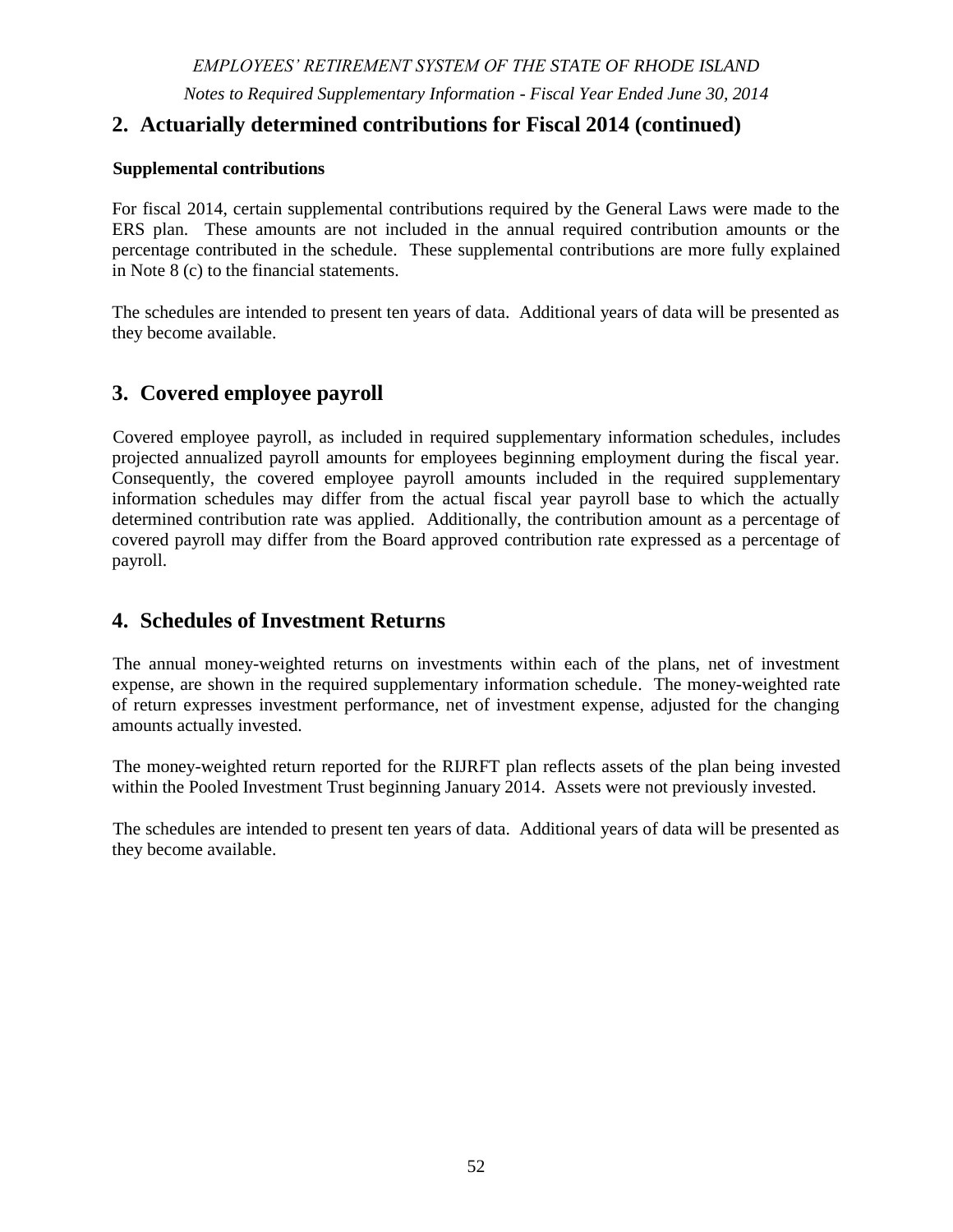## 2. Actuarially determined contributions for Fiscal 2014 (continued)

**Supplemental contributions**

For fiscal 2014, certain supplemental contributions required by the General Laws were made to the ERS plan. These amounts are not included in the annual required contribution amounts or the percentage contributed in the schedule. These supplemental contributions are more fully explained in Note 8 (c) to the financial statements.

The schedules are intended to present ten years of data. Additional years of data will be presented as they become available.

## 3. Covered employee payroll

Covered employee payroll, as included in required supplementary information schedules, includes projected annualized payroll amounts for employees beginning employment during the fiscal year. Consequently, the covered employee payroll amounts included in the required supplementary information schedules may differ from the actual fiscal year payroll base to which the actually determined contribution rate was applied. Additionally, the contribution amount as a percentage of covered payroll may differ from the Board approved contribution rate expressed as a percentage of payroll.

## 4. Schedules of Investment Returns

The annual money-weighted returns on investments within each of the plans, net of investment expense, are shown in the required supplementary information schedule. The money-weighted rate of return expresses investment performance, net of investment expense, adjusted for the changing amounts actually invested.

The money-weighted return reported for the RIJRFT plan reflects assets of the plan being invested within the Pooled Investment Trust beginning January 2014. Assets were not previously invested.

The schedules are intended to present ten years of data. Additional years of data will be presented as they become available.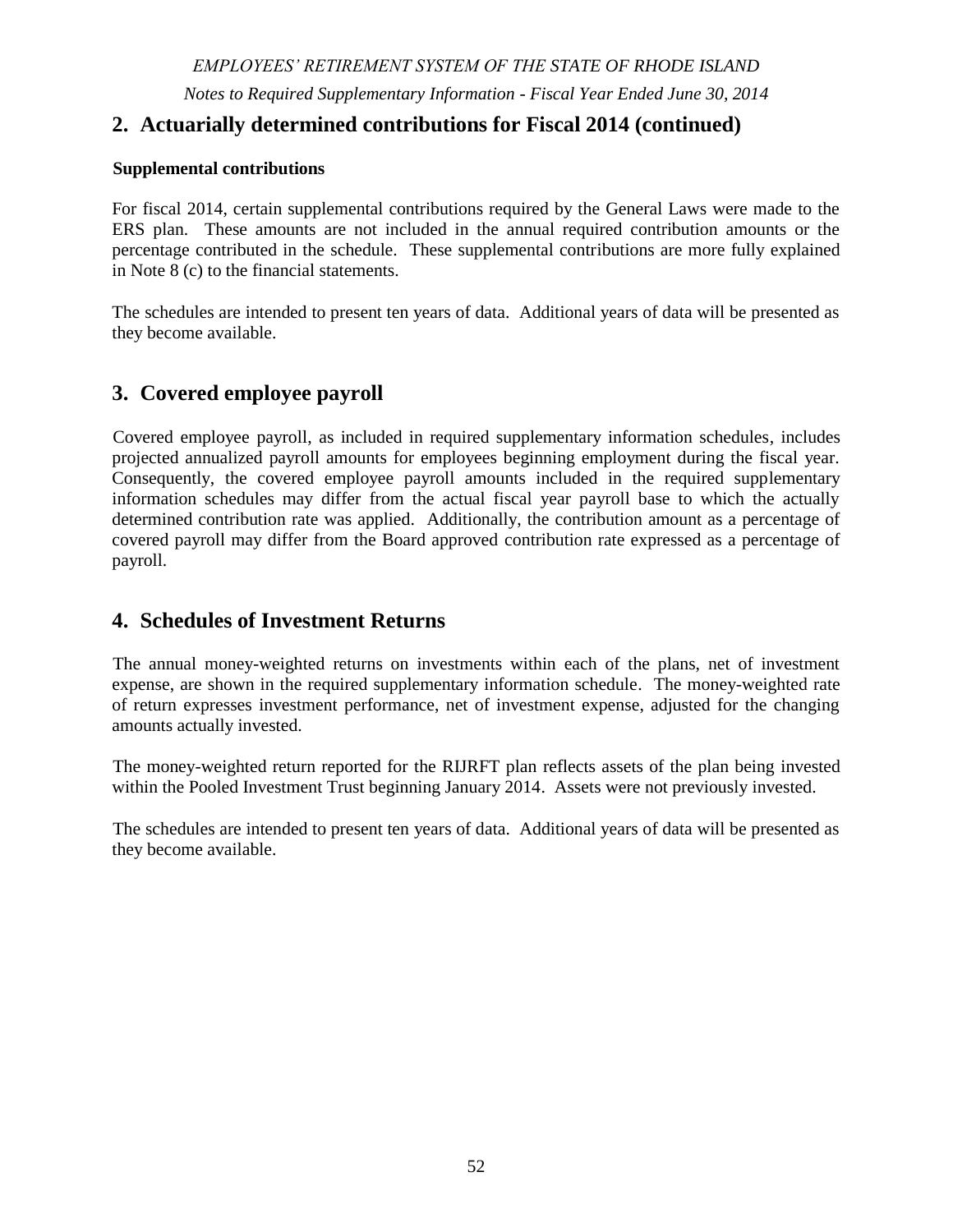## 2. Actuarially determined contributions for Fiscal 2014 (continued)

**Supplemental contributions**

For fiscal 2014, certain supplemental contributions required by the General Laws were made to the ERS plan. These amounts are not included in the annual required contribution amounts or the percentage contributed in the schedule. These supplemental contributions are more fully explained in Note 8 (c) to the financial statements.

The schedules are intended to present ten years of data. Additional years of data will be presented as they become available.

## 3. Covered employee payroll

Covered employee payroll, as included in required supplementary information schedules, includes projected annualized payroll amounts for employees beginning employment during the fiscal year. Consequently, the covered employee payroll amounts included in the required supplementary information schedules may differ from the actual fiscal year payroll base to which the actually determined contribution rate was applied. Additionally, the contribution amount as a percentage of covered payroll may differ from the Board approved contribution rate expressed as a percentage of payroll.

## 4. Schedules of Investment Returns

The annual money-weighted returns on investments within each of the plans, net of investment expense, are shown in the required supplementary information schedule. The money-weighted rate of return expresses investment performance, net of investment expense, adjusted for the changing amounts actually invested.

The money-weighted return reported for the RIJRFT plan reflects assets of the plan being invested within the Pooled Investment Trust beginning January 2014. Assets were not previously invested.

The schedules are intended to present ten years of data. Additional years of data will be presented as they become available.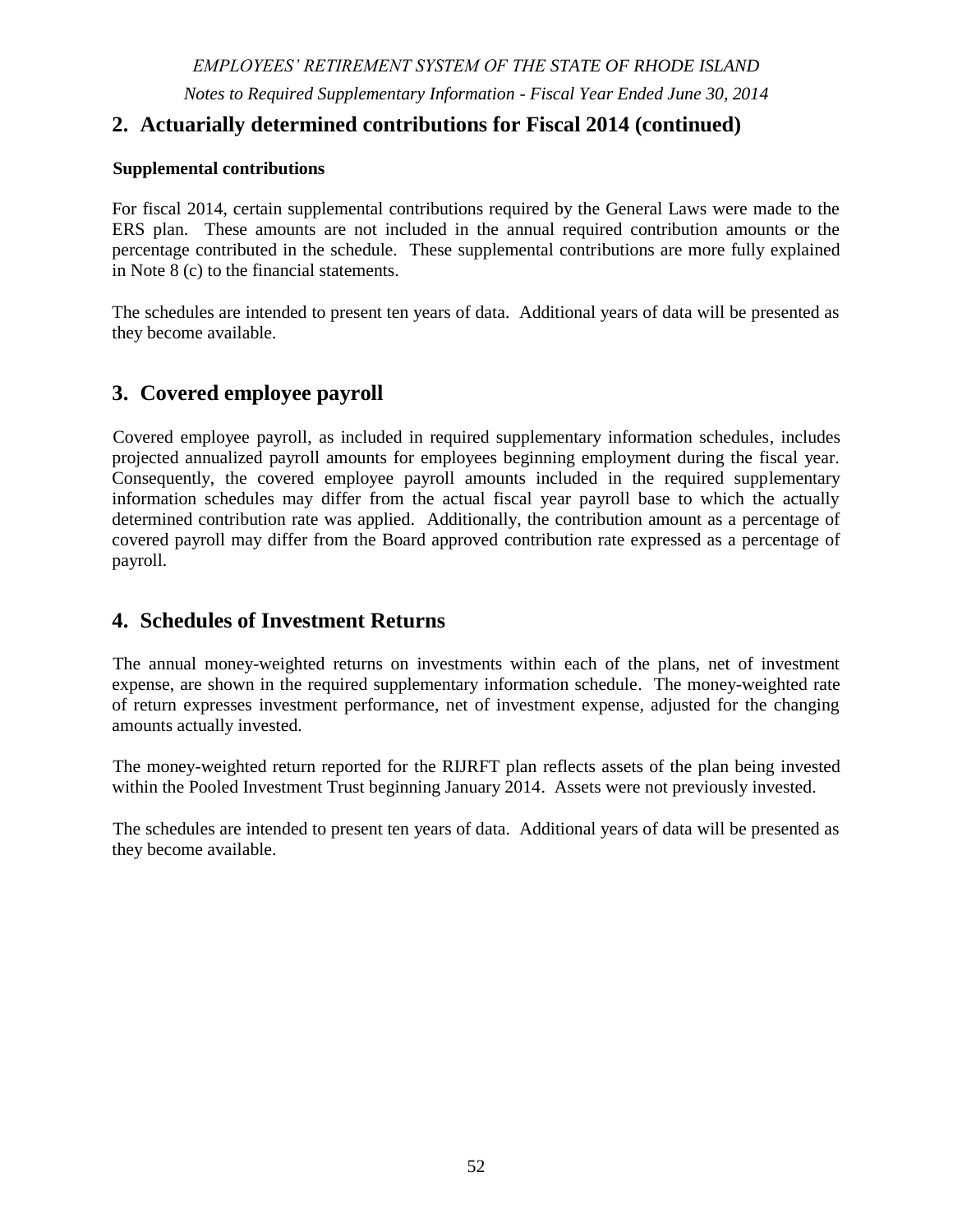## 2. Actuarially determined contributions for Fiscal 2014 (continued)

**Supplemental contributions**

For fiscal 2014, certain supplemental contributions required by the General Laws were made to the ERS plan. These amounts are not included in the annual required contribution amounts or the percentage contributed in the schedule. These supplemental contributions are more fully explained in Note 8 (c) to the financial statements.

The schedules are intended to present ten years of data. Additional years of data will be presented as they become available.

## 3. Covered employee payroll

Covered employee payroll, as included in required supplementary information schedules, includes projected annualized payroll amounts for employees beginning employment during the fiscal year. Consequently, the covered employee payroll amounts included in the required supplementary information schedules may differ from the actual fiscal year payroll base to which the actually determined contribution rate was applied. Additionally, the contribution amount as a percentage of covered payroll may differ from the Board approved contribution rate expressed as a percentage of payroll.

## 4. Schedules of Investment Returns

The annual money-weighted returns on investments within each of the plans, net of investment expense, are shown in the required supplementary information schedule. The money-weighted rate of return expresses investment performance, net of investment expense, adjusted for the changing amounts actually invested.

The money-weighted return reported for the RIJRFT plan reflects assets of the plan being invested within the Pooled Investment Trust beginning January 2014. Assets were not previously invested.

The schedules are intended to present ten years of data. Additional years of data will be presented as they become available.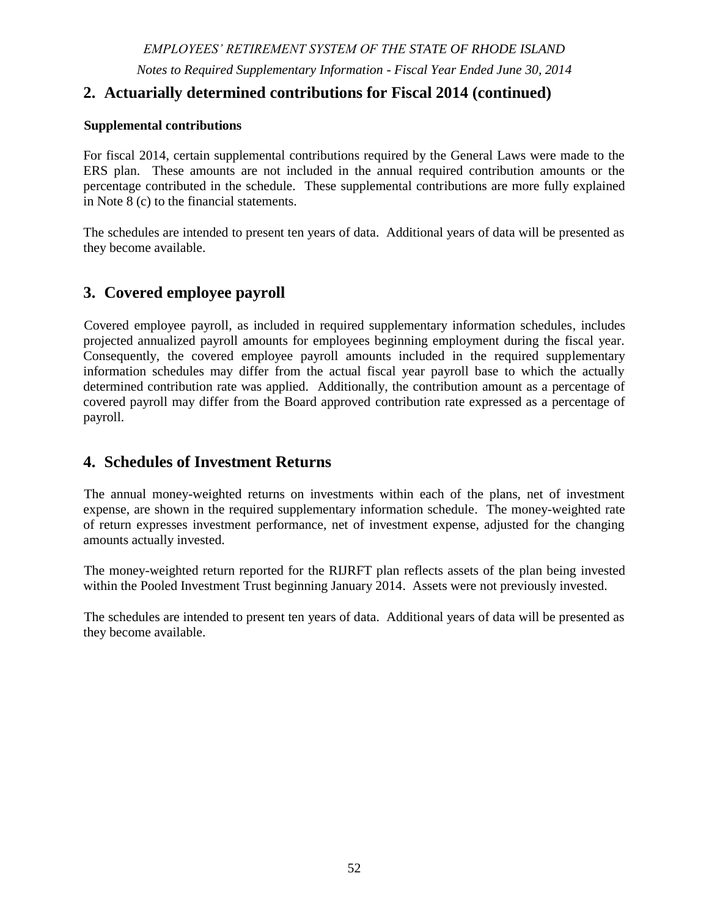## 2. Actuarially determined contributions for Fiscal 2014 (continued)

**Supplemental contributions**

For fiscal 2014, certain supplemental contributions required by the General Laws were made to the ERS plan. These amounts are not included in the annual required contribution amounts or the percentage contributed in the schedule. These supplemental contributions are more fully explained in Note 8 (c) to the financial statements.

The schedules are intended to present ten years of data. Additional years of data will be presented as they become available.

## 3. Covered employee payroll

Covered employee payroll, as included in required supplementary information schedules, includes projected annualized payroll amounts for employees beginning employment during the fiscal year. Consequently, the covered employee payroll amounts included in the required supplementary information schedules may differ from the actual fiscal year payroll base to which the actually determined contribution rate was applied. Additionally, the contribution amount as a percentage of covered payroll may differ from the Board approved contribution rate expressed as a percentage of payroll.

## 4. Schedules of Investment Returns

The annual money-weighted returns on investments within each of the plans, net of investment expense, are shown in the required supplementary information schedule. The money-weighted rate of return expresses investment performance, net of investment expense, adjusted for the changing amounts actually invested.

The money-weighted return reported for the RIJRFT plan reflects assets of the plan being invested within the Pooled Investment Trust beginning January 2014. Assets were not previously invested.

The schedules are intended to present ten years of data. Additional years of data will be presented as they become available.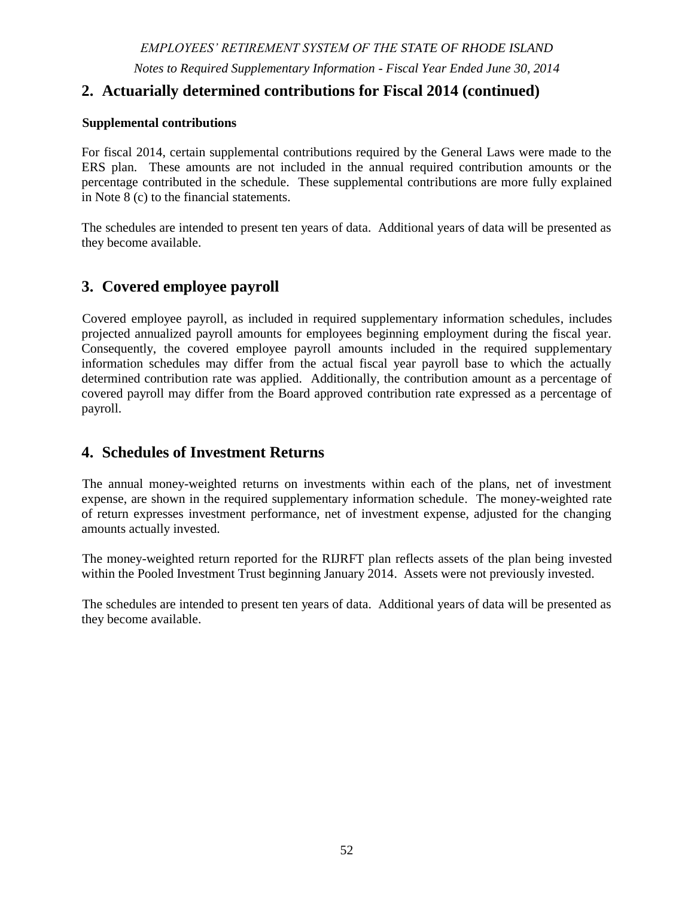## 2. Actuarially determined contributions for Fiscal 2014 (continued)

**Supplemental contributions**

For fiscal 2014, certain supplemental contributions required by the General Laws were made to the ERS plan. These amounts are not included in the annual required contribution amounts or the percentage contributed in the schedule. These supplemental contributions are more fully explained in Note 8 (c) to the financial statements.

The schedules are intended to present ten years of data. Additional years of data will be presented as they become available.

## 3. Covered employee payroll

Covered employee payroll, as included in required supplementary information schedules, includes projected annualized payroll amounts for employees beginning employment during the fiscal year. Consequently, the covered employee payroll amounts included in the required supplementary information schedules may differ from the actual fiscal year payroll base to which the actually determined contribution rate was applied. Additionally, the contribution amount as a percentage of covered payroll may differ from the Board approved contribution rate expressed as a percentage of payroll.

## 4. Schedules of Investment Returns

The annual money-weighted returns on investments within each of the plans, net of investment expense, are shown in the required supplementary information schedule. The money-weighted rate of return expresses investment performance, net of investment expense, adjusted for the changing amounts actually invested.

The money-weighted return reported for the RIJRFT plan reflects assets of the plan being invested within the Pooled Investment Trust beginning January 2014. Assets were not previously invested.

The schedules are intended to present ten years of data. Additional years of data will be presented as they become available.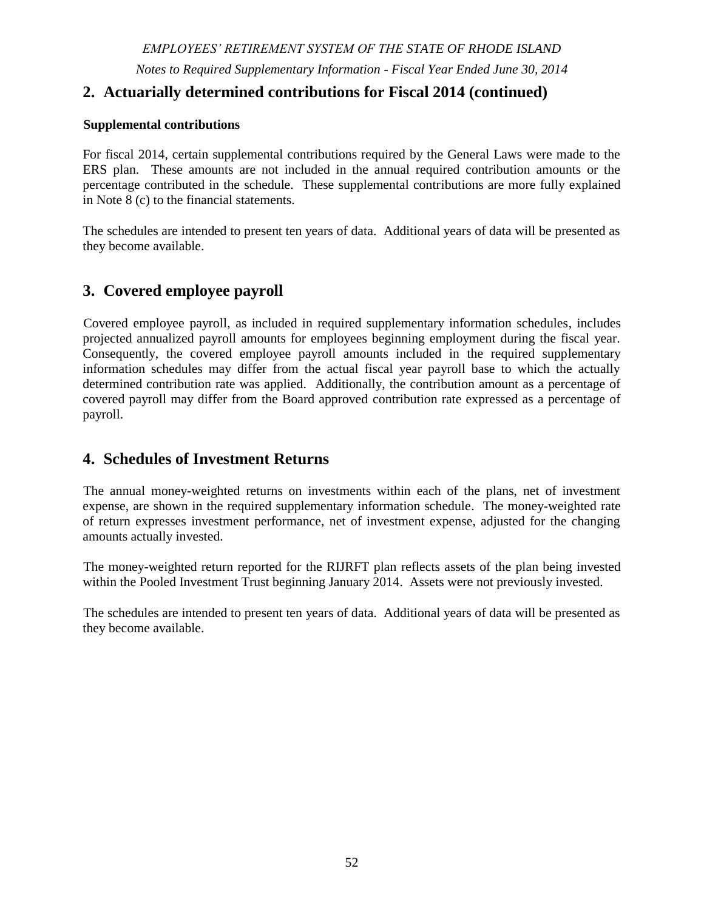## 2. Actuarially determined contributions for Fiscal 2014 (continued)

**Supplemental contributions**

For fiscal 2014, certain supplemental contributions required by the General Laws were made to the ERS plan. These amounts are not included in the annual required contribution amounts or the percentage contributed in the schedule. These supplemental contributions are more fully explained in Note 8 (c) to the financial statements.

The schedules are intended to present ten years of data. Additional years of data will be presented as they become available.

## 3. Covered employee payroll

Covered employee payroll, as included in required supplementary information schedules, includes projected annualized payroll amounts for employees beginning employment during the fiscal year. Consequently, the covered employee payroll amounts included in the required supplementary information schedules may differ from the actual fiscal year payroll base to which the actually determined contribution rate was applied. Additionally, the contribution amount as a percentage of covered payroll may differ from the Board approved contribution rate expressed as a percentage of payroll.

## 4. Schedules of Investment Returns

The annual money-weighted returns on investments within each of the plans, net of investment expense, are shown in the required supplementary information schedule. The money-weighted rate of return expresses investment performance, net of investment expense, adjusted for the changing amounts actually invested.

The money-weighted return reported for the RIJRFT plan reflects assets of the plan being invested within the Pooled Investment Trust beginning January 2014. Assets were not previously invested.

The schedules are intended to present ten years of data. Additional years of data will be presented as they become available.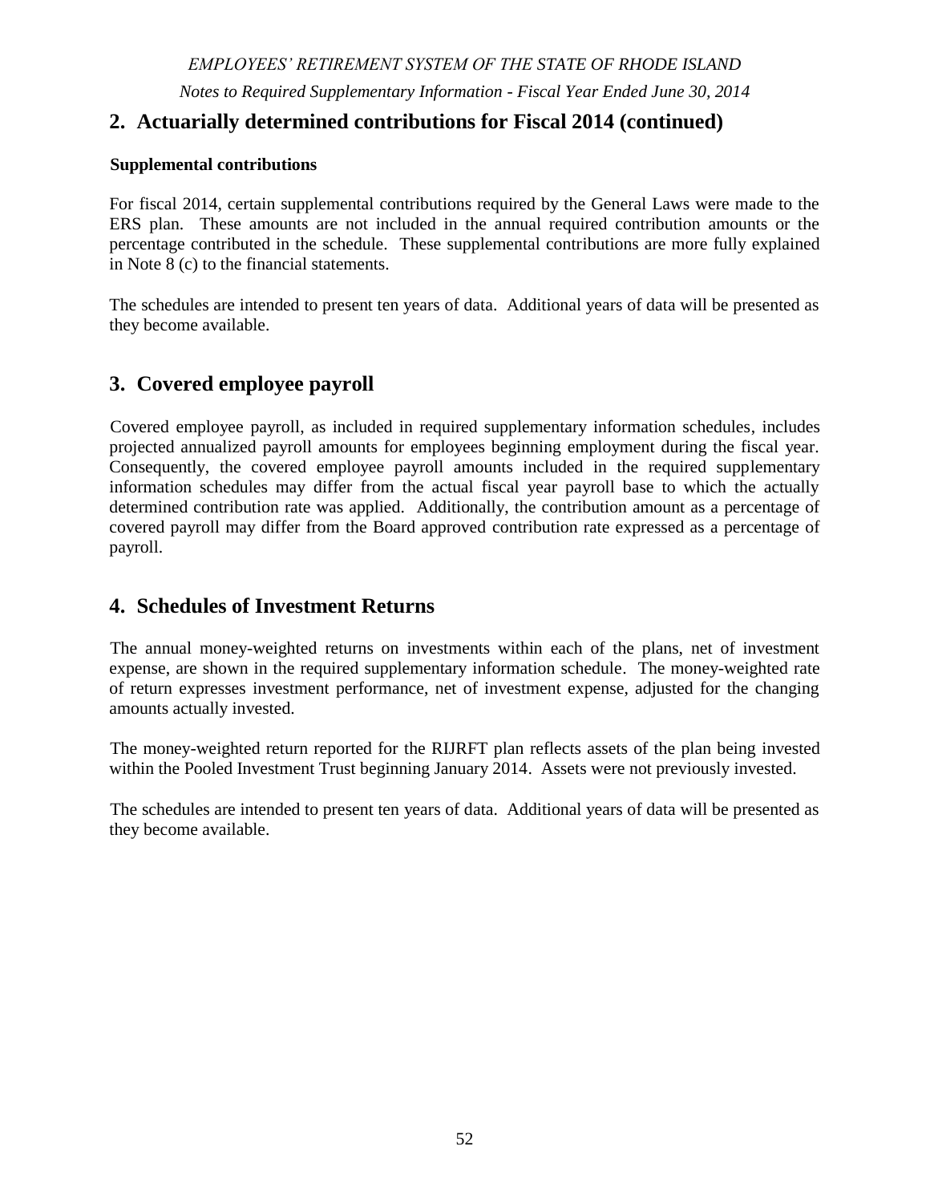## 2. Actuarially determined contributions for Fiscal 2014 (continued)

**Supplemental contributions**

For fiscal 2014, certain supplemental contributions required by the General Laws were made to the ERS plan. These amounts are not included in the annual required contribution amounts or the percentage contributed in the schedule. These supplemental contributions are more fully explained in Note 8 (c) to the financial statements.

The schedules are intended to present ten years of data. Additional years of data will be presented as they become available.

## 3. Covered employee payroll

Covered employee payroll, as included in required supplementary information schedules, includes projected annualized payroll amounts for employees beginning employment during the fiscal year. Consequently, the covered employee payroll amounts included in the required supplementary information schedules may differ from the actual fiscal year payroll base to which the actually determined contribution rate was applied. Additionally, the contribution amount as a percentage of covered payroll may differ from the Board approved contribution rate expressed as a percentage of payroll.

## 4. Schedules of Investment Returns

The annual money-weighted returns on investments within each of the plans, net of investment expense, are shown in the required supplementary information schedule. The money-weighted rate of return expresses investment performance, net of investment expense, adjusted for the changing amounts actually invested.

The money-weighted return reported for the RIJRFT plan reflects assets of the plan being invested within the Pooled Investment Trust beginning January 2014. Assets were not previously invested.

The schedules are intended to present ten years of data. Additional years of data will be presented as they become available.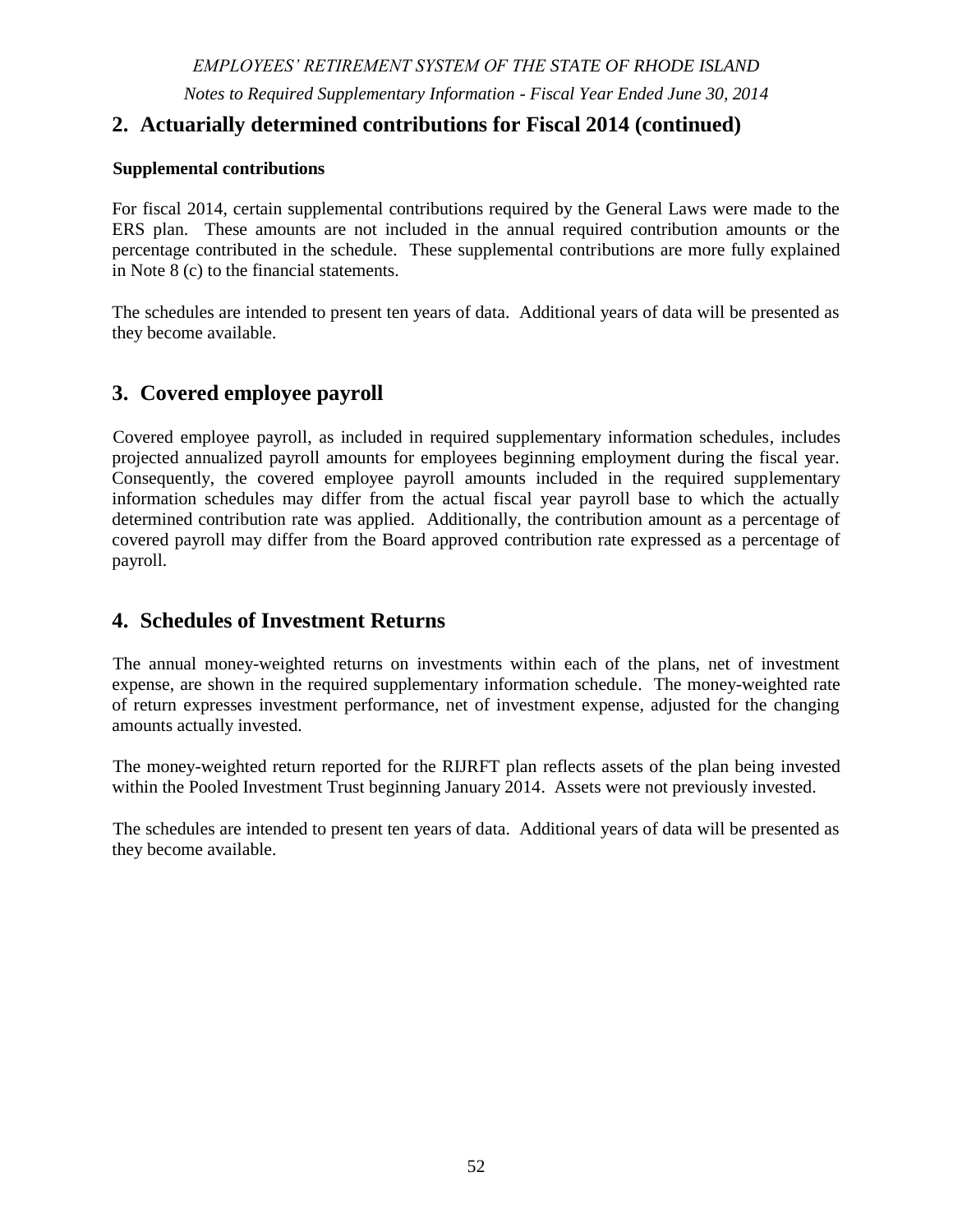## 2. Actuarially determined contributions for Fiscal 2014 (continued)

**Supplemental contributions**

For fiscal 2014, certain supplemental contributions required by the General Laws were made to the ERS plan. These amounts are not included in the annual required contribution amounts or the percentage contributed in the schedule. These supplemental contributions are more fully explained in Note 8 (c) to the financial statements.

The schedules are intended to present ten years of data. Additional years of data will be presented as they become available.

## 3. Covered employee payroll

Covered employee payroll, as included in required supplementary information schedules, includes projected annualized payroll amounts for employees beginning employment during the fiscal year. Consequently, the covered employee payroll amounts included in the required supplementary information schedules may differ from the actual fiscal year payroll base to which the actually determined contribution rate was applied. Additionally, the contribution amount as a percentage of covered payroll may differ from the Board approved contribution rate expressed as a percentage of payroll.

## 4. Schedules of Investment Returns

The annual money-weighted returns on investments within each of the plans, net of investment expense, are shown in the required supplementary information schedule. The money-weighted rate of return expresses investment performance, net of investment expense, adjusted for the changing amounts actually invested.

The money-weighted return reported for the RIJRFT plan reflects assets of the plan being invested within the Pooled Investment Trust beginning January 2014. Assets were not previously invested.

The schedules are intended to present ten years of data. Additional years of data will be presented as they become available.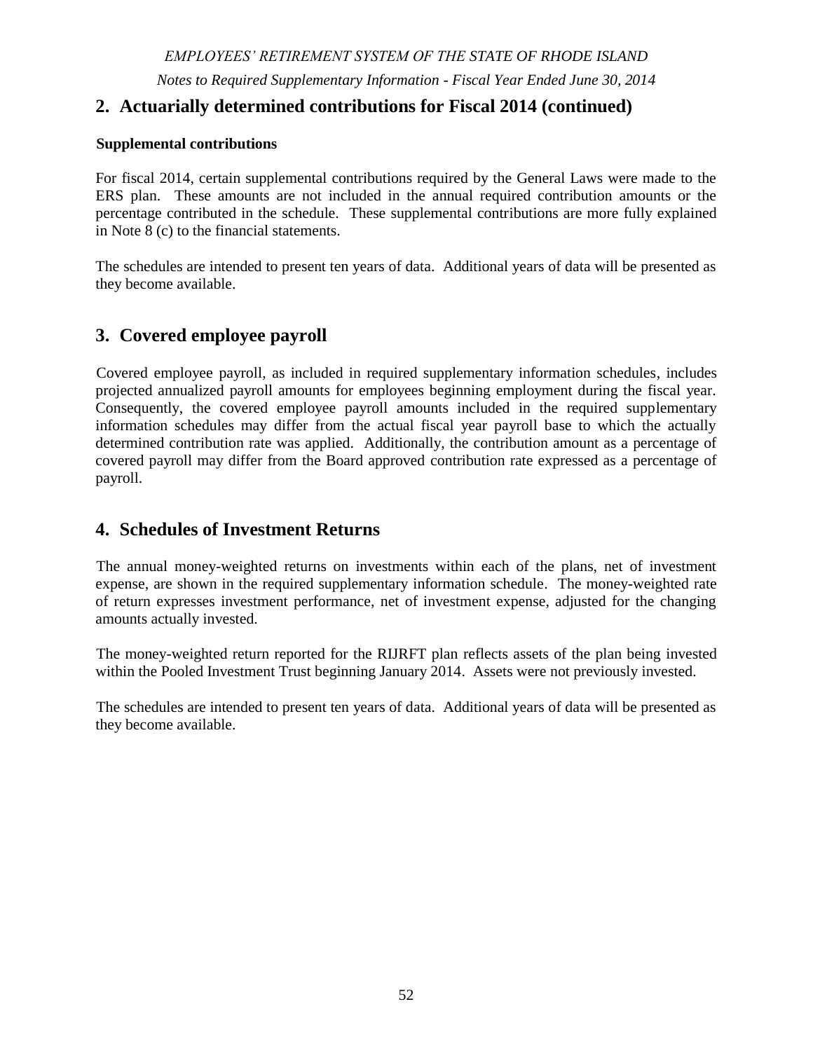## 2. Actuarially determined contributions for Fiscal 2014 (continued)

**Supplemental contributions**

For fiscal 2014, certain supplemental contributions required by the General Laws were made to the ERS plan. These amounts are not included in the annual required contribution amounts or the percentage contributed in the schedule. These supplemental contributions are more fully explained in Note 8 (c) to the financial statements.

The schedules are intended to present ten years of data. Additional years of data will be presented as they become available.

## 3. Covered employee payroll

Covered employee payroll, as included in required supplementary information schedules, includes projected annualized payroll amounts for employees beginning employment during the fiscal year. Consequently, the covered employee payroll amounts included in the required supplementary information schedules may differ from the actual fiscal year payroll base to which the actually determined contribution rate was applied. Additionally, the contribution amount as a percentage of covered payroll may differ from the Board approved contribution rate expressed as a percentage of payroll.

## 4. Schedules of Investment Returns

The annual money-weighted returns on investments within each of the plans, net of investment expense, are shown in the required supplementary information schedule. The money-weighted rate of return expresses investment performance, net of investment expense, adjusted for the changing amounts actually invested.

The money-weighted return reported for the RIJRFT plan reflects assets of the plan being invested within the Pooled Investment Trust beginning January 2014. Assets were not previously invested.

The schedules are intended to present ten years of data. Additional years of data will be presented as they become available.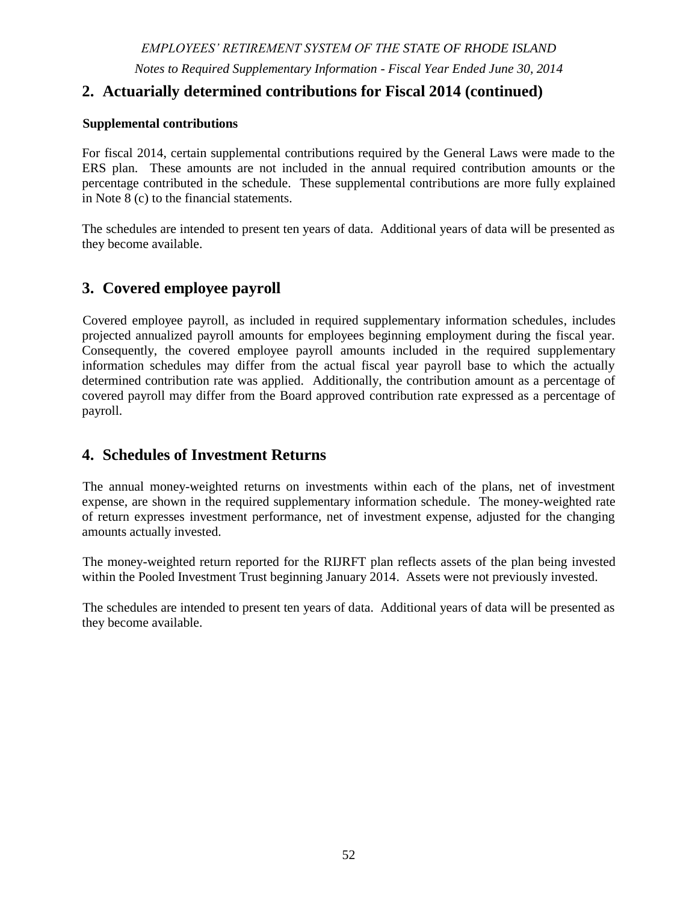## 2. Actuarially determined contributions for Fiscal 2014 (continued)

**Supplemental contributions**

For fiscal 2014, certain supplemental contributions required by the General Laws were made to the ERS plan. These amounts are not included in the annual required contribution amounts or the percentage contributed in the schedule. These supplemental contributions are more fully explained in Note 8 (c) to the financial statements.

The schedules are intended to present ten years of data. Additional years of data will be presented as they become available.

## 3. Covered employee payroll

Covered employee payroll, as included in required supplementary information schedules, includes projected annualized payroll amounts for employees beginning employment during the fiscal year. Consequently, the covered employee payroll amounts included in the required supplementary information schedules may differ from the actual fiscal year payroll base to which the actually determined contribution rate was applied. Additionally, the contribution amount as a percentage of covered payroll may differ from the Board approved contribution rate expressed as a percentage of payroll.

## 4. Schedules of Investment Returns

The annual money-weighted returns on investments within each of the plans, net of investment expense, are shown in the required supplementary information schedule. The money-weighted rate of return expresses investment performance, net of investment expense, adjusted for the changing amounts actually invested.

The money-weighted return reported for the RIJRFT plan reflects assets of the plan being invested within the Pooled Investment Trust beginning January 2014. Assets were not previously invested.

The schedules are intended to present ten years of data. Additional years of data will be presented as they become available.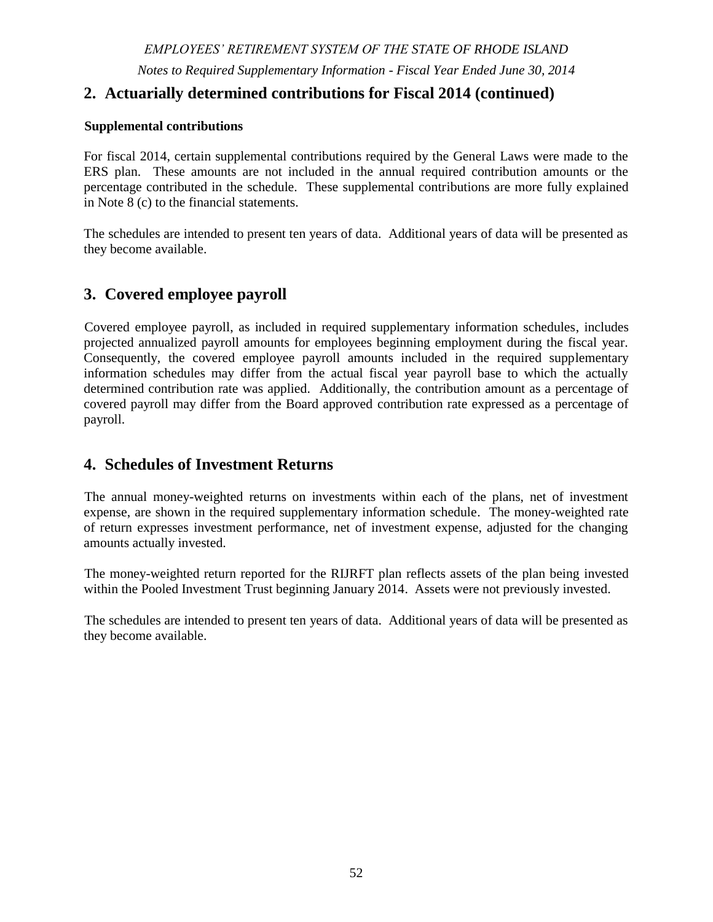## 2. Actuarially determined contributions for Fiscal 2014 (continued)

**Supplemental contributions**

For fiscal 2014, certain supplemental contributions required by the General Laws were made to the ERS plan. These amounts are not included in the annual required contribution amounts or the percentage contributed in the schedule. These supplemental contributions are more fully explained in Note 8 (c) to the financial statements.

The schedules are intended to present ten years of data. Additional years of data will be presented as they become available.

## 3. Covered employee payroll

Covered employee payroll, as included in required supplementary information schedules, includes projected annualized payroll amounts for employees beginning employment during the fiscal year. Consequently, the covered employee payroll amounts included in the required supplementary information schedules may differ from the actual fiscal year payroll base to which the actually determined contribution rate was applied. Additionally, the contribution amount as a percentage of covered payroll may differ from the Board approved contribution rate expressed as a percentage of payroll.

## 4. Schedules of Investment Returns

The annual money-weighted returns on investments within each of the plans, net of investment expense, are shown in the required supplementary information schedule. The money-weighted rate of return expresses investment performance, net of investment expense, adjusted for the changing amounts actually invested.

The money-weighted return reported for the RIJRFT plan reflects assets of the plan being invested within the Pooled Investment Trust beginning January 2014. Assets were not previously invested.

The schedules are intended to present ten years of data. Additional years of data will be presented as they become available.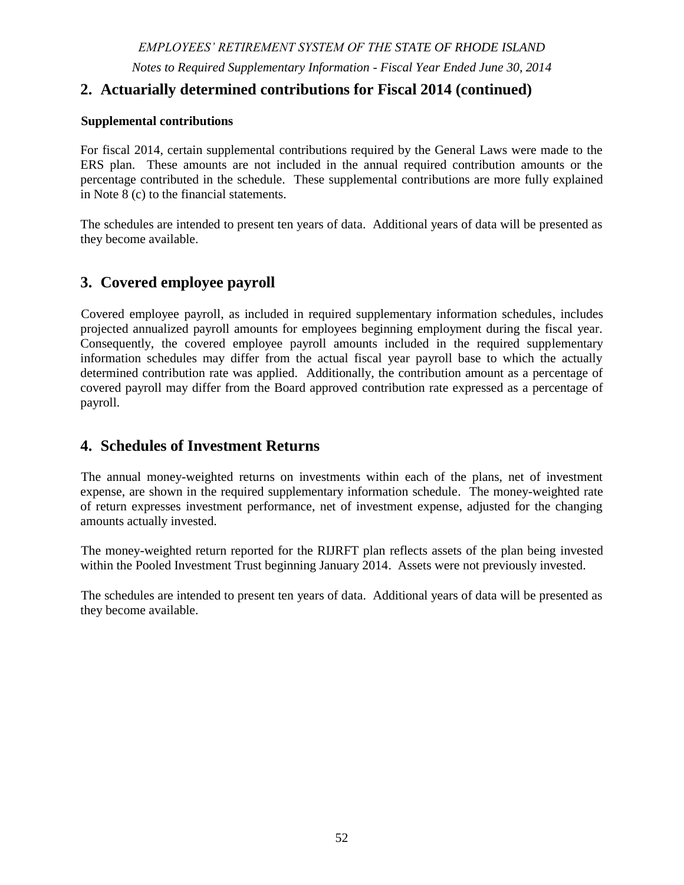## 2. Actuarially determined contributions for Fiscal 2014 (continued)

**Supplemental contributions**

For fiscal 2014, certain supplemental contributions required by the General Laws were made to the ERS plan. These amounts are not included in the annual required contribution amounts or the percentage contributed in the schedule. These supplemental contributions are more fully explained in Note 8 (c) to the financial statements.

The schedules are intended to present ten years of data. Additional years of data will be presented as they become available.

## 3. Covered employee payroll

Covered employee payroll, as included in required supplementary information schedules, includes projected annualized payroll amounts for employees beginning employment during the fiscal year. Consequently, the covered employee payroll amounts included in the required supplementary information schedules may differ from the actual fiscal year payroll base to which the actually determined contribution rate was applied. Additionally, the contribution amount as a percentage of covered payroll may differ from the Board approved contribution rate expressed as a percentage of payroll.

## 4. Schedules of Investment Returns

The annual money-weighted returns on investments within each of the plans, net of investment expense, are shown in the required supplementary information schedule. The money-weighted rate of return expresses investment performance, net of investment expense, adjusted for the changing amounts actually invested.

The money-weighted return reported for the RIJRFT plan reflects assets of the plan being invested within the Pooled Investment Trust beginning January 2014. Assets were not previously invested.

The schedules are intended to present ten years of data. Additional years of data will be presented as they become available.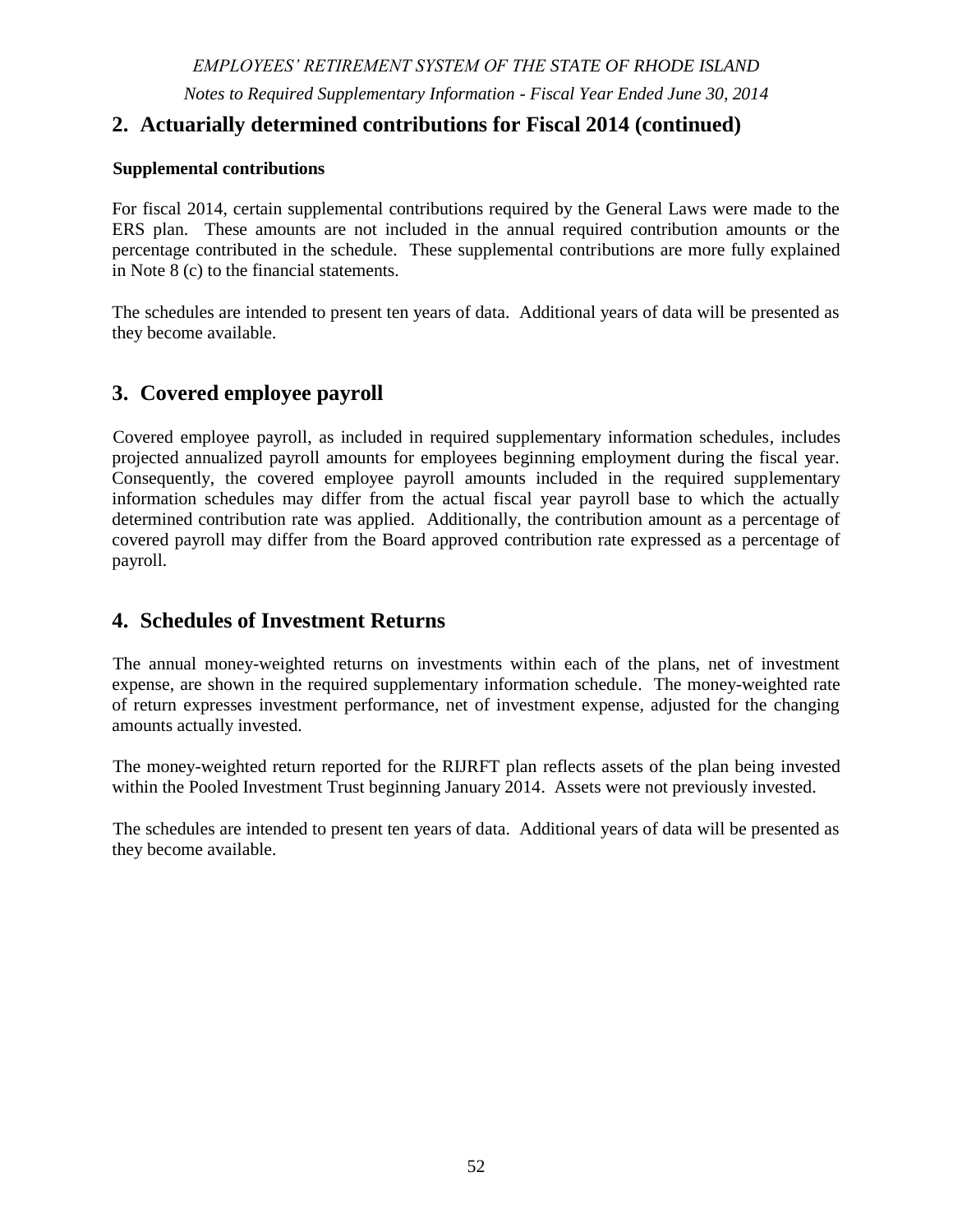## 2. Actuarially determined contributions for Fiscal 2014 (continued)

**Supplemental contributions**

For fiscal 2014, certain supplemental contributions required by the General Laws were made to the ERS plan. These amounts are not included in the annual required contribution amounts or the percentage contributed in the schedule. These supplemental contributions are more fully explained in Note 8 (c) to the financial statements.

The schedules are intended to present ten years of data. Additional years of data will be presented as they become available.

## 3. Covered employee payroll

Covered employee payroll, as included in required supplementary information schedules, includes projected annualized payroll amounts for employees beginning employment during the fiscal year. Consequently, the covered employee payroll amounts included in the required supplementary information schedules may differ from the actual fiscal year payroll base to which the actually determined contribution rate was applied. Additionally, the contribution amount as a percentage of covered payroll may differ from the Board approved contribution rate expressed as a percentage of payroll.

## 4. Schedules of Investment Returns

The annual money-weighted returns on investments within each of the plans, net of investment expense, are shown in the required supplementary information schedule. The money-weighted rate of return expresses investment performance, net of investment expense, adjusted for the changing amounts actually invested.

The money-weighted return reported for the RIJRFT plan reflects assets of the plan being invested within the Pooled Investment Trust beginning January 2014. Assets were not previously invested.

The schedules are intended to present ten years of data. Additional years of data will be presented as they become available.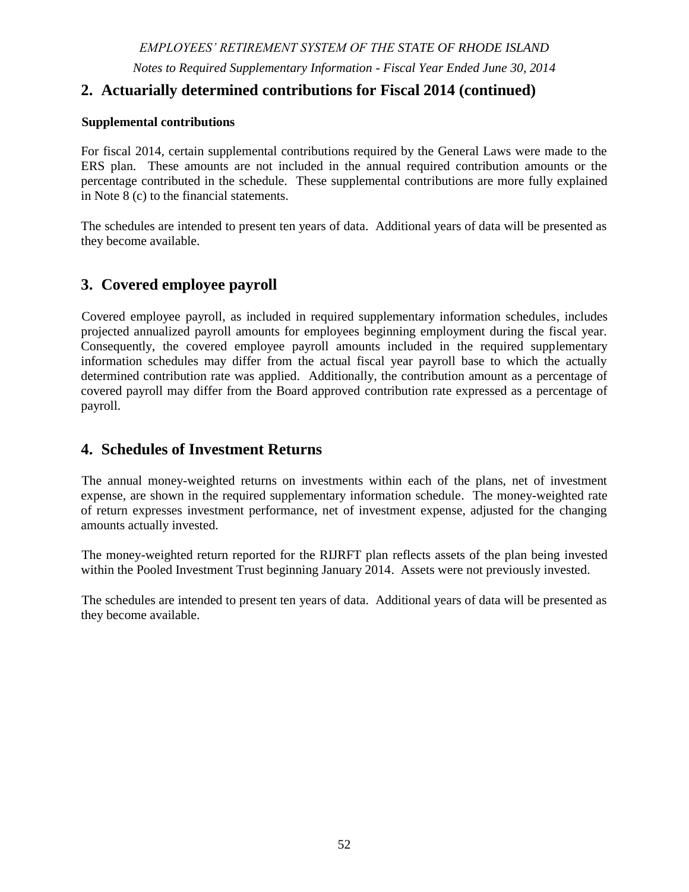## 2. Actuarially determined contributions for Fiscal 2014 (continued)

**Supplemental contributions**

For fiscal 2014, certain supplemental contributions required by the General Laws were made to the ERS plan. These amounts are not included in the annual required contribution amounts or the percentage contributed in the schedule. These supplemental contributions are more fully explained in Note 8 (c) to the financial statements.

The schedules are intended to present ten years of data. Additional years of data will be presented as they become available.

## 3. Covered employee payroll

Covered employee payroll, as included in required supplementary information schedules, includes projected annualized payroll amounts for employees beginning employment during the fiscal year. Consequently, the covered employee payroll amounts included in the required supplementary information schedules may differ from the actual fiscal year payroll base to which the actually determined contribution rate was applied. Additionally, the contribution amount as a percentage of covered payroll may differ from the Board approved contribution rate expressed as a percentage of payroll.

## 4. Schedules of Investment Returns

The annual money-weighted returns on investments within each of the plans, net of investment expense, are shown in the required supplementary information schedule. The money-weighted rate of return expresses investment performance, net of investment expense, adjusted for the changing amounts actually invested.

The money-weighted return reported for the RIJRFT plan reflects assets of the plan being invested within the Pooled Investment Trust beginning January 2014. Assets were not previously invested.

The schedules are intended to present ten years of data. Additional years of data will be presented as they become available.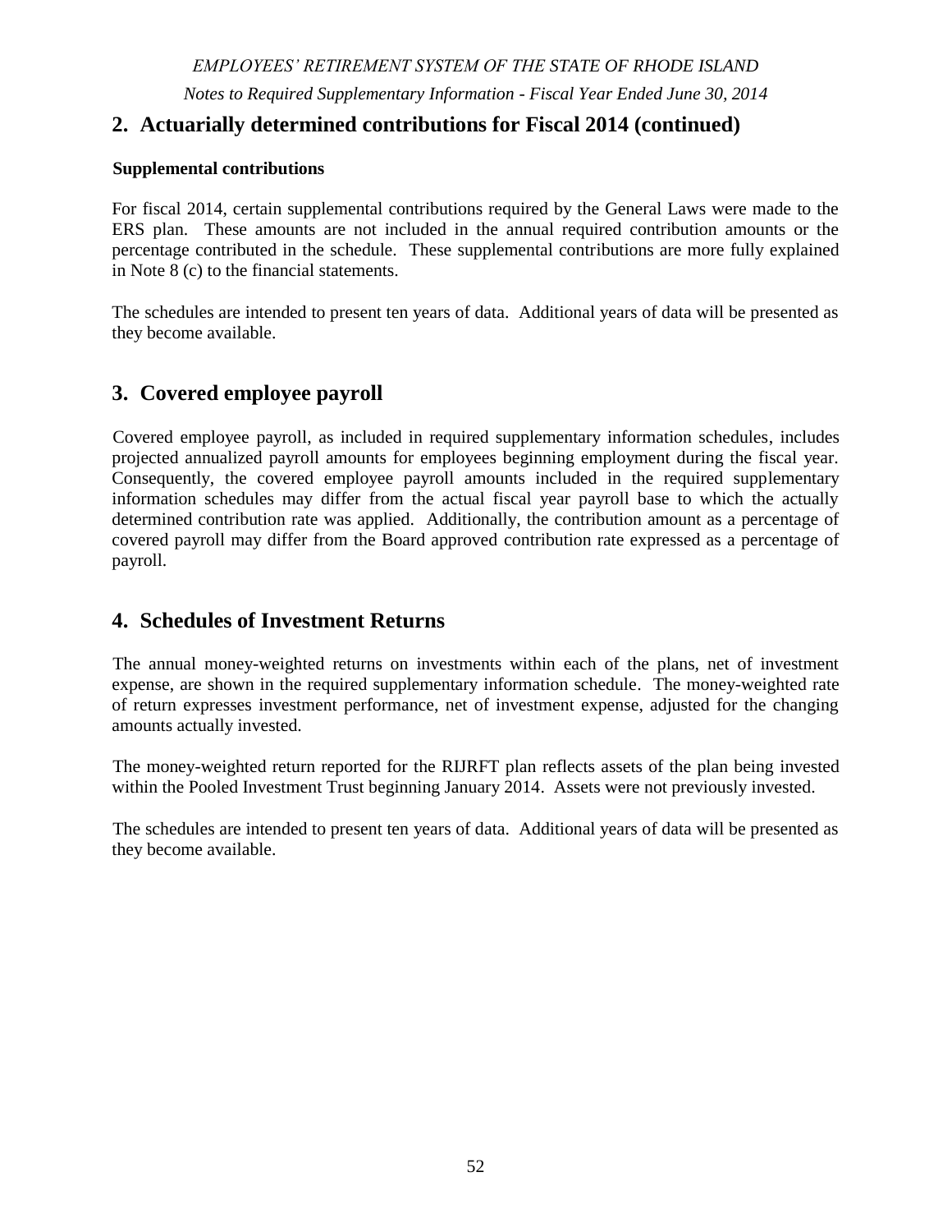## 2. Actuarially determined contributions for Fiscal 2014 (continued)

**Supplemental contributions**

For fiscal 2014, certain supplemental contributions required by the General Laws were made to the ERS plan. These amounts are not included in the annual required contribution amounts or the percentage contributed in the schedule. These supplemental contributions are more fully explained in Note 8 (c) to the financial statements.

The schedules are intended to present ten years of data. Additional years of data will be presented as they become available.

## 3. Covered employee payroll

Covered employee payroll, as included in required supplementary information schedules, includes projected annualized payroll amounts for employees beginning employment during the fiscal year. Consequently, the covered employee payroll amounts included in the required supplementary information schedules may differ from the actual fiscal year payroll base to which the actually determined contribution rate was applied. Additionally, the contribution amount as a percentage of covered payroll may differ from the Board approved contribution rate expressed as a percentage of payroll.

## 4. Schedules of Investment Returns

The annual money-weighted returns on investments within each of the plans, net of investment expense, are shown in the required supplementary information schedule. The money-weighted rate of return expresses investment performance, net of investment expense, adjusted for the changing amounts actually invested.

The money-weighted return reported for the RIJRFT plan reflects assets of the plan being invested within the Pooled Investment Trust beginning January 2014. Assets were not previously invested.

The schedules are intended to present ten years of data. Additional years of data will be presented as they become available.